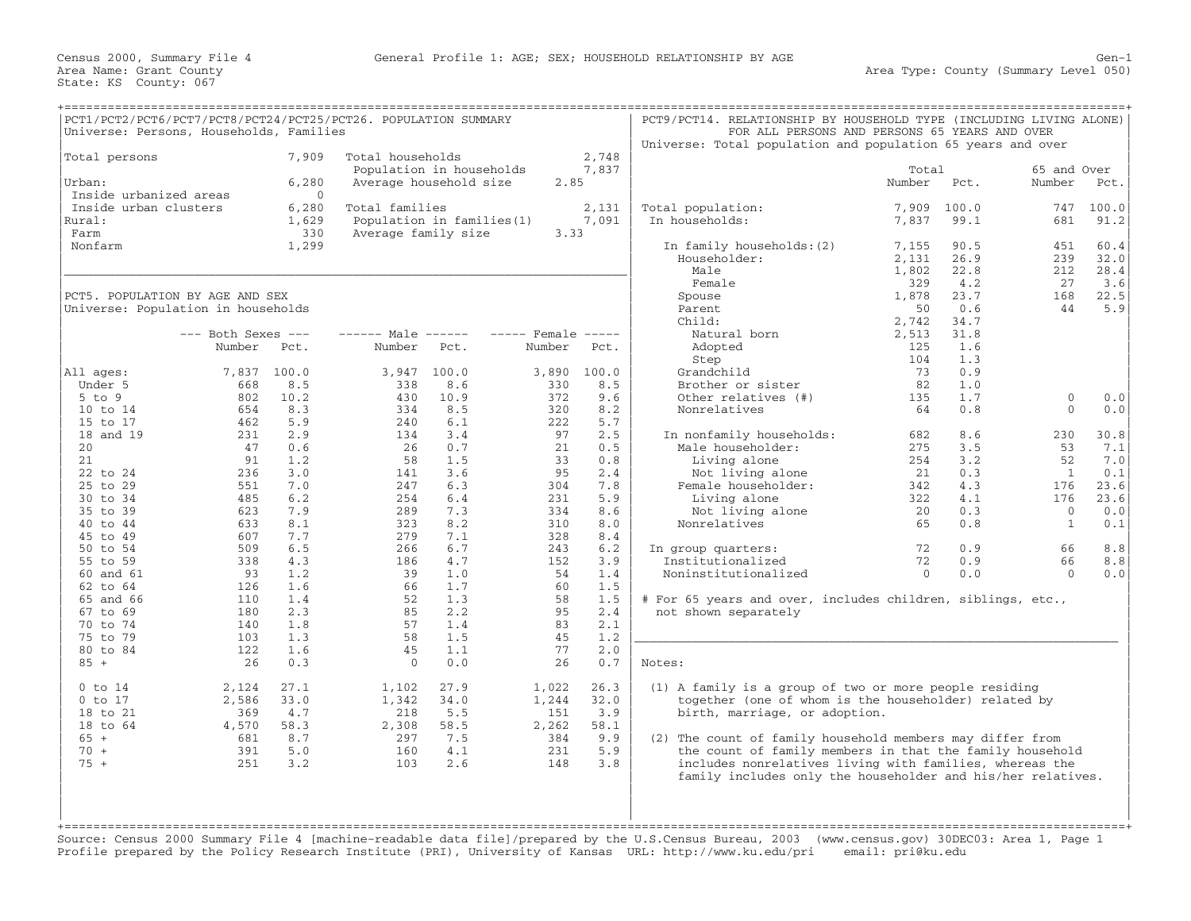Census 2000, Summary File 4 — General Profile 1: AGE; SEX; HOUSEHOLD RELATIONSHIP BY AGE — Gen-1

Area Name: Grant County — Area Type: County (Summary Level 050)

State: KS County: 067

## PCT1/PCT2/PCT6/PCT7/PCT8/PCT24/PCT25/PCT26. POPULATION SUMMARY

Universe: Persons, Households, Families

| | | | |
|---|---|---|---|
| Total persons | 7,909 | Total households | 2,748 |
| | | Population in households | 7,837 |
| Urban: | 6,280 | Average household size | 2.85 |
| Inside urbanized areas | 0 | | |
| Inside urban clusters | 6,280 | Total families | 2,131 |
| Rural: | 1,629 | Population in families(1) | 7,091 |
| Farm | 330 | Average family size | 3.33 |
| Nonfarm | 1,299 | | |

## PCT5. POPULATION BY AGE AND SEX

Universe: Population in households

| | Both Sexes Number | Both Sexes Pct. | Male Number | Male Pct. | Female Number | Female Pct. |
|---|---|---|---|---|---|---|
| All ages: | 7,837 | 100.0 | 3,947 | 100.0 | 3,890 | 100.0 |
| Under 5 | 668 | 8.5 | 338 | 8.6 | 330 | 8.5 |
| 5 to 9 | 802 | 10.2 | 430 | 10.9 | 372 | 9.6 |
| 10 to 14 | 654 | 8.3 | 334 | 8.5 | 320 | 8.2 |
| 15 to 17 | 462 | 5.9 | 240 | 6.1 | 222 | 5.7 |
| 18 and 19 | 231 | 2.9 | 134 | 3.4 | 97 | 2.5 |
| 20 | 47 | 0.6 | 26 | 0.7 | 21 | 0.5 |
| 21 | 91 | 1.2 | 58 | 1.5 | 33 | 0.8 |
| 22 to 24 | 236 | 3.0 | 141 | 3.6 | 95 | 2.4 |
| 25 to 29 | 551 | 7.0 | 247 | 6.3 | 304 | 7.8 |
| 30 to 34 | 485 | 6.2 | 254 | 6.4 | 231 | 5.9 |
| 35 to 39 | 623 | 7.9 | 289 | 7.3 | 334 | 8.6 |
| 40 to 44 | 633 | 8.1 | 323 | 8.2 | 310 | 8.0 |
| 45 to 49 | 607 | 7.7 | 279 | 7.1 | 328 | 8.4 |
| 50 to 54 | 509 | 6.5 | 266 | 6.7 | 243 | 6.2 |
| 55 to 59 | 338 | 4.3 | 186 | 4.7 | 152 | 3.9 |
| 60 and 61 | 93 | 1.2 | 39 | 1.0 | 54 | 1.4 |
| 62 to 64 | 126 | 1.6 | 66 | 1.7 | 60 | 1.5 |
| 65 and 66 | 110 | 1.4 | 52 | 1.3 | 58 | 1.5 |
| 67 to 69 | 180 | 2.3 | 85 | 2.2 | 95 | 2.4 |
| 70 to 74 | 140 | 1.8 | 57 | 1.4 | 83 | 2.1 |
| 75 to 79 | 103 | 1.3 | 58 | 1.5 | 45 | 1.2 |
| 80 to 84 | 122 | 1.6 | 45 | 1.1 | 77 | 2.0 |
| 85 + | 26 | 0.3 | 0 | 0.0 | 26 | 0.7 |
| 0 to 14 | 2,124 | 27.1 | 1,102 | 27.9 | 1,022 | 26.3 |
| 0 to 17 | 2,586 | 33.0 | 1,342 | 34.0 | 1,244 | 32.0 |
| 18 to 21 | 369 | 4.7 | 218 | 5.5 | 151 | 3.9 |
| 18 to 64 | 4,570 | 58.3 | 2,308 | 58.5 | 2,262 | 58.1 |
| 65 + | 681 | 8.7 | 297 | 7.5 | 384 | 9.9 |
| 70 + | 391 | 5.0 | 160 | 4.1 | 231 | 5.9 |
| 75 + | 251 | 3.2 | 103 | 2.6 | 148 | 3.8 |

## PCT9/PCT14. RELATIONSHIP BY HOUSEHOLD TYPE (INCLUDING LIVING ALONE) FOR ALL PERSONS AND PERSONS 65 YEARS AND OVER

Universe: Total population and population 65 years and over

| | Total Number | Total Pct. | 65 and Over Number | 65 and Over Pct. |
|---|---|---|---|---|
| Total population: | 7,909 | 100.0 | 747 | 100.0 |
| In households: | 7,837 | 99.1 | 681 | 91.2 |
| In family households:(2) | 7,155 | 90.5 | 451 | 60.4 |
| Householder: | 2,131 | 26.9 | 239 | 32.0 |
| Male | 1,802 | 22.8 | 212 | 28.4 |
| Female | 329 | 4.2 | 27 | 3.6 |
| Spouse | 1,878 | 23.7 | 168 | 22.5 |
| Parent | 50 | 0.6 | 44 | 5.9 |
| Child: | 2,742 | 34.7 | | |
| Natural born | 2,513 | 31.8 | | |
| Adopted | 125 | 1.6 | | |
| Step | 104 | 1.3 | | |
| Grandchild | 73 | 0.9 | | |
| Brother or sister | 82 | 1.0 | | |
| Other relatives (#) | 135 | 1.7 | 0 | 0.0 |
| Nonrelatives | 64 | 0.8 | 0 | 0.0 |
| In nonfamily households: | 682 | 8.6 | 230 | 30.8 |
| Male householder: | 275 | 3.5 | 53 | 7.1 |
| Living alone | 254 | 3.2 | 52 | 7.0 |
| Not living alone | 21 | 0.3 | 1 | 0.1 |
| Female householder: | 342 | 4.3 | 176 | 23.6 |
| Living alone | 322 | 4.1 | 176 | 23.6 |
| Not living alone | 20 | 0.3 | 0 | 0.0 |
| Nonrelatives | 65 | 0.8 | 1 | 0.1 |
| In group quarters: | 72 | 0.9 | 66 | 8.8 |
| Institutionalized | 72 | 0.9 | 66 | 8.8 |
| Noninstitutionalized | 0 | 0.0 | 0 | 0.0 |

# For 65 years and over, includes children, siblings, etc., not shown separately

Notes:

(1) A family is a group of two or more people residing together (one of whom is the householder) related by birth, marriage, or adoption.

(2) The count of family household members may differ from the count of family members in that the family household includes nonrelatives living with families, whereas the family includes only the householder and his/her relatives.

Source: Census 2000 Summary File 4 [machine-readable data file]/prepared by the U.S.Census Bureau, 2003 (www.census.gov) 30DEC03: Area 1, Page 1

Profile prepared by the Policy Research Institute (PRI), University of Kansas URL: http://www.ku.edu/pri email: pri@ku.edu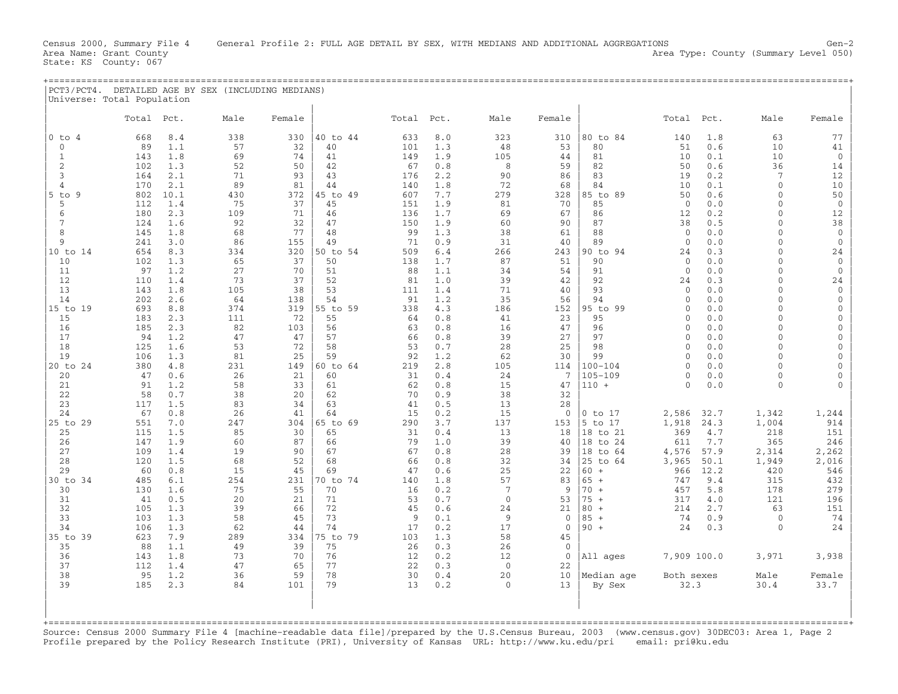Census 2000, Summary File 4 General Profile 2: FULL AGE DETAIL BY SEX, WITH MEDIANS AND ADDITIONAL AGGREGATIONS Gen-2
Area Name: Grant County Area Type: County (Summary Level 050)
State: KS County: 067

PCT3/PCT4. DETAILED AGE BY SEX (INCLUDING MEDIANS)
Universe: Total Population

| | Total | Pct. | Male | Female | | Total | Pct. | Male | Female | | Total | Pct. | Male | Female |
|---|---|---|---|---|---|---|---|---|---|---|---|---|---|---|
| 0 to 4 | 668 | 8.4 | 338 | 330 | 40 to 44 | 633 | 8.0 | 323 | 310 | 80 to 84 | 140 | 1.8 | 63 | 77 |
| 0 | 89 | 1.1 | 57 | 32 | 40 | 101 | 1.3 | 48 | 53 | 80 | 51 | 0.6 | 10 | 41 |
| 1 | 143 | 1.8 | 69 | 74 | 41 | 149 | 1.9 | 105 | 44 | 81 | 10 | 0.1 | 10 | 0 |
| 2 | 102 | 1.3 | 52 | 50 | 42 | 67 | 0.8 | 8 | 59 | 82 | 50 | 0.6 | 36 | 14 |
| 3 | 164 | 2.1 | 71 | 93 | 43 | 176 | 2.2 | 90 | 86 | 83 | 19 | 0.2 | 7 | 12 |
| 4 | 170 | 2.1 | 89 | 81 | 44 | 140 | 1.8 | 72 | 68 | 84 | 10 | 0.1 | 0 | 10 |
| 5 to 9 | 802 | 10.1 | 430 | 372 | 45 to 49 | 607 | 7.7 | 279 | 328 | 85 to 89 | 50 | 0.6 | 0 | 50 |
| 5 | 112 | 1.4 | 75 | 37 | 45 | 151 | 1.9 | 81 | 70 | 85 | 0 | 0.0 | 0 | 0 |
| 6 | 180 | 2.3 | 109 | 71 | 46 | 136 | 1.7 | 69 | 67 | 86 | 12 | 0.2 | 0 | 12 |
| 7 | 124 | 1.6 | 92 | 32 | 47 | 150 | 1.9 | 60 | 90 | 87 | 38 | 0.5 | 0 | 38 |
| 8 | 145 | 1.8 | 68 | 77 | 48 | 99 | 1.3 | 38 | 61 | 88 | 0 | 0.0 | 0 | 0 |
| 9 | 241 | 3.0 | 86 | 155 | 49 | 71 | 0.9 | 31 | 40 | 89 | 0 | 0.0 | 0 | 0 |
| 10 to 14 | 654 | 8.3 | 334 | 320 | 50 to 54 | 509 | 6.4 | 266 | 243 | 90 to 94 | 24 | 0.3 | 0 | 24 |
| 10 | 102 | 1.3 | 65 | 37 | 50 | 138 | 1.7 | 87 | 51 | 90 | 0 | 0.0 | 0 | 0 |
| 11 | 97 | 1.2 | 27 | 70 | 51 | 88 | 1.1 | 34 | 54 | 91 | 0 | 0.0 | 0 | 0 |
| 12 | 110 | 1.4 | 73 | 37 | 52 | 81 | 1.0 | 39 | 42 | 92 | 24 | 0.3 | 0 | 24 |
| 13 | 143 | 1.8 | 105 | 38 | 53 | 111 | 1.4 | 71 | 40 | 93 | 0 | 0.0 | 0 | 0 |
| 14 | 202 | 2.6 | 64 | 138 | 54 | 91 | 1.2 | 35 | 56 | 94 | 0 | 0.0 | 0 | 0 |
| 15 to 19 | 693 | 8.8 | 374 | 319 | 55 to 59 | 338 | 4.3 | 186 | 152 | 95 to 99 | 0 | 0.0 | 0 | 0 |
| 15 | 183 | 2.3 | 111 | 72 | 55 | 64 | 0.8 | 41 | 23 | 95 | 0 | 0.0 | 0 | 0 |
| 16 | 185 | 2.3 | 82 | 103 | 56 | 63 | 0.8 | 16 | 47 | 96 | 0 | 0.0 | 0 | 0 |
| 17 | 94 | 1.2 | 47 | 47 | 57 | 66 | 0.8 | 39 | 27 | 97 | 0 | 0.0 | 0 | 0 |
| 18 | 125 | 1.6 | 53 | 72 | 58 | 53 | 0.7 | 28 | 25 | 98 | 0 | 0.0 | 0 | 0 |
| 19 | 106 | 1.3 | 81 | 25 | 59 | 92 | 1.2 | 62 | 30 | 99 | 0 | 0.0 | 0 | 0 |
| 20 to 24 | 380 | 4.8 | 231 | 149 | 60 to 64 | 219 | 2.8 | 105 | 114 | 100-104 | 0 | 0.0 | 0 | 0 |
| 20 | 47 | 0.6 | 26 | 21 | 60 | 31 | 0.4 | 24 | 7 | 105-109 | 0 | 0.0 | 0 | 0 |
| 21 | 91 | 1.2 | 58 | 33 | 61 | 62 | 0.8 | 15 | 47 | 110 + | 0 | 0.0 | 0 | 0 |
| 22 | 58 | 0.7 | 38 | 20 | 62 | 70 | 0.9 | 38 | 32 | | | | | |
| 23 | 117 | 1.5 | 83 | 34 | 63 | 41 | 0.5 | 13 | 28 | | | | | |
| 24 | 67 | 0.8 | 26 | 41 | 64 | 15 | 0.2 | 15 | 0 | 0 to 17 | 2,586 | 32.7 | 1,342 | 1,244 |
| 25 to 29 | 551 | 7.0 | 247 | 304 | 65 to 69 | 290 | 3.7 | 137 | 153 | 5 to 17 | 1,918 | 24.3 | 1,004 | 914 |
| 25 | 115 | 1.5 | 85 | 30 | 65 | 31 | 0.4 | 13 | 18 | 18 to 21 | 369 | 4.7 | 218 | 151 |
| 26 | 147 | 1.9 | 60 | 87 | 66 | 79 | 1.0 | 39 | 40 | 18 to 24 | 611 | 7.7 | 365 | 246 |
| 27 | 109 | 1.4 | 19 | 90 | 67 | 67 | 0.8 | 28 | 39 | 18 to 64 | 4,576 | 57.9 | 2,314 | 2,262 |
| 28 | 120 | 1.5 | 68 | 52 | 68 | 66 | 0.8 | 32 | 34 | 25 to 64 | 3,965 | 50.1 | 1,949 | 2,016 |
| 29 | 60 | 0.8 | 15 | 45 | 69 | 47 | 0.6 | 25 | 22 | 60 + | 966 | 12.2 | 420 | 546 |
| 30 to 34 | 485 | 6.1 | 254 | 231 | 70 to 74 | 140 | 1.8 | 57 | 83 | 65 + | 747 | 9.4 | 315 | 432 |
| 30 | 130 | 1.6 | 75 | 55 | 70 | 16 | 0.2 | 7 | 9 | 70 + | 457 | 5.8 | 178 | 279 |
| 31 | 41 | 0.5 | 20 | 21 | 71 | 53 | 0.7 | 0 | 53 | 75 + | 317 | 4.0 | 121 | 196 |
| 32 | 105 | 1.3 | 39 | 66 | 72 | 45 | 0.6 | 24 | 21 | 80 + | 214 | 2.7 | 63 | 151 |
| 33 | 103 | 1.3 | 58 | 45 | 73 | 9 | 0.1 | 9 | 0 | 85 + | 74 | 0.9 | 0 | 74 |
| 34 | 106 | 1.3 | 62 | 44 | 74 | 17 | 0.2 | 17 | 0 | 90 + | 24 | 0.3 | 0 | 24 |
| 35 to 39 | 623 | 7.9 | 289 | 334 | 75 to 79 | 103 | 1.3 | 58 | 45 | | | | | |
| 35 | 88 | 1.1 | 49 | 39 | 75 | 26 | 0.3 | 26 | 0 | | | | | |
| 36 | 143 | 1.8 | 73 | 70 | 76 | 12 | 0.2 | 12 | 0 | All ages | 7,909 | 100.0 | 3,971 | 3,938 |
| 37 | 112 | 1.4 | 47 | 65 | 77 | 22 | 0.3 | 0 | 22 | | | | | |
| 38 | 95 | 1.2 | 36 | 59 | 78 | 30 | 0.4 | 20 | 10 | Median age | Both sexes | | Male | Female |
| 39 | 185 | 2.3 | 84 | 101 | 79 | 13 | 0.2 | 0 | 13 | By Sex | 32.3 | | 30.4 | 33.7 |

Source: Census 2000 Summary File 4 [machine-readable data file]/prepared by the U.S.Census Bureau, 2003 (www.census.gov) 30DEC03: Area 1, Page 2
Profile prepared by the Policy Research Institute (PRI), University of Kansas URL: http://www.ku.edu/pri email: pri@ku.edu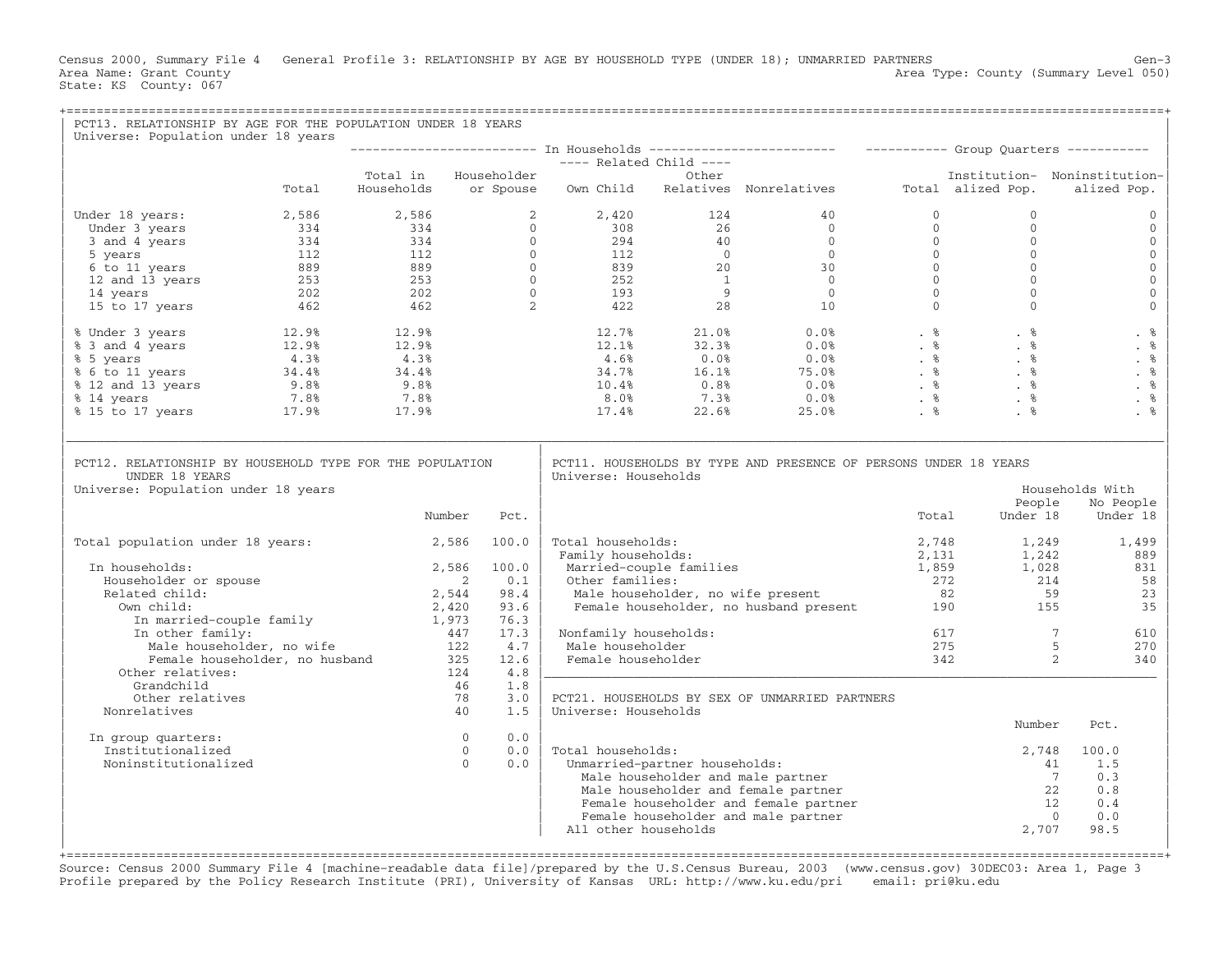Census 2000, Summary File 4 General Profile 3: RELATIONSHIP BY AGE BY HOUSEHOLD TYPE (UNDER 18); UNMARRIED PARTNERS Gen-3
Area Name: Grant County Area Type: County (Summary Level 050)
State: KS County: 067

## PCT13. RELATIONSHIP BY AGE FOR THE POPULATION UNDER 18 YEARS

Universe: Population under 18 years

| | | In Households | | | | | Group Quarters | | |
|---|---|---|---|---|---|---|---|---|---|
| | | | | Related Child | | | | | |
| | Total | Total in Households | Householder or Spouse | Own Child | Other Relatives | Nonrelatives | Total | Institutionalized Pop. | Noninstitutionalized Pop. |
| Under 18 years: | 2,586 | 2,586 | 2 | 2,420 | 124 | 40 | 0 | 0 | 0 |
| Under 3 years | 334 | 334 | 0 | 308 | 26 | 0 | 0 | 0 | 0 |
| 3 and 4 years | 334 | 334 | 0 | 294 | 40 | 0 | 0 | 0 | 0 |
| 5 years | 112 | 112 | 0 | 112 | 0 | 0 | 0 | 0 | 0 |
| 6 to 11 years | 889 | 889 | 0 | 839 | 20 | 30 | 0 | 0 | 0 |
| 12 and 13 years | 253 | 253 | 0 | 252 | 1 | 0 | 0 | 0 | 0 |
| 14 years | 202 | 202 | 0 | 193 | 9 | 0 | 0 | 0 | 0 |
| 15 to 17 years | 462 | 462 | 2 | 422 | 28 | 10 | 0 | 0 | 0 |
| % Under 3 years | 12.9% | 12.9% | | 12.7% | 21.0% | 0.0% | . % | . % | . % |
| % 3 and 4 years | 12.9% | 12.9% | | 12.1% | 32.3% | 0.0% | . % | . % | . % |
| % 5 years | 4.3% | 4.3% | | 4.6% | 0.0% | 0.0% | . % | . % | . % |
| % 6 to 11 years | 34.4% | 34.4% | | 34.7% | 16.1% | 75.0% | . % | . % | . % |
| % 12 and 13 years | 9.8% | 9.8% | | 10.4% | 0.8% | 0.0% | . % | . % | . % |
| % 14 years | 7.8% | 7.8% | | 8.0% | 7.3% | 0.0% | . % | . % | . % |
| % 15 to 17 years | 17.9% | 17.9% | | 17.4% | 22.6% | 25.0% | . % | . % | . % |

## PCT12. RELATIONSHIP BY HOUSEHOLD TYPE FOR THE POPULATION UNDER 18 YEARS

Universe: Population under 18 years

| | Number | Pct. |
|---|---|---|
| Total population under 18 years: | 2,586 | 100.0 |
| In households: | 2,586 | 100.0 |
| Householder or spouse | 2 | 0.1 |
| Related child: | 2,544 | 98.4 |
| Own child: | 2,420 | 93.6 |
| In married-couple family | 1,973 | 76.3 |
| In other family: | 447 | 17.3 |
| Male householder, no wife | 122 | 4.7 |
| Female householder, no husband | 325 | 12.6 |
| Other relatives: | 124 | 4.8 |
| Grandchild | 46 | 1.8 |
| Other relatives | 78 | 3.0 |
| Nonrelatives | 40 | 1.5 |
| In group quarters: | 0 | 0.0 |
| Institutionalized | 0 | 0.0 |
| Noninstitutionalized | 0 | 0.0 |

## PCT11. HOUSEHOLDS BY TYPE AND PRESENCE OF PERSONS UNDER 18 YEARS

Universe: Households

| | Total | Households With People Under 18 | Households With No People Under 18 |
|---|---|---|---|
| Total households: | 2,748 | 1,249 | 1,499 |
| Family households: | 2,131 | 1,242 | 889 |
| Married-couple families | 1,859 | 1,028 | 831 |
| Other families: | 272 | 214 | 58 |
| Male householder, no wife present | 82 | 59 | 23 |
| Female householder, no husband present | 190 | 155 | 35 |
| Nonfamily households: | 617 | 7 | 610 |
| Male householder | 275 | 5 | 270 |
| Female householder | 342 | 2 | 340 |

## PCT21. HOUSEHOLDS BY SEX OF UNMARRIED PARTNERS

Universe: Households

| | Number | Pct. |
|---|---|---|
| Total households: | 2,748 | 100.0 |
| Unmarried-partner households: | 41 | 1.5 |
| Male householder and male partner | 7 | 0.3 |
| Male householder and female partner | 22 | 0.8 |
| Female householder and female partner | 12 | 0.4 |
| Female householder and male partner | 0 | 0.0 |
| All other households | 2,707 | 98.5 |

Source: Census 2000 Summary File 4 [machine-readable data file]/prepared by the U.S.Census Bureau, 2003 (www.census.gov) 30DEC03: Area 1, Page 3
Profile prepared by the Policy Research Institute (PRI), University of Kansas URL: http://www.ku.edu/pri email: pri@ku.edu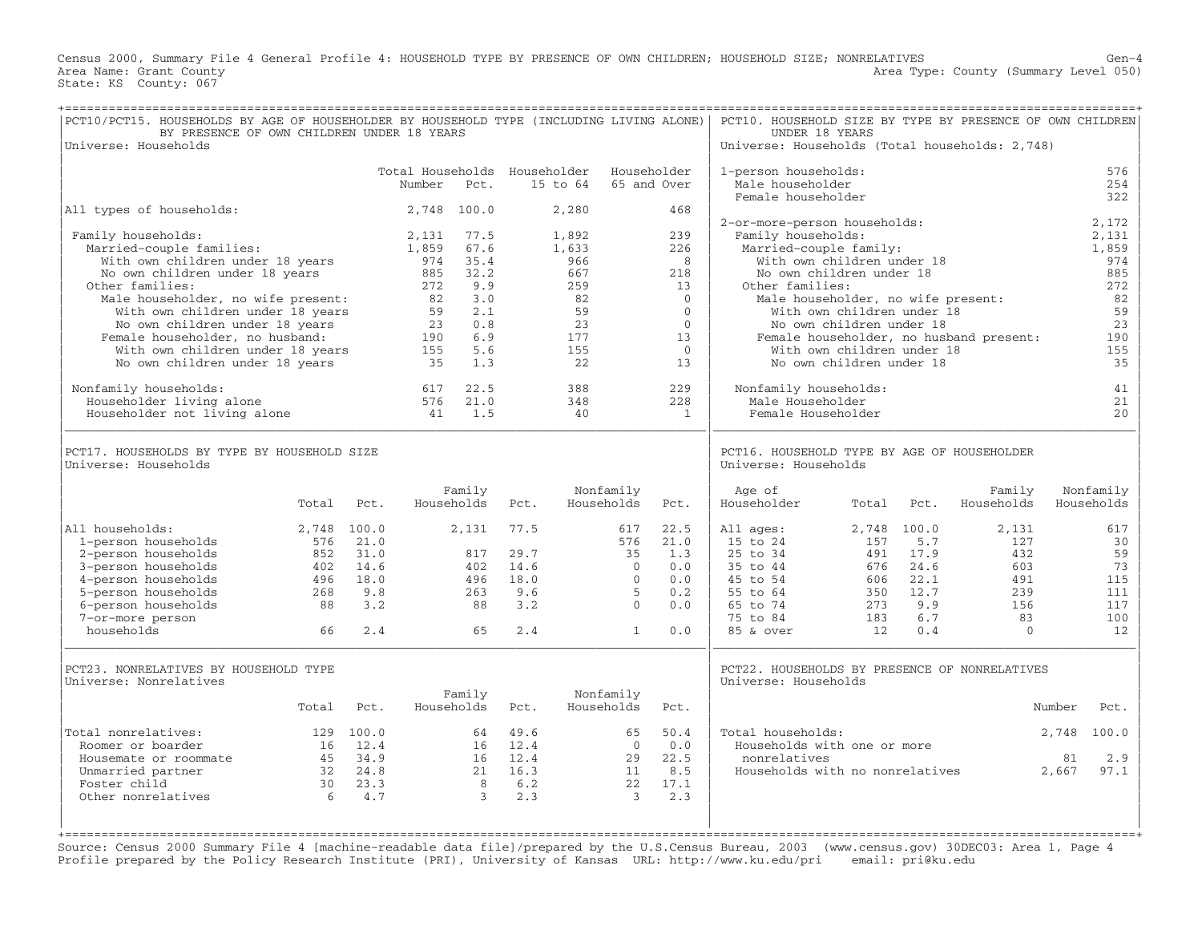Census 2000, Summary File 4 General Profile 4: HOUSEHOLD TYPE BY PRESENCE OF OWN CHILDREN; HOUSEHOLD SIZE; NONRELATIVES  Gen-4
Area Name: Grant County  Area Type: County (Summary Level 050)
State: KS County: 067

## PCT10/PCT15. HOUSEHOLDS BY AGE OF HOUSEHOLDER BY HOUSEHOLD TYPE (INCLUDING LIVING ALONE) BY PRESENCE OF OWN CHILDREN UNDER 18 YEARS

Universe: Households

| | Total Households Number | Pct. | Householder 15 to 64 | Householder 65 and Over |
|---|---|---|---|---|
| All types of households: | 2,748 | 100.0 | 2,280 | 468 |
| Family households: | 2,131 | 77.5 | 1,892 | 239 |
| Married-couple families: | 1,859 | 67.6 | 1,633 | 226 |
| With own children under 18 years | 974 | 35.4 | 966 | 8 |
| No own children under 18 years | 885 | 32.2 | 667 | 218 |
| Other families: | 272 | 9.9 | 259 | 13 |
| Male householder, no wife present: | 82 | 3.0 | 82 | 0 |
| With own children under 18 years | 59 | 2.1 | 59 | 0 |
| No own children under 18 years | 23 | 0.8 | 23 | 0 |
| Female householder, no husband: | 190 | 6.9 | 177 | 13 |
| With own children under 18 years | 155 | 5.6 | 155 | 0 |
| No own children under 18 years | 35 | 1.3 | 22 | 13 |
| Nonfamily households: | 617 | 22.5 | 388 | 229 |
| Householder living alone | 576 | 21.0 | 348 | 228 |
| Householder not living alone | 41 | 1.5 | 40 | 1 |

## PCT10. HOUSEHOLD SIZE BY TYPE BY PRESENCE OF OWN CHILDREN UNDER 18 YEARS

Universe: Households (Total households: 2,748)

| | |
|---|---|
| 1-person households: | 576 |
| Male householder | 254 |
| Female householder | 322 |
| 2-or-more-person households: | 2,172 |
| Family households: | 2,131 |
| Married-couple family: | 1,859 |
| With own children under 18 | 974 |
| No own children under 18 | 885 |
| Other families: | 272 |
| Male householder, no wife present: | 82 |
| With own children under 18 | 59 |
| No own children under 18 | 23 |
| Female householder, no husband present: | 190 |
| With own children under 18 | 155 |
| No own children under 18 | 35 |
| Nonfamily households: | 41 |
| Male Householder | 21 |
| Female Householder | 20 |

## PCT17. HOUSEHOLDS BY TYPE BY HOUSEHOLD SIZE

Universe: Households

| | Total | Pct. | Family Households | Pct. | Nonfamily Households | Pct. |
|---|---|---|---|---|---|---|
| All households: | 2,748 | 100.0 | 2,131 | 77.5 | 617 | 22.5 |
| 1-person households | 576 | 21.0 | | | 576 | 21.0 |
| 2-person households | 852 | 31.0 | 817 | 29.7 | 35 | 1.3 |
| 3-person households | 402 | 14.6 | 402 | 14.6 | 0 | 0.0 |
| 4-person households | 496 | 18.0 | 496 | 18.0 | 0 | 0.0 |
| 5-person households | 268 | 9.8 | 263 | 9.6 | 5 | 0.2 |
| 6-person households | 88 | 3.2 | 88 | 3.2 | 0 | 0.0 |
| 7-or-more person households | 66 | 2.4 | 65 | 2.4 | 1 | 0.0 |

## PCT16. HOUSEHOLD TYPE BY AGE OF HOUSEHOLDER

Universe: Households

| Age of Householder | Total | Pct. | Family Households | Nonfamily Households |
|---|---|---|---|---|
| All ages: | 2,748 | 100.0 | 2,131 | 617 |
| 15 to 24 | 157 | 5.7 | 127 | 30 |
| 25 to 34 | 491 | 17.9 | 432 | 59 |
| 35 to 44 | 676 | 24.6 | 603 | 73 |
| 45 to 54 | 606 | 22.1 | 491 | 115 |
| 55 to 64 | 350 | 12.7 | 239 | 111 |
| 65 to 74 | 273 | 9.9 | 156 | 117 |
| 75 to 84 | 183 | 6.7 | 83 | 100 |
| 85 & over | 12 | 0.4 | 0 | 12 |

## PCT23. NONRELATIVES BY HOUSEHOLD TYPE

Universe: Nonrelatives

| | Total | Pct. | Family Households | Pct. | Nonfamily Households | Pct. |
|---|---|---|---|---|---|---|
| Total nonrelatives: | 129 | 100.0 | 64 | 49.6 | 65 | 50.4 |
| Roomer or boarder | 16 | 12.4 | 16 | 12.4 | 0 | 0.0 |
| Housemate or roommate | 45 | 34.9 | 16 | 12.4 | 29 | 22.5 |
| Unmarried partner | 32 | 24.8 | 21 | 16.3 | 11 | 8.5 |
| Foster child | 30 | 23.3 | 8 | 6.2 | 22 | 17.1 |
| Other nonrelatives | 6 | 4.7 | 3 | 2.3 | 3 | 2.3 |

## PCT22. HOUSEHOLDS BY PRESENCE OF NONRELATIVES

Universe: Households

| | Number | Pct. |
|---|---|---|
| Total households: | 2,748 | 100.0 |
| Households with one or more nonrelatives | 81 | 2.9 |
| Households with no nonrelatives | 2,667 | 97.1 |

Source: Census 2000 Summary File 4 [machine-readable data file]/prepared by the U.S.Census Bureau, 2003 (www.census.gov) 30DEC03: Area 1, Page 4
Profile prepared by the Policy Research Institute (PRI), University of Kansas URL: http://www.ku.edu/pri email: pri@ku.edu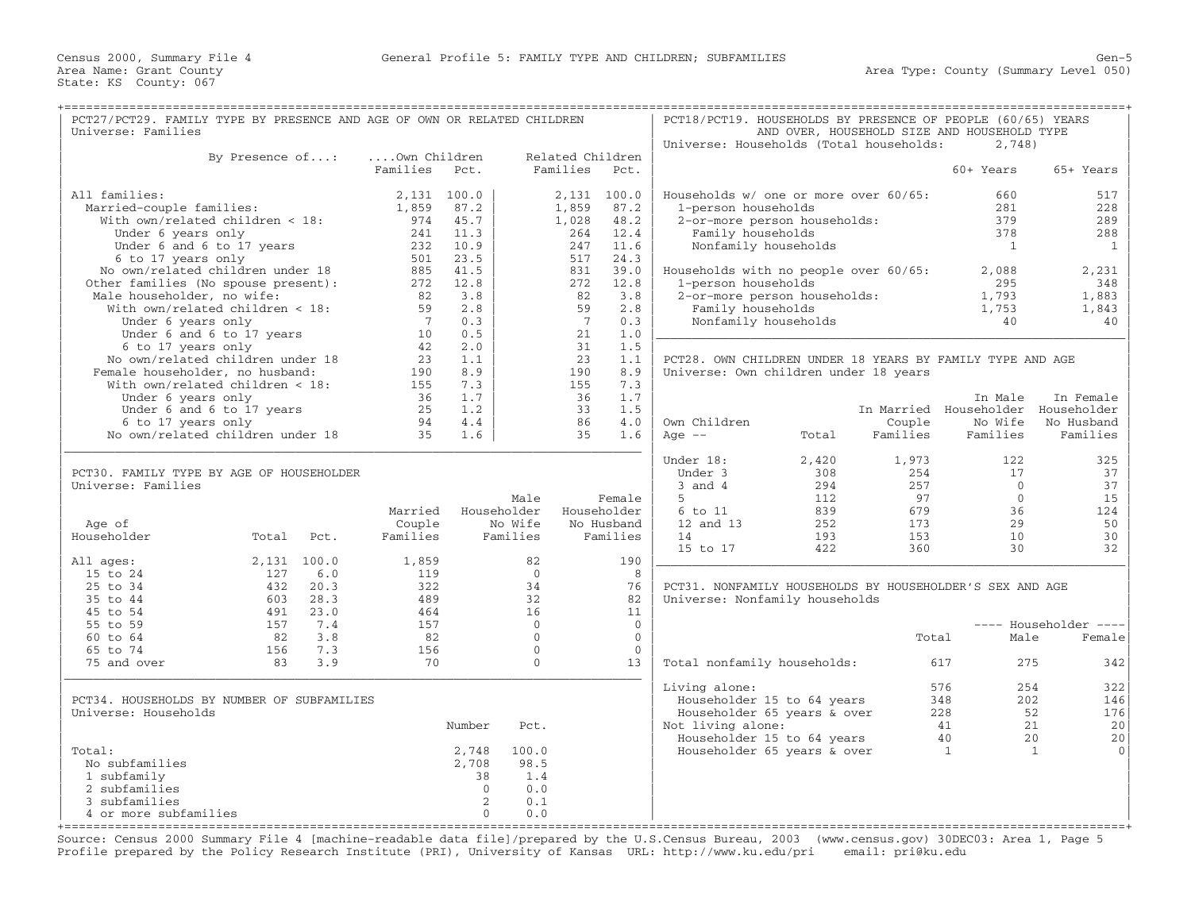Census 2000, Summary File 4 — General Profile 5: FAMILY TYPE AND CHILDREN; SUBFAMILIES — Gen-5

Area Name: Grant County — Area Type: County (Summary Level 050)

State: KS County: 067

## PCT27/PCT29. FAMILY TYPE BY PRESENCE AND AGE OF OWN OR RELATED CHILDREN

Universe: Families

| By Presence of...: | Own Children Families | Own Children Pct. | Related Children Families | Related Children Pct. |
|---|---|---|---|---|
| All families: | 2,131 | 100.0 | 2,131 | 100.0 |
| Married-couple families: | 1,859 | 87.2 | 1,859 | 87.2 |
| With own/related children < 18: | 974 | 45.7 | 1,028 | 48.2 |
| Under 6 years only | 241 | 11.3 | 264 | 12.4 |
| Under 6 and 6 to 17 years | 232 | 10.9 | 247 | 11.6 |
| 6 to 17 years only | 501 | 23.5 | 517 | 24.3 |
| No own/related children under 18 | 885 | 41.5 | 831 | 39.0 |
| Other families (No spouse present): | 272 | 12.8 | 272 | 12.8 |
| Male householder, no wife: | 82 | 3.8 | 82 | 3.8 |
| With own/related children < 18: | 59 | 2.8 | 59 | 2.8 |
| Under 6 years only | 7 | 0.3 | 7 | 0.3 |
| Under 6 and 6 to 17 years | 10 | 0.5 | 21 | 1.0 |
| 6 to 17 years only | 42 | 2.0 | 31 | 1.5 |
| No own/related children under 18 | 23 | 1.1 | 23 | 1.1 |
| Female householder, no husband: | 190 | 8.9 | 190 | 8.9 |
| With own/related children < 18: | 155 | 7.3 | 155 | 7.3 |
| Under 6 years only | 36 | 1.7 | 36 | 1.7 |
| Under 6 and 6 to 17 years | 25 | 1.2 | 33 | 1.5 |
| 6 to 17 years only | 94 | 4.4 | 86 | 4.0 |
| No own/related children under 18 | 35 | 1.6 | 35 | 1.6 |

## PCT30. FAMILY TYPE BY AGE OF HOUSEHOLDER

Universe: Families

| Age of Householder | Total | Pct. | Married Couple Families | Male Householder No Wife Families | Female Householder No Husband Families |
|---|---|---|---|---|---|
| All ages: | 2,131 | 100.0 | 1,859 | 82 | 190 |
| 15 to 24 | 127 | 6.0 | 119 | 0 | 8 |
| 25 to 34 | 432 | 20.3 | 322 | 34 | 76 |
| 35 to 44 | 603 | 28.3 | 489 | 32 | 82 |
| 45 to 54 | 491 | 23.0 | 464 | 16 | 11 |
| 55 to 59 | 157 | 7.4 | 157 | 0 | 0 |
| 60 to 64 | 82 | 3.8 | 82 | 0 | 0 |
| 65 to 74 | 156 | 7.3 | 156 | 0 | 0 |
| 75 and over | 83 | 3.9 | 70 | 0 | 13 |

## PCT34. HOUSEHOLDS BY NUMBER OF SUBFAMILIES

Universe: Households

| | Number | Pct. |
|---|---|---|
| Total: | 2,748 | 100.0 |
| No subfamilies | 2,708 | 98.5 |
| 1 subfamily | 38 | 1.4 |
| 2 subfamilies | 0 | 0.0 |
| 3 subfamilies | 2 | 0.1 |
| 4 or more subfamilies | 0 | 0.0 |

## PCT18/PCT19. HOUSEHOLDS BY PRESENCE OF PEOPLE (60/65) YEARS AND OVER, HOUSEHOLD SIZE AND HOUSEHOLD TYPE

Universe: Households (Total households: 2,748)

| | 60+ Years | 65+ Years |
|---|---|---|
| Households w/ one or more over 60/65: | 660 | 517 |
| 1-person households | 281 | 228 |
| 2-or-more person households: | 379 | 289 |
| Family households | 378 | 288 |
| Nonfamily households | 1 | 1 |
| Households with no people over 60/65: | 2,088 | 2,231 |
| 1-person households | 295 | 348 |
| 2-or-more person households: | 1,793 | 1,883 |
| Family households | 1,753 | 1,843 |
| Nonfamily households | 40 | 40 |

## PCT28. OWN CHILDREN UNDER 18 YEARS BY FAMILY TYPE AND AGE

Universe: Own children under 18 years

| Own Children Age -- | Total | In Married Couple Families | In Male Householder No Wife Families | In Female Householder No Husband Families |
|---|---|---|---|---|
| Under 18: | 2,420 | 1,973 | 122 | 325 |
| Under 3 | 308 | 254 | 17 | 37 |
| 3 and 4 | 294 | 257 | 0 | 37 |
| 5 | 112 | 97 | 0 | 15 |
| 6 to 11 | 839 | 679 | 36 | 124 |
| 12 and 13 | 252 | 173 | 29 | 50 |
| 14 | 193 | 153 | 10 | 30 |
| 15 to 17 | 422 | 360 | 30 | 32 |

## PCT31. NONFAMILY HOUSEHOLDS BY HOUSEHOLDER'S SEX AND AGE

Universe: Nonfamily households

| | Total | Householder Male | Householder Female |
|---|---|---|---|
| Total nonfamily households: | 617 | 275 | 342 |
| Living alone: | 576 | 254 | 322 |
| Householder 15 to 64 years | 348 | 202 | 146 |
| Householder 65 years & over | 228 | 52 | 176 |
| Not living alone: | 41 | 21 | 20 |
| Householder 15 to 64 years | 40 | 20 | 20 |
| Householder 65 years & over | 1 | 1 | 0 |

Source: Census 2000 Summary File 4 [machine-readable data file]/prepared by the U.S.Census Bureau, 2003 (www.census.gov) 30DEC03: Area 1, Page 5
Profile prepared by the Policy Research Institute (PRI), University of Kansas URL: http://www.ku.edu/pri email: pri@ku.edu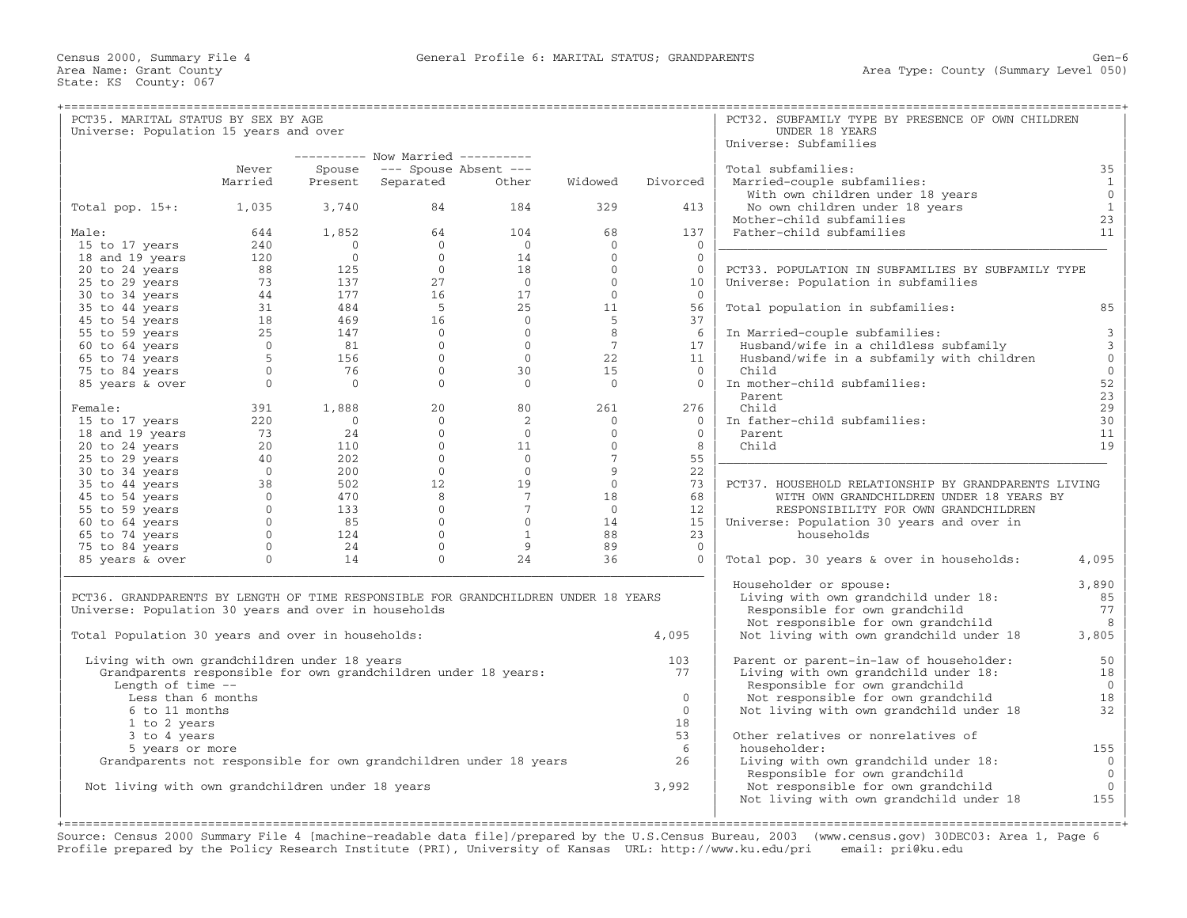Census 2000, Summary File 4 — General Profile 6: MARITAL STATUS; GRANDPARENTS — Gen-6

Area Name: Grant County — Area Type: County (Summary Level 050)

State: KS County: 067

## PCT35. MARITAL STATUS BY SEX BY AGE

Universe: Population 15 years and over

| | Never Married | Now Married: Spouse Present | Now Married: Spouse Absent: Separated | Now Married: Spouse Absent: Other | Widowed | Divorced |
|---|---|---|---|---|---|---|
| Total pop. 15+: | 1,035 | 3,740 | 84 | 184 | 329 | 413 |
| Male: | 644 | 1,852 | 64 | 104 | 68 | 137 |
| 15 to 17 years | 240 | 0 | 0 | 0 | 0 | 0 |
| 18 and 19 years | 120 | 0 | 0 | 14 | 0 | 0 |
| 20 to 24 years | 88 | 125 | 0 | 18 | 0 | 0 |
| 25 to 29 years | 73 | 137 | 27 | 0 | 0 | 10 |
| 30 to 34 years | 44 | 177 | 16 | 17 | 0 | 0 |
| 35 to 44 years | 31 | 484 | 5 | 25 | 11 | 56 |
| 45 to 54 years | 18 | 469 | 16 | 0 | 5 | 37 |
| 55 to 59 years | 25 | 147 | 0 | 0 | 8 | 6 |
| 60 to 64 years | 0 | 81 | 0 | 0 | 7 | 17 |
| 65 to 74 years | 5 | 156 | 0 | 0 | 22 | 11 |
| 75 to 84 years | 0 | 76 | 0 | 30 | 15 | 0 |
| 85 years & over | 0 | 0 | 0 | 0 | 0 | 0 |
| Female: | 391 | 1,888 | 20 | 80 | 261 | 276 |
| 15 to 17 years | 220 | 0 | 0 | 2 | 0 | 0 |
| 18 and 19 years | 73 | 24 | 0 | 0 | 0 | 0 |
| 20 to 24 years | 20 | 110 | 0 | 11 | 0 | 8 |
| 25 to 29 years | 40 | 202 | 0 | 0 | 7 | 55 |
| 30 to 34 years | 0 | 200 | 0 | 0 | 9 | 22 |
| 35 to 44 years | 38 | 502 | 12 | 19 | 0 | 73 |
| 45 to 54 years | 0 | 470 | 8 | 7 | 18 | 68 |
| 55 to 59 years | 0 | 133 | 0 | 7 | 0 | 12 |
| 60 to 64 years | 0 | 85 | 0 | 0 | 14 | 15 |
| 65 to 74 years | 0 | 124 | 0 | 1 | 88 | 23 |
| 75 to 84 years | 0 | 24 | 0 | 9 | 89 | 0 |
| 85 years & over | 0 | 14 | 0 | 24 | 36 | 0 |

## PCT36. GRANDPARENTS BY LENGTH OF TIME RESPONSIBLE FOR GRANDCHILDREN UNDER 18 YEARS

Universe: Population 30 years and over in households

| | |
|---|---|
| Total Population 30 years and over in households: | 4,095 |
| Living with own grandchildren under 18 years | 103 |
| Grandparents responsible for own grandchildren under 18 years: | 77 |
| Length of time -- | |
| Less than 6 months | 0 |
| 6 to 11 months | 0 |
| 1 to 2 years | 18 |
| 3 to 4 years | 53 |
| 5 years or more | 6 |
| Grandparents not responsible for own grandchildren under 18 years | 26 |
| Not living with own grandchildren under 18 years | 3,992 |

## PCT32. SUBFAMILY TYPE BY PRESENCE OF OWN CHILDREN UNDER 18 YEARS

Universe: Subfamilies

| | |
|---|---|
| Total subfamilies: | 35 |
| Married-couple subfamilies: | 1 |
| With own children under 18 years | 0 |
| No own children under 18 years | 1 |
| Mother-child subfamilies | 23 |
| Father-child subfamilies | 11 |

## PCT33. POPULATION IN SUBFAMILIES BY SUBFAMILY TYPE

Universe: Population in subfamilies

| | |
|---|---|
| Total population in subfamilies: | 85 |
| In Married-couple subfamilies: | 3 |
| Husband/wife in a childless subfamily | 3 |
| Husband/wife in a subfamily with children | 0 |
| Child | 0 |
| In mother-child subfamilies: | 52 |
| Parent | 23 |
| Child | 29 |
| In father-child subfamilies: | 30 |
| Parent | 11 |
| Child | 19 |

## PCT37. HOUSEHOLD RELATIONSHIP BY GRANDPARENTS LIVING WITH OWN GRANDCHILDREN UNDER 18 YEARS BY RESPONSIBILITY FOR OWN GRANDCHILDREN

Universe: Population 30 years and over in households

| | |
|---|---|
| Total pop. 30 years & over in households: | 4,095 |
| Householder or spouse: | 3,890 |
| Living with own grandchild under 18: | 85 |
| Responsible for own grandchild | 77 |
| Not responsible for own grandchild | 8 |
| Not living with own grandchild under 18 | 3,805 |
| Parent or parent-in-law of householder: | 50 |
| Living with own grandchild under 18: | 18 |
| Responsible for own grandchild | 0 |
| Not responsible for own grandchild | 18 |
| Not living with own grandchild under 18 | 32 |
| Other relatives or nonrelatives of householder: | 155 |
| Living with own grandchild under 18: | 0 |
| Responsible for own grandchild | 0 |
| Not responsible for own grandchild | 0 |
| Not living with own grandchild under 18 | 155 |

Source: Census 2000 Summary File 4 [machine-readable data file]/prepared by the U.S.Census Bureau, 2003 (www.census.gov) 30DEC03: Area 1, Page 6

Profile prepared by the Policy Research Institute (PRI), University of Kansas URL: http://www.ku.edu/pri email: pri@ku.edu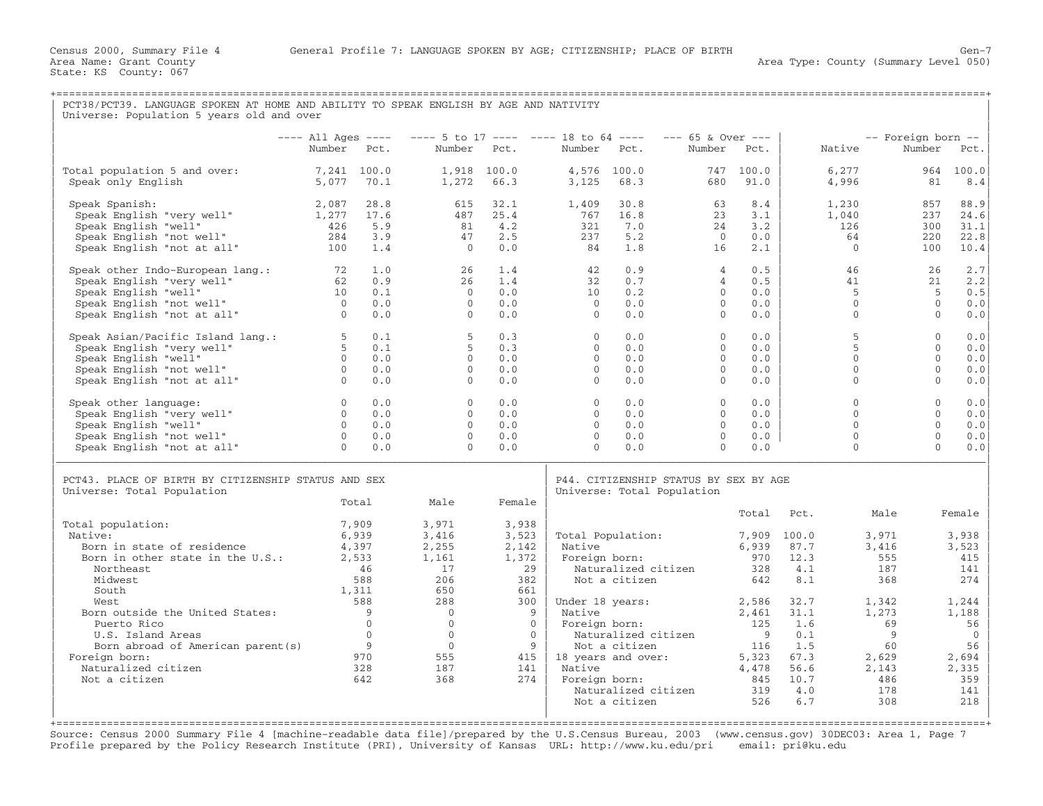Census 2000, Summary File 4 General Profile 7: LANGUAGE SPOKEN BY AGE; CITIZENSHIP; PLACE OF BIRTH Gen-7
Area Name: Grant County Area Type: County (Summary Level 050)
State: KS County: 067

## PCT38/PCT39. LANGUAGE SPOKEN AT HOME AND ABILITY TO SPEAK ENGLISH BY AGE AND NATIVITY

Universe: Population 5 years old and over

| | All Ages Number | All Ages Pct. | 5 to 17 Number | 5 to 17 Pct. | 18 to 64 Number | 18 to 64 Pct. | 65 & Over Number | 65 & Over Pct. | Native | Foreign born Number | Foreign born Pct. |
|---|---|---|---|---|---|---|---|---|---|---|---|
| Total population 5 and over: | 7,241 | 100.0 | 1,918 | 100.0 | 4,576 | 100.0 | 747 | 100.0 | 6,277 | 964 | 100.0 |
| Speak only English | 5,077 | 70.1 | 1,272 | 66.3 | 3,125 | 68.3 | 680 | 91.0 | 4,996 | 81 | 8.4 |
| Speak Spanish: | 2,087 | 28.8 | 615 | 32.1 | 1,409 | 30.8 | 63 | 8.4 | 1,230 | 857 | 88.9 |
| Speak English "very well" | 1,277 | 17.6 | 487 | 25.4 | 767 | 16.8 | 23 | 3.1 | 1,040 | 237 | 24.6 |
| Speak English "well" | 426 | 5.9 | 81 | 4.2 | 321 | 7.0 | 24 | 3.2 | 126 | 300 | 31.1 |
| Speak English "not well" | 284 | 3.9 | 47 | 2.5 | 237 | 5.2 | 0 | 0.0 | 64 | 220 | 22.8 |
| Speak English "not at all" | 100 | 1.4 | 0 | 0.0 | 84 | 1.8 | 16 | 2.1 | 0 | 100 | 10.4 |
| Speak other Indo-European lang.: | 72 | 1.0 | 26 | 1.4 | 42 | 0.9 | 4 | 0.5 | 46 | 26 | 2.7 |
| Speak English "very well" | 62 | 0.9 | 26 | 1.4 | 32 | 0.7 | 4 | 0.5 | 41 | 21 | 2.2 |
| Speak English "well" | 10 | 0.1 | 0 | 0.0 | 10 | 0.2 | 0 | 0.0 | 5 | 5 | 0.5 |
| Speak English "not well" | 0 | 0.0 | 0 | 0.0 | 0 | 0.0 | 0 | 0.0 | 0 | 0 | 0.0 |
| Speak English "not at all" | 0 | 0.0 | 0 | 0.0 | 0 | 0.0 | 0 | 0.0 | 0 | 0 | 0.0 |
| Speak Asian/Pacific Island lang.: | 5 | 0.1 | 5 | 0.3 | 0 | 0.0 | 0 | 0.0 | 5 | 0 | 0.0 |
| Speak English "very well" | 5 | 0.1 | 5 | 0.3 | 0 | 0.0 | 0 | 0.0 | 5 | 0 | 0.0 |
| Speak English "well" | 0 | 0.0 | 0 | 0.0 | 0 | 0.0 | 0 | 0.0 | 0 | 0 | 0.0 |
| Speak English "not well" | 0 | 0.0 | 0 | 0.0 | 0 | 0.0 | 0 | 0.0 | 0 | 0 | 0.0 |
| Speak English "not at all" | 0 | 0.0 | 0 | 0.0 | 0 | 0.0 | 0 | 0.0 | 0 | 0 | 0.0 |
| Speak other language: | 0 | 0.0 | 0 | 0.0 | 0 | 0.0 | 0 | 0.0 | 0 | 0 | 0.0 |
| Speak English "very well" | 0 | 0.0 | 0 | 0.0 | 0 | 0.0 | 0 | 0.0 | 0 | 0 | 0.0 |
| Speak English "well" | 0 | 0.0 | 0 | 0.0 | 0 | 0.0 | 0 | 0.0 | 0 | 0 | 0.0 |
| Speak English "not well" | 0 | 0.0 | 0 | 0.0 | 0 | 0.0 | 0 | 0.0 | 0 | 0 | 0.0 |
| Speak English "not at all" | 0 | 0.0 | 0 | 0.0 | 0 | 0.0 | 0 | 0.0 | 0 | 0 | 0.0 |

## PCT43. PLACE OF BIRTH BY CITIZENSHIP STATUS AND SEX

Universe: Total Population

| | Total | Male | Female |
|---|---|---|---|
| Total population: | 7,909 | 3,971 | 3,938 |
| Native: | 6,939 | 3,416 | 3,523 |
| Born in state of residence | 4,397 | 2,255 | 2,142 |
| Born in other state in the U.S.: | 2,533 | 1,161 | 1,372 |
| Northeast | 46 | 17 | 29 |
| Midwest | 588 | 206 | 382 |
| South | 1,311 | 650 | 661 |
| West | 588 | 288 | 300 |
| Born outside the United States: | 9 | 0 | 9 |
| Puerto Rico | 0 | 0 | 0 |
| U.S. Island Areas | 0 | 0 | 0 |
| Born abroad of American parent(s) | 9 | 0 | 9 |
| Foreign born: | 970 | 555 | 415 |
| Naturalized citizen | 328 | 187 | 141 |
| Not a citizen | 642 | 368 | 274 |

## P44. CITIZENSHIP STATUS BY SEX BY AGE

Universe: Total Population

| | Total | Pct. | Male | Female |
|---|---|---|---|---|
| Total Population: | 7,909 | 100.0 | 3,971 | 3,938 |
| Native | 6,939 | 87.7 | 3,416 | 3,523 |
| Foreign born: | 970 | 12.3 | 555 | 415 |
| Naturalized citizen | 328 | 4.1 | 187 | 141 |
| Not a citizen | 642 | 8.1 | 368 | 274 |
| Under 18 years: | 2,586 | 32.7 | 1,342 | 1,244 |
| Native | 2,461 | 31.1 | 1,273 | 1,188 |
| Foreign born: | 125 | 1.6 | 69 | 56 |
| Naturalized citizen | 9 | 0.1 | 9 | 0 |
| Not a citizen | 116 | 1.5 | 60 | 56 |
| 18 years and over: | 5,323 | 67.3 | 2,629 | 2,694 |
| Native | 4,478 | 56.6 | 2,143 | 2,335 |
| Foreign born: | 845 | 10.7 | 486 | 359 |
| Naturalized citizen | 319 | 4.0 | 178 | 141 |
| Not a citizen | 526 | 6.7 | 308 | 218 |

Source: Census 2000 Summary File 4 [machine-readable data file]/prepared by the U.S.Census Bureau, 2003 (www.census.gov) 30DEC03: Area 1, Page 7
Profile prepared by the Policy Research Institute (PRI), University of Kansas URL: http://www.ku.edu/pri email: pri@ku.edu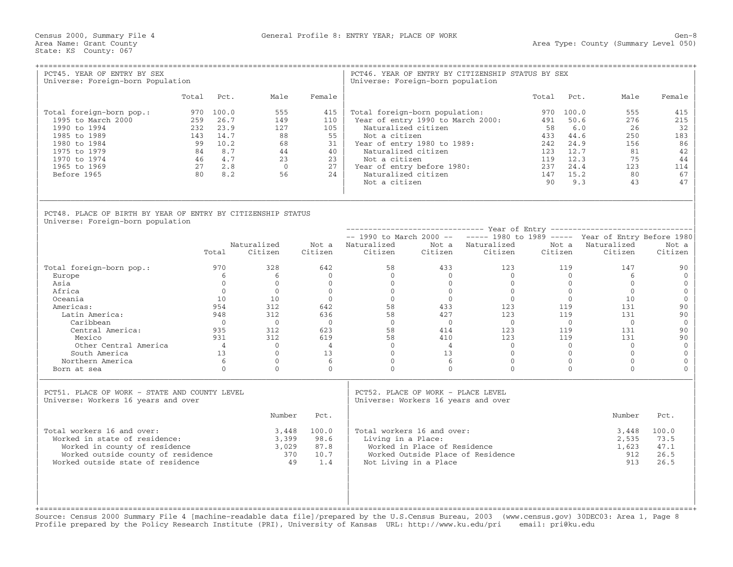Census 2000, Summary File 4 — General Profile 8: ENTRY YEAR; PLACE OF WORK — Gen-8

Area Name: Grant County — Area Type: County (Summary Level 050)

State: KS County: 067

## PCT45. YEAR OF ENTRY BY SEX

Universe: Foreign-born Population

| | Total | Pct. | Male | Female |
|---|---|---|---|---|
| Total foreign-born pop.: | 970 | 100.0 | 555 | 415 |
| 1995 to March 2000 | 259 | 26.7 | 149 | 110 |
| 1990 to 1994 | 232 | 23.9 | 127 | 105 |
| 1985 to 1989 | 143 | 14.7 | 88 | 55 |
| 1980 to 1984 | 99 | 10.2 | 68 | 31 |
| 1975 to 1979 | 84 | 8.7 | 44 | 40 |
| 1970 to 1974 | 46 | 4.7 | 23 | 23 |
| 1965 to 1969 | 27 | 2.8 | 0 | 27 |
| Before 1965 | 80 | 8.2 | 56 | 24 |

## PCT46. YEAR OF ENTRY BY CITIZENSHIP STATUS BY SEX

Universe: Foreign-born population

| | Total | Pct. | Male | Female |
|---|---|---|---|---|
| Total foreign-born population: | 970 | 100.0 | 555 | 415 |
| Year of entry 1990 to March 2000: | 491 | 50.6 | 276 | 215 |
| Naturalized citizen | 58 | 6.0 | 26 | 32 |
| Not a citizen | 433 | 44.6 | 250 | 183 |
| Year of entry 1980 to 1989: | 242 | 24.9 | 156 | 86 |
| Naturalized citizen | 123 | 12.7 | 81 | 42 |
| Not a citizen | 119 | 12.3 | 75 | 44 |
| Year of entry before 1980: | 237 | 24.4 | 123 | 114 |
| Naturalized citizen | 147 | 15.2 | 80 | 67 |
| Not a citizen | 90 | 9.3 | 43 | 47 |

## PCT48. PLACE OF BIRTH BY YEAR OF ENTRY BY CITIZENSHIP STATUS

Universe: Foreign-born population

| | | | | Year of Entry: 1990 to March 2000 | | 1980 to 1989 | | Year of Entry Before 1980 | |
|---|---|---|---|---|---|---|---|---|---|
| | Total | Naturalized Citizen | Not a Citizen | Naturalized Citizen | Not a Citizen | Naturalized Citizen | Not a Citizen | Naturalized Citizen | Not a Citizen |
| Total foreign-born pop.: | 970 | 328 | 642 | 58 | 433 | 123 | 119 | 147 | 90 |
| Europe | 6 | 6 | 0 | 0 | 0 | 0 | 0 | 6 | 0 |
| Asia | 0 | 0 | 0 | 0 | 0 | 0 | 0 | 0 | 0 |
| Africa | 0 | 0 | 0 | 0 | 0 | 0 | 0 | 0 | 0 |
| Oceania | 10 | 10 | 0 | 0 | 0 | 0 | 0 | 10 | 0 |
| Americas: | 954 | 312 | 642 | 58 | 433 | 123 | 119 | 131 | 90 |
| Latin America: | 948 | 312 | 636 | 58 | 427 | 123 | 119 | 131 | 90 |
| Caribbean | 0 | 0 | 0 | 0 | 0 | 0 | 0 | 0 | 0 |
| Central America: | 935 | 312 | 623 | 58 | 414 | 123 | 119 | 131 | 90 |
| Mexico | 931 | 312 | 619 | 58 | 410 | 123 | 119 | 131 | 90 |
| Other Central America | 4 | 0 | 4 | 0 | 4 | 0 | 0 | 0 | 0 |
| South America | 13 | 0 | 13 | 0 | 13 | 0 | 0 | 0 | 0 |
| Northern America | 6 | 0 | 6 | 0 | 6 | 0 | 0 | 0 | 0 |
| Born at sea | 0 | 0 | 0 | 0 | 0 | 0 | 0 | 0 | 0 |

## PCT51. PLACE OF WORK - STATE AND COUNTY LEVEL

Universe: Workers 16 years and over

| | Number | Pct. |
|---|---|---|
| Total workers 16 and over: | 3,448 | 100.0 |
| Worked in state of residence: | 3,399 | 98.6 |
| Worked in county of residence | 3,029 | 87.8 |
| Worked outside county of residence | 370 | 10.7 |
| Worked outside state of residence | 49 | 1.4 |

## PCT52. PLACE OF WORK - PLACE LEVEL

Universe: Workers 16 years and over

| | Number | Pct. |
|---|---|---|
| Total workers 16 and over: | 3,448 | 100.0 |
| Living in a Place: | 2,535 | 73.5 |
| Worked in Place of Residence | 1,623 | 47.1 |
| Worked Outside Place of Residence | 912 | 26.5 |
| Not Living in a Place | 913 | 26.5 |

Source: Census 2000 Summary File 4 [machine-readable data file]/prepared by the U.S.Census Bureau, 2003 (www.census.gov) 30DEC03: Area 1, Page 8

Profile prepared by the Policy Research Institute (PRI), University of Kansas URL: http://www.ku.edu/pri email: pri@ku.edu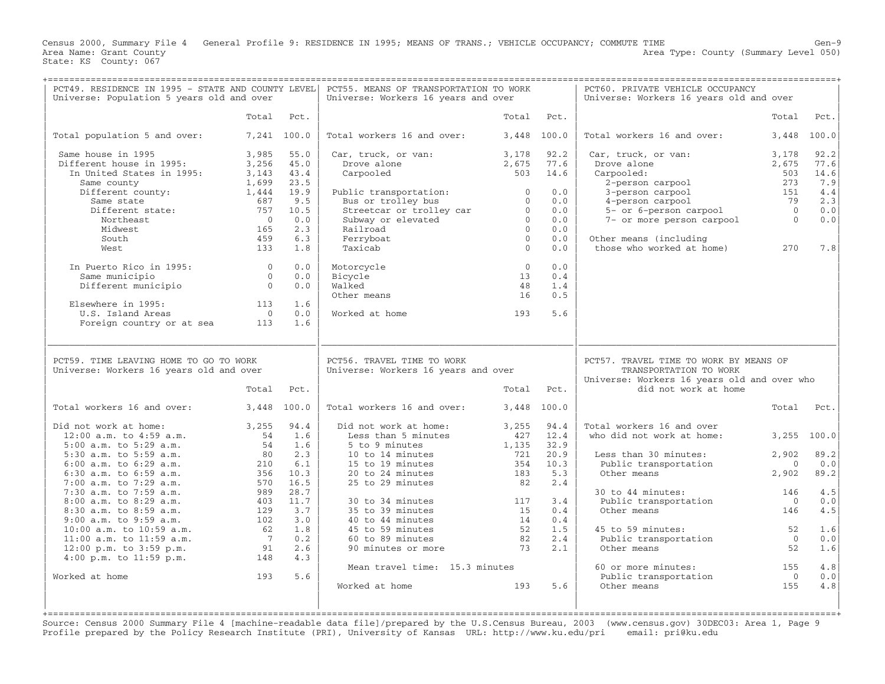Census 2000, Summary File 4 General Profile 9: RESIDENCE IN 1995; MEANS OF TRANS.; VEHICLE OCCUPANCY; COMMUTE TIME Gen-9
Area Name: Grant County Area Type: County (Summary Level 050)
State: KS County: 067

## PCT49. RESIDENCE IN 1995 - STATE AND COUNTY LEVEL
Universe: Population 5 years old and over

| | Total | Pct. |
|---|---|---|
| Total population 5 and over: | 7,241 | 100.0 |
| Same house in 1995 | 3,985 | 55.0 |
| Different house in 1995: | 3,256 | 45.0 |
| In United States in 1995: | 3,143 | 43.4 |
| Same county | 1,699 | 23.5 |
| Different county: | 1,444 | 19.9 |
| Same state | 687 | 9.5 |
| Different state: | 757 | 10.5 |
| Northeast | 0 | 0.0 |
| Midwest | 165 | 2.3 |
| South | 459 | 6.3 |
| West | 133 | 1.8 |
| In Puerto Rico in 1995: | 0 | 0.0 |
| Same municipio | 0 | 0.0 |
| Different municipio | 0 | 0.0 |
| Elsewhere in 1995: | 113 | 1.6 |
| U.S. Island Areas | 0 | 0.0 |
| Foreign country or at sea | 113 | 1.6 |

## PCT55. MEANS OF TRANSPORTATION TO WORK
Universe: Workers 16 years and over

| | Total | Pct. |
|---|---|---|
| Total workers 16 and over: | 3,448 | 100.0 |
| Car, truck, or van: | 3,178 | 92.2 |
| Drove alone | 2,675 | 77.6 |
| Carpooled | 503 | 14.6 |
| Public transportation: | 0 | 0.0 |
| Bus or trolley bus | 0 | 0.0 |
| Streetcar or trolley car | 0 | 0.0 |
| Subway or elevated | 0 | 0.0 |
| Railroad | 0 | 0.0 |
| Ferryboat | 0 | 0.0 |
| Taxicab | 0 | 0.0 |
| Motorcycle | 0 | 0.0 |
| Bicycle | 13 | 0.4 |
| Walked | 48 | 1.4 |
| Other means | 16 | 0.5 |
| Worked at home | 193 | 5.6 |

## PCT60. PRIVATE VEHICLE OCCUPANCY
Universe: Workers 16 years old and over

| | Total | Pct. |
|---|---|---|
| Total workers 16 and over: | 3,448 | 100.0 |
| Car, truck, or van: | 3,178 | 92.2 |
| Drove alone | 2,675 | 77.6 |
| Carpooled: | 503 | 14.6 |
| 2-person carpool | 273 | 7.9 |
| 3-person carpool | 151 | 4.4 |
| 4-person carpool | 79 | 2.3 |
| 5- or 6-person carpool | 0 | 0.0 |
| 7- or more person carpool | 0 | 0.0 |
| Other means (including those who worked at home) | 270 | 7.8 |

## PCT59. TIME LEAVING HOME TO GO TO WORK
Universe: Workers 16 years old and over

| | Total | Pct. |
|---|---|---|
| Total workers 16 and over: | 3,448 | 100.0 |
| Did not work at home: | 3,255 | 94.4 |
| 12:00 a.m. to 4:59 a.m. | 54 | 1.6 |
| 5:00 a.m. to 5:29 a.m. | 54 | 1.6 |
| 5:30 a.m. to 5:59 a.m. | 80 | 2.3 |
| 6:00 a.m. to 6:29 a.m. | 210 | 6.1 |
| 6:30 a.m. to 6:59 a.m. | 356 | 10.3 |
| 7:00 a.m. to 7:29 a.m. | 570 | 16.5 |
| 7:30 a.m. to 7:59 a.m. | 989 | 28.7 |
| 8:00 a.m. to 8:29 a.m. | 403 | 11.7 |
| 8:30 a.m. to 8:59 a.m. | 129 | 3.7 |
| 9:00 a.m. to 9:59 a.m. | 102 | 3.0 |
| 10:00 a.m. to 10:59 a.m. | 62 | 1.8 |
| 11:00 a.m. to 11:59 a.m. | 7 | 0.2 |
| 12:00 p.m. to 3:59 p.m. | 91 | 2.6 |
| 4:00 p.m. to 11:59 p.m. | 148 | 4.3 |
| Worked at home | 193 | 5.6 |

## PCT56. TRAVEL TIME TO WORK
Universe: Workers 16 years and over

| | Total | Pct. |
|---|---|---|
| Total workers 16 and over: | 3,448 | 100.0 |
| Did not work at home: | 3,255 | 94.4 |
| Less than 5 minutes | 427 | 12.4 |
| 5 to 9 minutes | 1,135 | 32.9 |
| 10 to 14 minutes | 721 | 20.9 |
| 15 to 19 minutes | 354 | 10.3 |
| 20 to 24 minutes | 183 | 5.3 |
| 25 to 29 minutes | 82 | 2.4 |
| 30 to 34 minutes | 117 | 3.4 |
| 35 to 39 minutes | 15 | 0.4 |
| 40 to 44 minutes | 14 | 0.4 |
| 45 to 59 minutes | 52 | 1.5 |
| 60 to 89 minutes | 82 | 2.4 |
| 90 minutes or more | 73 | 2.1 |
| Mean travel time: 15.3 minutes | | |
| Worked at home | 193 | 5.6 |

## PCT57. TRAVEL TIME TO WORK BY MEANS OF TRANSPORTATION TO WORK
Universe: Workers 16 years old and over who did not work at home

| | Total | Pct. |
|---|---|---|
| Total workers 16 and over who did not work at home: | 3,255 | 100.0 |
| Less than 30 minutes: | 2,902 | 89.2 |
| Public transportation | 0 | 0.0 |
| Other means | 2,902 | 89.2 |
| 30 to 44 minutes: | 146 | 4.5 |
| Public transportation | 0 | 0.0 |
| Other means | 146 | 4.5 |
| 45 to 59 minutes: | 52 | 1.6 |
| Public transportation | 0 | 0.0 |
| Other means | 52 | 1.6 |
| 60 or more minutes: | 155 | 4.8 |
| Public transportation | 0 | 0.0 |
| Other means | 155 | 4.8 |

Source: Census 2000 Summary File 4 [machine-readable data file]/prepared by the U.S.Census Bureau, 2003 (www.census.gov) 30DEC03: Area 1, Page 9
Profile prepared by the Policy Research Institute (PRI), University of Kansas URL: http://www.ku.edu/pri email: pri@ku.edu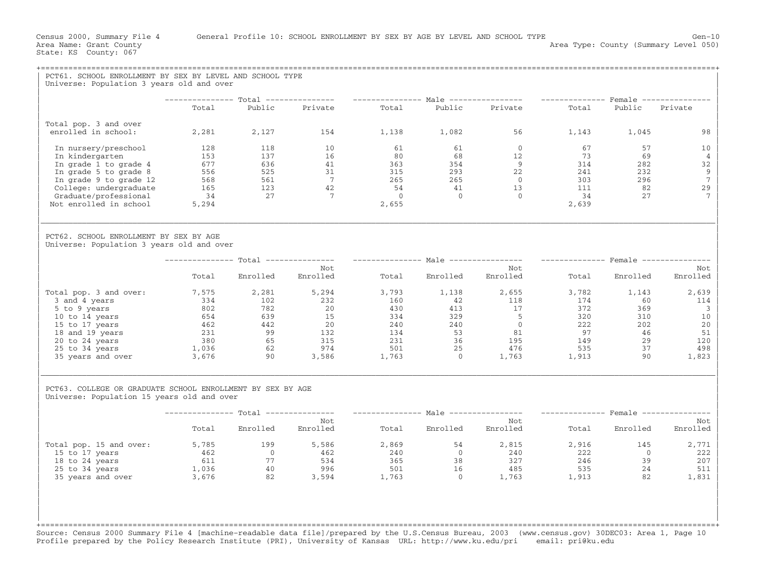Census 2000, Summary File 4 General Profile 10: SCHOOL ENROLLMENT BY SEX BY AGE BY LEVEL AND SCHOOL TYPE Gen-10
Area Name: Grant County Area Type: County (Summary Level 050)
State: KS County: 067

## PCT61. SCHOOL ENROLLMENT BY SEX BY LEVEL AND SCHOOL TYPE

Universe: Population 3 years old and over

| | Total | | | Male | | | Female | | |
|---|---|---|---|---|---|---|---|---|---|
| | Total | Public | Private | Total | Public | Private | Total | Public | Private |
| Total pop. 3 and over enrolled in school: | 2,281 | 2,127 | 154 | 1,138 | 1,082 | 56 | 1,143 | 1,045 | 98 |
| In nursery/preschool | 128 | 118 | 10 | 61 | 61 | 0 | 67 | 57 | 10 |
| In kindergarten | 153 | 137 | 16 | 80 | 68 | 12 | 73 | 69 | 4 |
| In grade 1 to grade 4 | 677 | 636 | 41 | 363 | 354 | 9 | 314 | 282 | 32 |
| In grade 5 to grade 8 | 556 | 525 | 31 | 315 | 293 | 22 | 241 | 232 | 9 |
| In grade 9 to grade 12 | 568 | 561 | 7 | 265 | 265 | 0 | 303 | 296 | 7 |
| College: undergraduate | 165 | 123 | 42 | 54 | 41 | 13 | 111 | 82 | 29 |
| Graduate/professional | 34 | 27 | 7 | 0 | 0 | 0 | 34 | 27 | 7 |
| Not enrolled in school | 5,294 | | | 2,655 | | | 2,639 | | |

## PCT62. SCHOOL ENROLLMENT BY SEX BY AGE

Universe: Population 3 years old and over

| | Total | | | Male | | | Female | | |
|---|---|---|---|---|---|---|---|---|---|
| | Total | Enrolled | Not Enrolled | Total | Enrolled | Not Enrolled | Total | Enrolled | Not Enrolled |
| Total pop. 3 and over: | 7,575 | 2,281 | 5,294 | 3,793 | 1,138 | 2,655 | 3,782 | 1,143 | 2,639 |
| 3 and 4 years | 334 | 102 | 232 | 160 | 42 | 118 | 174 | 60 | 114 |
| 5 to 9 years | 802 | 782 | 20 | 430 | 413 | 17 | 372 | 369 | 3 |
| 10 to 14 years | 654 | 639 | 15 | 334 | 329 | 5 | 320 | 310 | 10 |
| 15 to 17 years | 462 | 442 | 20 | 240 | 240 | 0 | 222 | 202 | 20 |
| 18 and 19 years | 231 | 99 | 132 | 134 | 53 | 81 | 97 | 46 | 51 |
| 20 to 24 years | 380 | 65 | 315 | 231 | 36 | 195 | 149 | 29 | 120 |
| 25 to 34 years | 1,036 | 62 | 974 | 501 | 25 | 476 | 535 | 37 | 498 |
| 35 years and over | 3,676 | 90 | 3,586 | 1,763 | 0 | 1,763 | 1,913 | 90 | 1,823 |

## PCT63. COLLEGE OR GRADUATE SCHOOL ENROLLMENT BY SEX BY AGE

Universe: Population 15 years old and over

| | Total | | | Male | | | Female | | |
|---|---|---|---|---|---|---|---|---|---|
| | Total | Enrolled | Not Enrolled | Total | Enrolled | Not Enrolled | Total | Enrolled | Not Enrolled |
| Total pop. 15 and over: | 5,785 | 199 | 5,586 | 2,869 | 54 | 2,815 | 2,916 | 145 | 2,771 |
| 15 to 17 years | 462 | 0 | 462 | 240 | 0 | 240 | 222 | 0 | 222 |
| 18 to 24 years | 611 | 77 | 534 | 365 | 38 | 327 | 246 | 39 | 207 |
| 25 to 34 years | 1,036 | 40 | 996 | 501 | 16 | 485 | 535 | 24 | 511 |
| 35 years and over | 3,676 | 82 | 3,594 | 1,763 | 0 | 1,763 | 1,913 | 82 | 1,831 |

Source: Census 2000 Summary File 4 [machine-readable data file]/prepared by the U.S.Census Bureau, 2003 (www.census.gov) 30DEC03: Area 1, Page 10
Profile prepared by the Policy Research Institute (PRI), University of Kansas URL: http://www.ku.edu/pri email: pri@ku.edu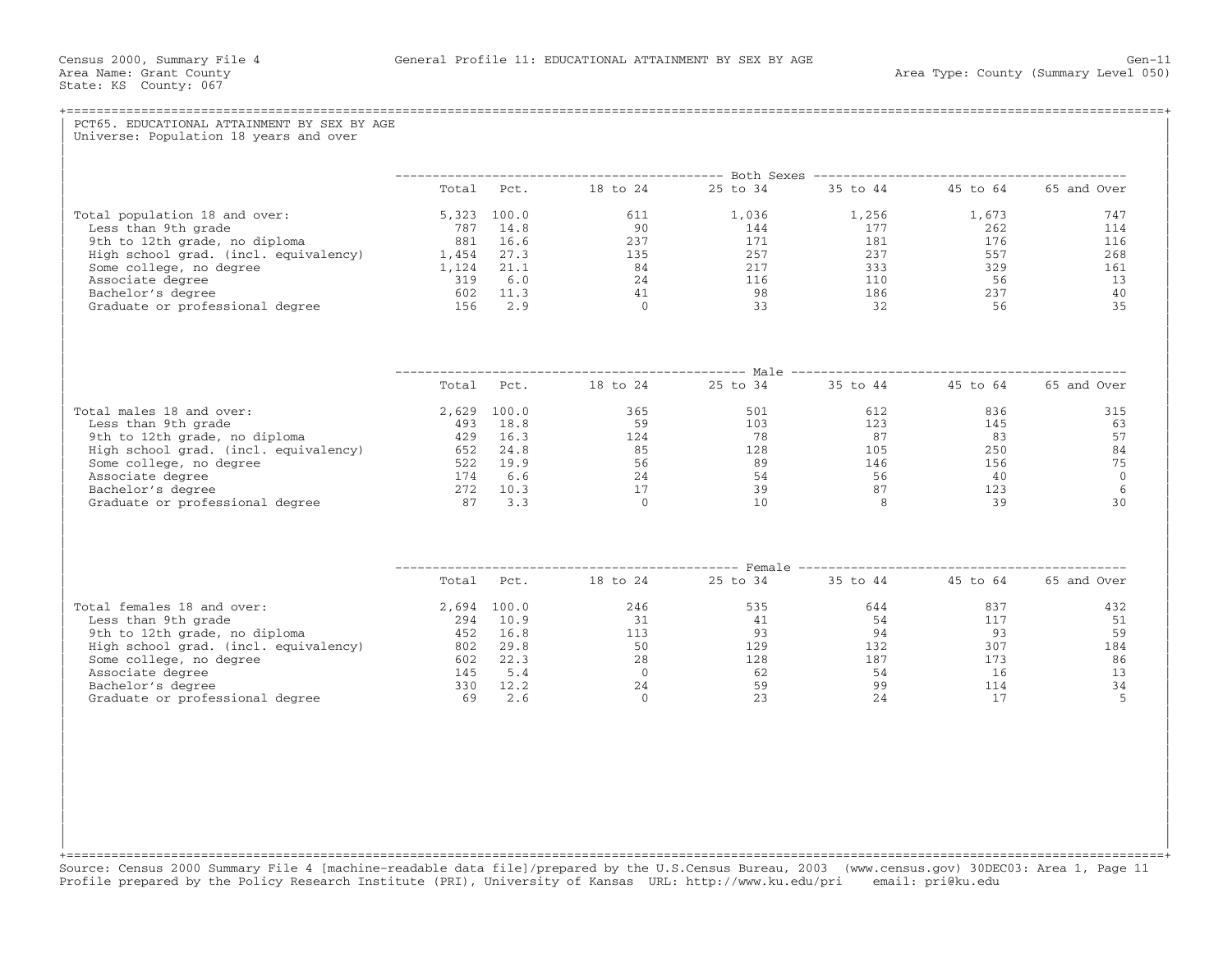Census 2000, Summary File 4 General Profile 11: EDUCATIONAL ATTAINMENT BY SEX BY AGE Gen-11
Area Name: Grant County Area Type: County (Summary Level 050)
State: KS County: 067

## PCT65. EDUCATIONAL ATTAINMENT BY SEX BY AGE

Universe: Population 18 years and over

| Both Sexes | Total | Pct. | 18 to 24 | 25 to 34 | 35 to 44 | 45 to 64 | 65 and Over |
|---|---|---|---|---|---|---|---|
| Total population 18 and over: | 5,323 | 100.0 | 611 | 1,036 | 1,256 | 1,673 | 747 |
| Less than 9th grade | 787 | 14.8 | 90 | 144 | 177 | 262 | 114 |
| 9th to 12th grade, no diploma | 881 | 16.6 | 237 | 171 | 181 | 176 | 116 |
| High school grad. (incl. equivalency) | 1,454 | 27.3 | 135 | 257 | 237 | 557 | 268 |
| Some college, no degree | 1,124 | 21.1 | 84 | 217 | 333 | 329 | 161 |
| Associate degree | 319 | 6.0 | 24 | 116 | 110 | 56 | 13 |
| Bachelor's degree | 602 | 11.3 | 41 | 98 | 186 | 237 | 40 |
| Graduate or professional degree | 156 | 2.9 | 0 | 33 | 32 | 56 | 35 |

| Male | Total | Pct. | 18 to 24 | 25 to 34 | 35 to 44 | 45 to 64 | 65 and Over |
|---|---|---|---|---|---|---|---|
| Total males 18 and over: | 2,629 | 100.0 | 365 | 501 | 612 | 836 | 315 |
| Less than 9th grade | 493 | 18.8 | 59 | 103 | 123 | 145 | 63 |
| 9th to 12th grade, no diploma | 429 | 16.3 | 124 | 78 | 87 | 83 | 57 |
| High school grad. (incl. equivalency) | 652 | 24.8 | 85 | 128 | 105 | 250 | 84 |
| Some college, no degree | 522 | 19.9 | 56 | 89 | 146 | 156 | 75 |
| Associate degree | 174 | 6.6 | 24 | 54 | 56 | 40 | 0 |
| Bachelor's degree | 272 | 10.3 | 17 | 39 | 87 | 123 | 6 |
| Graduate or professional degree | 87 | 3.3 | 0 | 10 | 8 | 39 | 30 |

| Female | Total | Pct. | 18 to 24 | 25 to 34 | 35 to 44 | 45 to 64 | 65 and Over |
|---|---|---|---|---|---|---|---|
| Total females 18 and over: | 2,694 | 100.0 | 246 | 535 | 644 | 837 | 432 |
| Less than 9th grade | 294 | 10.9 | 31 | 41 | 54 | 117 | 51 |
| 9th to 12th grade, no diploma | 452 | 16.8 | 113 | 93 | 94 | 93 | 59 |
| High school grad. (incl. equivalency) | 802 | 29.8 | 50 | 129 | 132 | 307 | 184 |
| Some college, no degree | 602 | 22.3 | 28 | 128 | 187 | 173 | 86 |
| Associate degree | 145 | 5.4 | 0 | 62 | 54 | 16 | 13 |
| Bachelor's degree | 330 | 12.2 | 24 | 59 | 99 | 114 | 34 |
| Graduate or professional degree | 69 | 2.6 | 0 | 23 | 24 | 17 | 5 |

Source: Census 2000 Summary File 4 [machine-readable data file]/prepared by the U.S.Census Bureau, 2003 (www.census.gov) 30DEC03: Area 1, Page 11
Profile prepared by the Policy Research Institute (PRI), University of Kansas URL: http://www.ku.edu/pri email: pri@ku.edu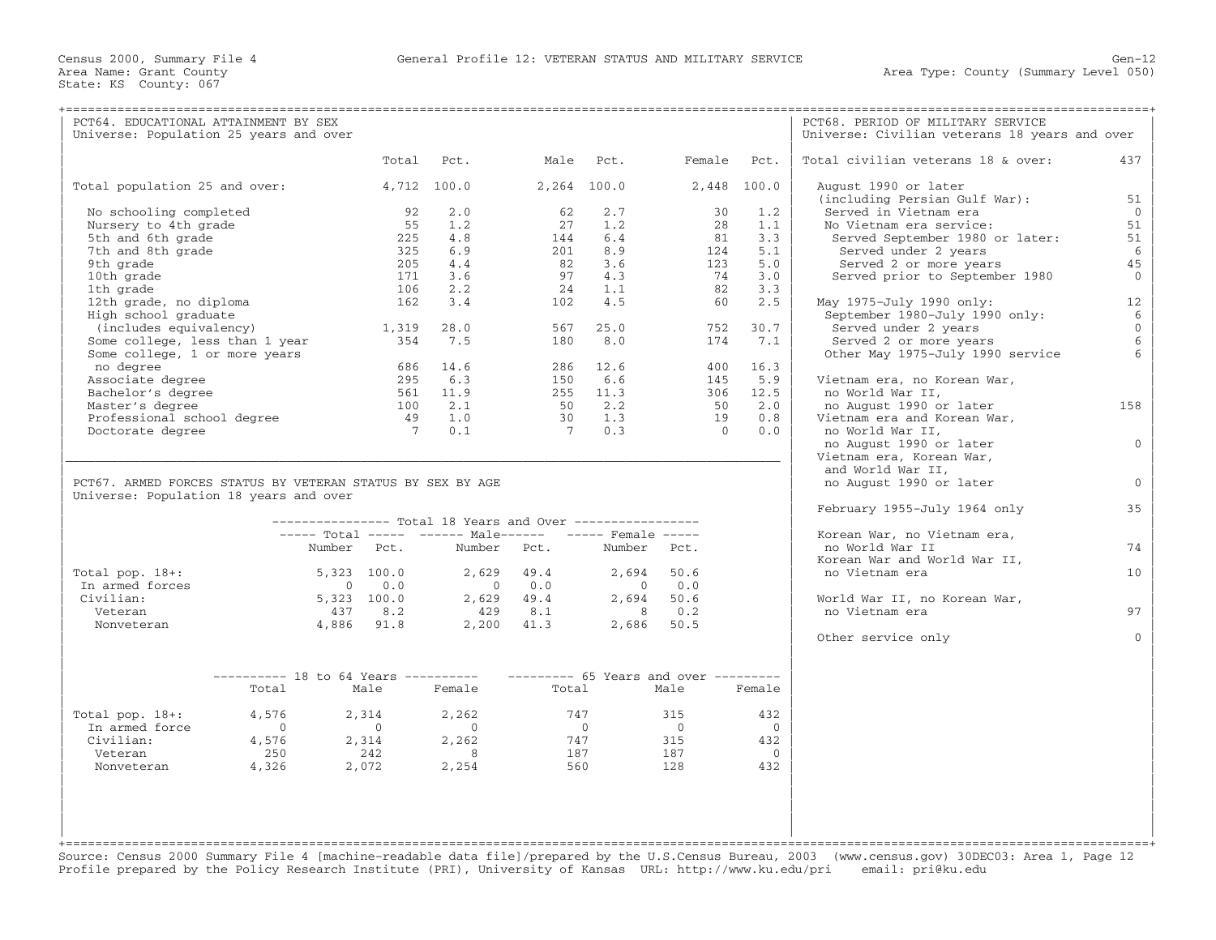Census 2000, Summary File 4 — General Profile 12: VETERAN STATUS AND MILITARY SERVICE — Gen-12

Area Name: Grant County — Area Type: County (Summary Level 050)

State: KS County: 067

## PCT64. EDUCATIONAL ATTAINMENT BY SEX

Universe: Population 25 years and over

| | Total | Pct. | Male | Pct. | Female | Pct. |
|---|---|---|---|---|---|---|
| Total population 25 and over: | 4,712 | 100.0 | 2,264 | 100.0 | 2,448 | 100.0 |
| No schooling completed | 92 | 2.0 | 62 | 2.7 | 30 | 1.2 |
| Nursery to 4th grade | 55 | 1.2 | 27 | 1.2 | 28 | 1.1 |
| 5th and 6th grade | 225 | 4.8 | 144 | 6.4 | 81 | 3.3 |
| 7th and 8th grade | 325 | 6.9 | 201 | 8.9 | 124 | 5.1 |
| 9th grade | 205 | 4.4 | 82 | 3.6 | 123 | 5.0 |
| 10th grade | 171 | 3.6 | 97 | 4.3 | 74 | 3.0 |
| 1th grade | 106 | 2.2 | 24 | 1.1 | 82 | 3.3 |
| 12th grade, no diploma | 162 | 3.4 | 102 | 4.5 | 60 | 2.5 |
| High school graduate (includes equivalency) | 1,319 | 28.0 | 567 | 25.0 | 752 | 30.7 |
| Some college, less than 1 year | 354 | 7.5 | 180 | 8.0 | 174 | 7.1 |
| Some college, 1 or more years no degree | 686 | 14.6 | 286 | 12.6 | 400 | 16.3 |
| Associate degree | 295 | 6.3 | 150 | 6.6 | 145 | 5.9 |
| Bachelor's degree | 561 | 11.9 | 255 | 11.3 | 306 | 12.5 |
| Master's degree | 100 | 2.1 | 50 | 2.2 | 50 | 2.0 |
| Professional school degree | 49 | 1.0 | 30 | 1.3 | 19 | 0.8 |
| Doctorate degree | 7 | 0.1 | 7 | 0.3 | 0 | 0.0 |

## PCT67. ARMED FORCES STATUS BY VETERAN STATUS BY SEX BY AGE

Universe: Population 18 years and over

| Total 18 Years and Over | Total Number | Total Pct. | Male Number | Male Pct. | Female Number | Female Pct. |
|---|---|---|---|---|---|---|
| Total pop. 18+: | 5,323 | 100.0 | 2,629 | 49.4 | 2,694 | 50.6 |
| In armed forces | 0 | 0.0 | 0 | 0.0 | 0 | 0.0 |
| Civilian: | 5,323 | 100.0 | 2,629 | 49.4 | 2,694 | 50.6 |
| Veteran | 437 | 8.2 | 429 | 8.1 | 8 | 0.2 |
| Nonveteran | 4,886 | 91.8 | 2,200 | 41.3 | 2,686 | 50.5 |

| | 18 to 64 Years Total | 18 to 64 Years Male | 18 to 64 Years Female | 65 Years and over Total | 65 Years and over Male | 65 Years and over Female |
|---|---|---|---|---|---|---|
| Total pop. 18+: | 4,576 | 2,314 | 2,262 | 747 | 315 | 432 |
| In armed force | 0 | 0 | 0 | 0 | 0 | 0 |
| Civilian: | 4,576 | 2,314 | 2,262 | 747 | 315 | 432 |
| Veteran | 250 | 242 | 8 | 187 | 187 | 0 |
| Nonveteran | 4,326 | 2,072 | 2,254 | 560 | 128 | 432 |

## PCT68. PERIOD OF MILITARY SERVICE

Universe: Civilian veterans 18 years and over

| | |
|---|---|
| Total civilian veterans 18 & over: | 437 |
| August 1990 or later (including Persian Gulf War): | 51 |
| Served in Vietnam era | 0 |
| No Vietnam era service: | 51 |
| Served September 1980 or later: | 51 |
| Served under 2 years | 6 |
| Served 2 or more years | 45 |
| Served prior to September 1980 | 0 |
| May 1975-July 1990 only: | 12 |
| September 1980-July 1990 only: | 6 |
| Served under 2 years | 0 |
| Served 2 or more years | 6 |
| Other May 1975-July 1990 service | 6 |
| Vietnam era, no Korean War, no World War II, no August 1990 or later | 158 |
| Vietnam era and Korean War, no World War II, no August 1990 or later | 0 |
| Vietnam era, Korean War, and World War II, no August 1990 or later | 0 |
| February 1955-July 1964 only | 35 |
| Korean War, no Vietnam era, no World War II | 74 |
| Korean War and World War II, no Vietnam era | 10 |
| World War II, no Korean War, no Vietnam era | 97 |
| Other service only | 0 |

Source: Census 2000 Summary File 4 [machine-readable data file]/prepared by the U.S.Census Bureau, 2003 (www.census.gov) 30DEC03: Area 1, Page 12
Profile prepared by the Policy Research Institute (PRI), University of Kansas URL: http://www.ku.edu/pri email: pri@ku.edu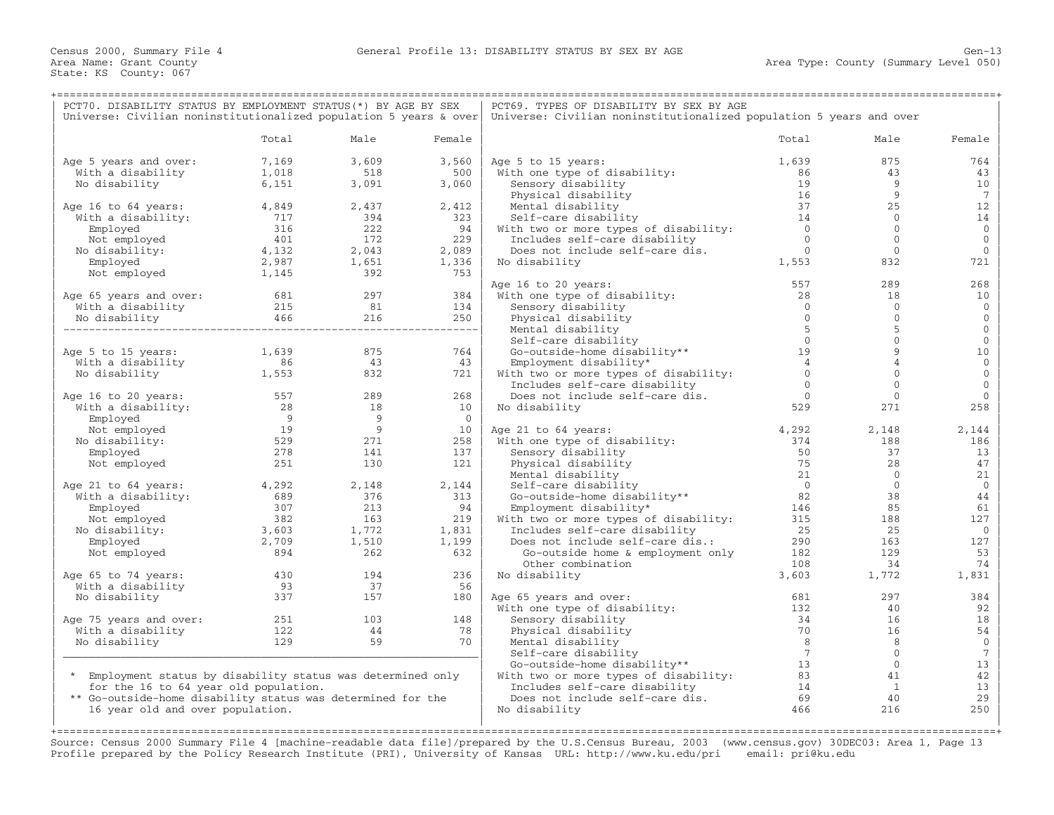Census 2000, Summary File 4 — General Profile 13: DISABILITY STATUS BY SEX BY AGE — Gen-13

Area Name: Grant County — Area Type: County (Summary Level 050)

State: KS County: 067

## PCT70. DISABILITY STATUS BY EMPLOYMENT STATUS(*) BY AGE BY SEX

Universe: Civilian noninstitutionalized population 5 years & over

| | Total | Male | Female |
|---|---|---|---|
| Age 5 years and over: | 7,169 | 3,609 | 3,560 |
| With a disability | 1,018 | 518 | 500 |
| No disability | 6,151 | 3,091 | 3,060 |
| Age 16 to 64 years: | 4,849 | 2,437 | 2,412 |
| With a disability: | 717 | 394 | 323 |
| Employed | 316 | 222 | 94 |
| Not employed | 401 | 172 | 229 |
| No disability: | 4,132 | 2,043 | 2,089 |
| Employed | 2,987 | 1,651 | 1,336 |
| Not employed | 1,145 | 392 | 753 |
| Age 65 years and over: | 681 | 297 | 384 |
| With a disability | 215 | 81 | 134 |
| No disability | 466 | 216 | 250 |
| Age 5 to 15 years: | 1,639 | 875 | 764 |
| With a disability | 86 | 43 | 43 |
| No disability | 1,553 | 832 | 721 |
| Age 16 to 20 years: | 557 | 289 | 268 |
| With a disability: | 28 | 18 | 10 |
| Employed | 9 | 9 | 0 |
| Not employed | 19 | 9 | 10 |
| No disability: | 529 | 271 | 258 |
| Employed | 278 | 141 | 137 |
| Not employed | 251 | 130 | 121 |
| Age 21 to 64 years: | 4,292 | 2,148 | 2,144 |
| With a disability: | 689 | 376 | 313 |
| Employed | 307 | 213 | 94 |
| Not employed | 382 | 163 | 219 |
| No disability: | 3,603 | 1,772 | 1,831 |
| Employed | 2,709 | 1,510 | 1,199 |
| Not employed | 894 | 262 | 632 |
| Age 65 to 74 years: | 430 | 194 | 236 |
| With a disability | 93 | 37 | 56 |
| No disability | 337 | 157 | 180 |
| Age 75 years and over: | 251 | 103 | 148 |
| With a disability | 122 | 44 | 78 |
| No disability | 129 | 59 | 70 |

\* Employment status by disability status was determined only for the 16 to 64 year old population.

\*\* Go-outside-home disability status was determined for the 16 year old and over population.

## PCT69. TYPES OF DISABILITY BY SEX BY AGE

Universe: Civilian noninstitutionalized population 5 years and over

| | Total | Male | Female |
|---|---|---|---|
| Age 5 to 15 years: | 1,639 | 875 | 764 |
| With one type of disability: | 86 | 43 | 43 |
| Sensory disability | 19 | 9 | 10 |
| Physical disability | 16 | 9 | 7 |
| Mental disability | 37 | 25 | 12 |
| Self-care disability | 14 | 0 | 14 |
| With two or more types of disability: | 0 | 0 | 0 |
| Includes self-care disability | 0 | 0 | 0 |
| Does not include self-care dis. | 0 | 0 | 0 |
| No disability | 1,553 | 832 | 721 |
| Age 16 to 20 years: | 557 | 289 | 268 |
| With one type of disability: | 28 | 18 | 10 |
| Sensory disability | 0 | 0 | 0 |
| Physical disability | 0 | 0 | 0 |
| Mental disability | 5 | 5 | 0 |
| Self-care disability | 0 | 0 | 0 |
| Go-outside-home disability** | 19 | 9 | 10 |
| Employment disability* | 4 | 4 | 0 |
| With two or more types of disability: | 0 | 0 | 0 |
| Includes self-care disability | 0 | 0 | 0 |
| Does not include self-care dis. | 0 | 0 | 0 |
| No disability | 529 | 271 | 258 |
| Age 21 to 64 years: | 4,292 | 2,148 | 2,144 |
| With one type of disability: | 374 | 188 | 186 |
| Sensory disability | 50 | 37 | 13 |
| Physical disability | 75 | 28 | 47 |
| Mental disability | 21 | 0 | 21 |
| Self-care disability | 0 | 0 | 0 |
| Go-outside-home disability** | 82 | 38 | 44 |
| Employment disability* | 146 | 85 | 61 |
| With two or more types of disability: | 315 | 188 | 127 |
| Includes self-care disability | 25 | 25 | 0 |
| Does not include self-care dis.: | 290 | 163 | 127 |
| Go-outside home & employment only | 182 | 129 | 53 |
| Other combination | 108 | 34 | 74 |
| No disability | 3,603 | 1,772 | 1,831 |
| Age 65 years and over: | 681 | 297 | 384 |
| With one type of disability: | 132 | 40 | 92 |
| Sensory disability | 34 | 16 | 18 |
| Physical disability | 70 | 16 | 54 |
| Mental disability | 8 | 8 | 0 |
| Self-care disability | 7 | 0 | 7 |
| Go-outside-home disability** | 13 | 0 | 13 |
| With two or more types of disability: | 83 | 41 | 42 |
| Includes self-care disability | 14 | 1 | 13 |
| Does not include self-care dis. | 69 | 40 | 29 |
| No disability | 466 | 216 | 250 |

Source: Census 2000 Summary File 4 [machine-readable data file]/prepared by the U.S.Census Bureau, 2003 (www.census.gov) 30DEC03: Area 1, Page 13

Profile prepared by the Policy Research Institute (PRI), University of Kansas URL: http://www.ku.edu/pri email: pri@ku.edu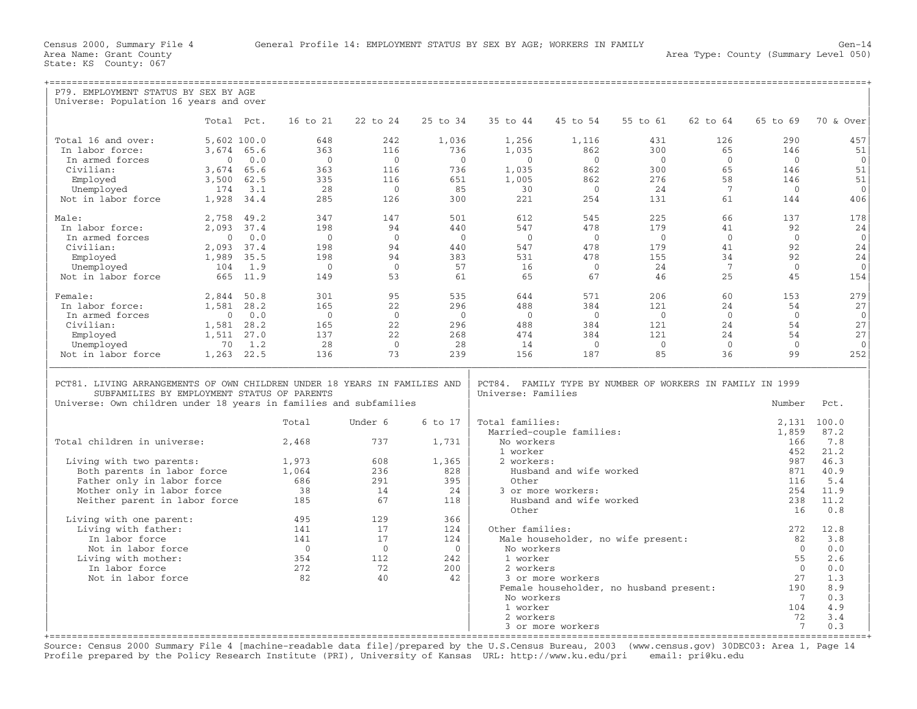Census 2000, Summary File 4 General Profile 14: EMPLOYMENT STATUS BY SEX BY AGE; WORKERS IN FAMILY Gen-14
Area Name: Grant County Area Type: County (Summary Level 050)
State: KS County: 067

## P79. EMPLOYMENT STATUS BY SEX BY AGE

Universe: Population 16 years and over

| | Total | Pct. | 16 to 21 | 22 to 24 | 25 to 34 | 35 to 44 | 45 to 54 | 55 to 61 | 62 to 64 | 65 to 69 | 70 & Over |
|---|---|---|---|---|---|---|---|---|---|---|---|
| Total 16 and over: | 5,602 | 100.0 | 648 | 242 | 1,036 | 1,256 | 1,116 | 431 | 126 | 290 | 457 |
| In labor force: | 3,674 | 65.6 | 363 | 116 | 736 | 1,035 | 862 | 300 | 65 | 146 | 51 |
| In armed forces | 0 | 0.0 | 0 | 0 | 0 | 0 | 0 | 0 | 0 | 0 | 0 |
| Civilian: | 3,674 | 65.6 | 363 | 116 | 736 | 1,035 | 862 | 300 | 65 | 146 | 51 |
| Employed | 3,500 | 62.5 | 335 | 116 | 651 | 1,005 | 862 | 276 | 58 | 146 | 51 |
| Unemployed | 174 | 3.1 | 28 | 0 | 85 | 30 | 0 | 24 | 7 | 0 | 0 |
| Not in labor force | 1,928 | 34.4 | 285 | 126 | 300 | 221 | 254 | 131 | 61 | 144 | 406 |
| Male: | 2,758 | 49.2 | 347 | 147 | 501 | 612 | 545 | 225 | 66 | 137 | 178 |
| In labor force: | 2,093 | 37.4 | 198 | 94 | 440 | 547 | 478 | 179 | 41 | 92 | 24 |
| In armed forces | 0 | 0.0 | 0 | 0 | 0 | 0 | 0 | 0 | 0 | 0 | 0 |
| Civilian: | 2,093 | 37.4 | 198 | 94 | 440 | 547 | 478 | 179 | 41 | 92 | 24 |
| Employed | 1,989 | 35.5 | 198 | 94 | 383 | 531 | 478 | 155 | 34 | 92 | 24 |
| Unemployed | 104 | 1.9 | 0 | 0 | 57 | 16 | 0 | 24 | 7 | 0 | 0 |
| Not in labor force | 665 | 11.9 | 149 | 53 | 61 | 65 | 67 | 46 | 25 | 45 | 154 |
| Female: | 2,844 | 50.8 | 301 | 95 | 535 | 644 | 571 | 206 | 60 | 153 | 279 |
| In labor force: | 1,581 | 28.2 | 165 | 22 | 296 | 488 | 384 | 121 | 24 | 54 | 27 |
| In armed forces | 0 | 0.0 | 0 | 0 | 0 | 0 | 0 | 0 | 0 | 0 | 0 |
| Civilian: | 1,581 | 28.2 | 165 | 22 | 296 | 488 | 384 | 121 | 24 | 54 | 27 |
| Employed | 1,511 | 27.0 | 137 | 22 | 268 | 474 | 384 | 121 | 24 | 54 | 27 |
| Unemployed | 70 | 1.2 | 28 | 0 | 28 | 14 | 0 | 0 | 0 | 0 | 0 |
| Not in labor force | 1,263 | 22.5 | 136 | 73 | 239 | 156 | 187 | 85 | 36 | 99 | 252 |

## PCT81. LIVING ARRANGEMENTS OF OWN CHILDREN UNDER 18 YEARS IN FAMILIES AND SUBFAMILIES BY EMPLOYMENT STATUS OF PARENTS

Universe: Own children under 18 years in families and subfamilies

| | Total | Under 6 | 6 to 17 |
|---|---|---|---|
| Total children in universe: | 2,468 | 737 | 1,731 |
| Living with two parents: | 1,973 | 608 | 1,365 |
| Both parents in labor force | 1,064 | 236 | 828 |
| Father only in labor force | 686 | 291 | 395 |
| Mother only in labor force | 38 | 14 | 24 |
| Neither parent in labor force | 185 | 67 | 118 |
| Living with one parent: | 495 | 129 | 366 |
| Living with father: | 141 | 17 | 124 |
| In labor force | 141 | 17 | 124 |
| Not in labor force | 0 | 0 | 0 |
| Living with mother: | 354 | 112 | 242 |
| In labor force | 272 | 72 | 200 |
| Not in labor force | 82 | 40 | 42 |

## PCT84. FAMILY TYPE BY NUMBER OF WORKERS IN FAMILY IN 1999

Universe: Families

| | Number | Pct. |
|---|---|---|
| Total families: | 2,131 | 100.0 |
| Married-couple families: | 1,859 | 87.2 |
| No workers | 166 | 7.8 |
| 1 worker | 452 | 21.2 |
| 2 workers: | 987 | 46.3 |
| Husband and wife worked | 871 | 40.9 |
| Other | 116 | 5.4 |
| 3 or more workers: | 254 | 11.9 |
| Husband and wife worked | 238 | 11.2 |
| Other | 16 | 0.8 |
| Other families: | 272 | 12.8 |
| Male householder, no wife present: | 82 | 3.8 |
| No workers | 0 | 0.0 |
| 1 worker | 55 | 2.6 |
| 2 workers | 0 | 0.0 |
| 3 or more workers | 27 | 1.3 |
| Female householder, no husband present: | 190 | 8.9 |
| No workers | 7 | 0.3 |
| 1 worker | 104 | 4.9 |
| 2 workers | 72 | 3.4 |
| 3 or more workers | 7 | 0.3 |

Source: Census 2000 Summary File 4 [machine-readable data file]/prepared by the U.S.Census Bureau, 2003 (www.census.gov) 30DEC03: Area 1, Page 14
Profile prepared by the Policy Research Institute (PRI), University of Kansas URL: http://www.ku.edu/pri email: pri@ku.edu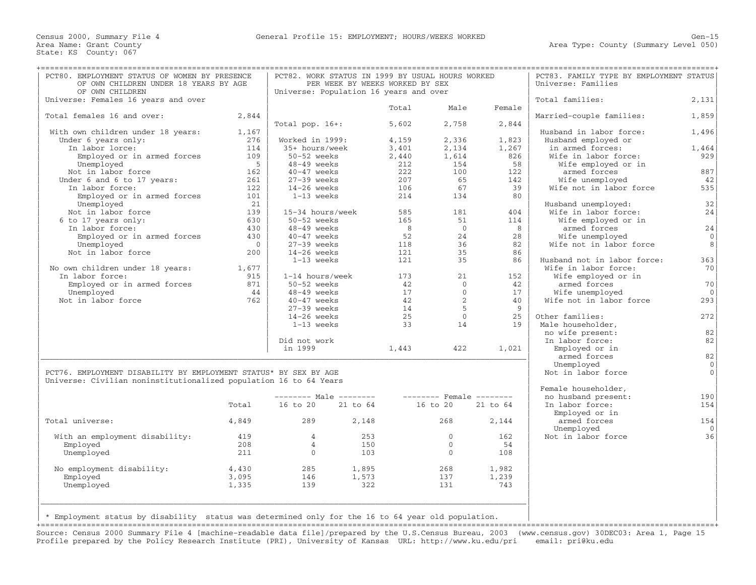Census 2000, Summary File 4 — General Profile 15: EMPLOYMENT; HOURS/WEEKS WORKED

Area Name: Grant County
State: KS County: 067
Area Type: County (Summary Level 050)

## PCT80. EMPLOYMENT STATUS OF WOMEN BY PRESENCE OF OWN CHILDREN UNDER 18 YEARS BY AGE OF OWN CHILDREN

Universe: Females 16 years and over

| | |
|---|---|
| Total females 16 and over: | 2,844 |
| With own children under 18 years: | 1,167 |
| Under 6 years only: | 276 |
| In labor lorce: | 114 |
| Employed or in armed forces | 109 |
| Unemployed | 5 |
| Not in labor force | 162 |
| Under 6 and 6 to 17 years: | 261 |
| In labor force: | 122 |
| Employed or in armed forces | 101 |
| Unemployed | 21 |
| Not in labor force | 139 |
| 6 to 17 years only: | 630 |
| In labor force: | 430 |
| Employed or in armed forces | 430 |
| Unemployed | 0 |
| Not in labor force | 200 |
| No own children under 18 years: | 1,677 |
| In labor force: | 915 |
| Employed or in armed forces | 871 |
| Unemployed | 44 |
| Not in labor force | 762 |

## PCT82. WORK STATUS IN 1999 BY USUAL HOURS WORKED PER WEEK BY WEEKS WORKED BY SEX

Universe: Population 16 years and over

| | Total | Male | Female |
|---|---|---|---|
| Total pop. 16+: | 5,602 | 2,758 | 2,844 |
| Worked in 1999: | 4,159 | 2,336 | 1,823 |
| 35+ hours/week | 3,401 | 2,134 | 1,267 |
| 50-52 weeks | 2,440 | 1,614 | 826 |
| 48-49 weeks | 212 | 154 | 58 |
| 40-47 weeks | 222 | 100 | 122 |
| 27-39 weeks | 207 | 65 | 142 |
| 14-26 weeks | 106 | 67 | 39 |
| 1-13 weeks | 214 | 134 | 80 |
| 15-34 hours/week | 585 | 181 | 404 |
| 50-52 weeks | 165 | 51 | 114 |
| 48-49 weeks | 8 | 0 | 8 |
| 40-47 weeks | 52 | 24 | 28 |
| 27-39 weeks | 118 | 36 | 82 |
| 14-26 weeks | 121 | 35 | 86 |
| 1-13 weeks | 121 | 35 | 86 |
| 1-14 hours/week | 173 | 21 | 152 |
| 50-52 weeks | 42 | 0 | 42 |
| 48-49 weeks | 17 | 0 | 17 |
| 40-47 weeks | 42 | 2 | 40 |
| 27-39 weeks | 14 | 5 | 9 |
| 14-26 weeks | 25 | 0 | 25 |
| 1-13 weeks | 33 | 14 | 19 |
| Did not work in 1999 | 1,443 | 422 | 1,021 |

## PCT83. FAMILY TYPE BY EMPLOYMENT STATUS

Universe: Families

| | |
|---|---|
| Total families: | 2,131 |
| Married-couple families: | 1,859 |
| Husband in labor force: | 1,496 |
| Husband employed or in armed forces: | 1,464 |
| Wife in labor force: | 929 |
| Wife employed or in armed forces | 887 |
| Wife unemployed | 42 |
| Wife not in labor force | 535 |
| Husband unemployed: | 32 |
| Wife in labor force: | 24 |
| Wife employed or in armed forces | 24 |
| Wife unemployed | 0 |
| Wife not in labor force | 8 |
| Husband not in labor force: | 363 |
| Wife in labor force: | 70 |
| Wife employed or in armed forces | 70 |
| Wife unemployed | 0 |
| Wife not in labor force | 293 |
| Other families: | 272 |
| Male householder, no wife present: | 82 |
| In labor force: | 82 |
| Employed or in armed forces | 82 |
| Unemployed | 0 |
| Not in labor force | 0 |
| Female householder, no husband present: | 190 |
| In labor force: | 154 |
| Employed or in armed forces | 154 |
| Unemployed | 0 |
| Not in labor force | 36 |

## PCT76. EMPLOYMENT DISABILITY BY EMPLOYMENT STATUS* BY SEX BY AGE

Universe: Civilian noninstitutionalized population 16 to 64 Years

| | Total | Male 16 to 20 | Male 21 to 64 | Female 16 to 20 | Female 21 to 64 |
|---|---|---|---|---|---|
| Total universe: | 4,849 | 289 | 2,148 | 268 | 2,144 |
| With an employment disability: | 419 | 4 | 253 | 0 | 162 |
| Employed | 208 | 4 | 150 | 0 | 54 |
| Unemployed | 211 | 0 | 103 | 0 | 108 |
| No employment disability: | 4,430 | 285 | 1,895 | 268 | 1,982 |
| Employed | 3,095 | 146 | 1,573 | 137 | 1,239 |
| Unemployed | 1,335 | 139 | 322 | 131 | 743 |

* Employment status by disability status was determined only for the 16 to 64 year old population.

Source: Census 2000 Summary File 4 [machine-readable data file]/prepared by the U.S.Census Bureau, 2003 (www.census.gov) 30DEC03: Area 1, Page 15
Profile prepared by the Policy Research Institute (PRI), University of Kansas URL: http://www.ku.edu/pri email: pri@ku.edu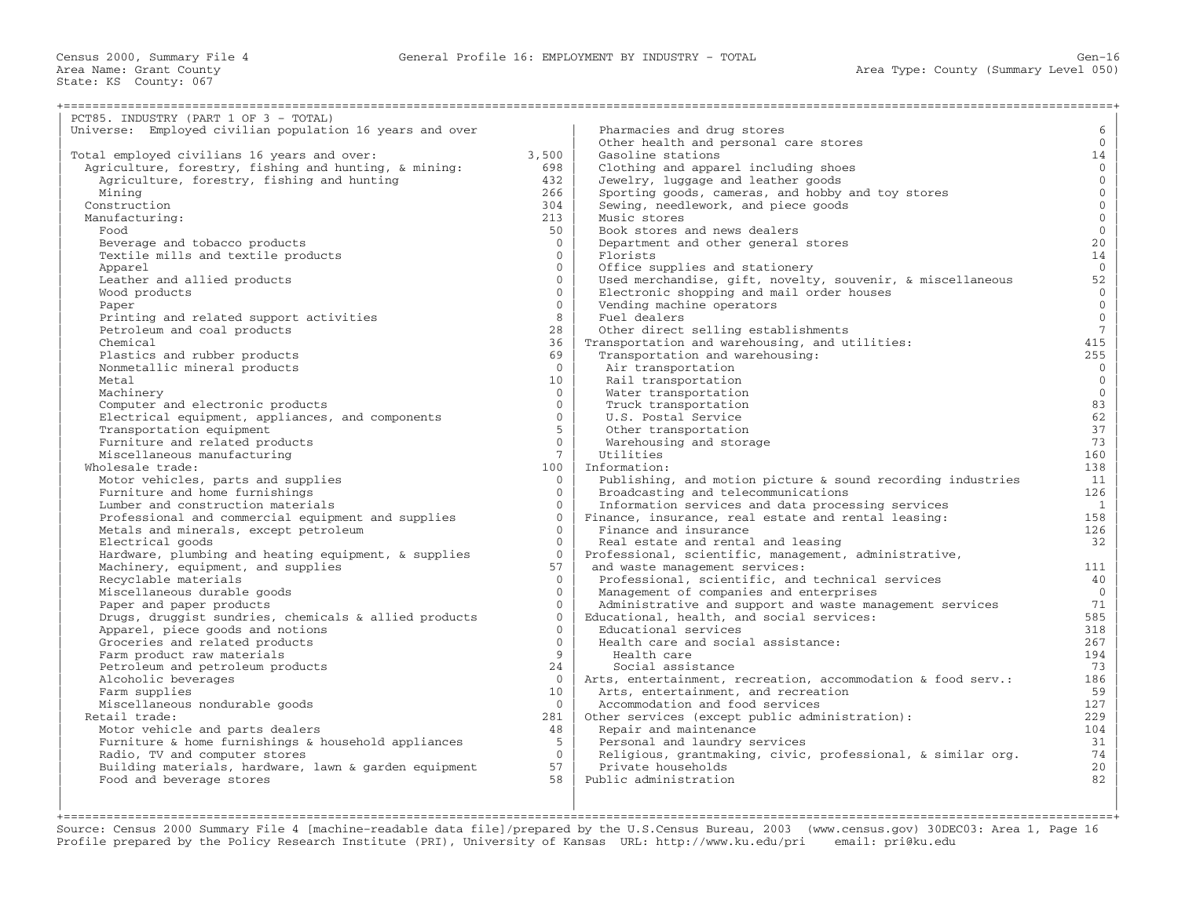Census 2000, Summary File 4 — General Profile 16: EMPLOYMENT BY INDUSTRY - TOTAL — Gen-16

Area Name: Grant County — Area Type: County (Summary Level 050)

State: KS County: 067

## PCT85. INDUSTRY (PART 1 OF 3 - TOTAL)

Universe: Employed civilian population 16 years and over

| Industry | Number |
|---|---|
| Total employed civilians 16 years and over: | 3,500 |
| Agriculture, forestry, fishing and hunting, & mining: | 698 |
| Agriculture, forestry, fishing and hunting | 432 |
| Mining | 266 |
| Construction | 304 |
| Manufacturing: | 213 |
| Food | 50 |
| Beverage and tobacco products | 0 |
| Textile mills and textile products | 0 |
| Apparel | 0 |
| Leather and allied products | 0 |
| Wood products | 0 |
| Paper | 0 |
| Printing and related support activities | 8 |
| Petroleum and coal products | 28 |
| Chemical | 36 |
| Plastics and rubber products | 69 |
| Nonmetallic mineral products | 0 |
| Metal | 10 |
| Machinery | 0 |
| Computer and electronic products | 0 |
| Electrical equipment, appliances, and components | 0 |
| Transportation equipment | 5 |
| Furniture and related products | 0 |
| Miscellaneous manufacturing | 7 |
| Wholesale trade: | 100 |
| Motor vehicles, parts and supplies | 0 |
| Furniture and home furnishings | 0 |
| Lumber and construction materials | 0 |
| Professional and commercial equipment and supplies | 0 |
| Metals and minerals, except petroleum | 0 |
| Electrical goods | 0 |
| Hardware, plumbing and heating equipment, & supplies | 0 |
| Machinery, equipment, and supplies | 57 |
| Recyclable materials | 0 |
| Miscellaneous durable goods | 0 |
| Paper and paper products | 0 |
| Drugs, druggist sundries, chemicals & allied products | 0 |
| Apparel, piece goods and notions | 0 |
| Groceries and related products | 0 |
| Farm product raw materials | 9 |
| Petroleum and petroleum products | 24 |
| Alcoholic beverages | 0 |
| Farm supplies | 10 |
| Miscellaneous nondurable goods | 0 |
| Retail trade: | 281 |
| Motor vehicle and parts dealers | 48 |
| Furniture & home furnishings & household appliances | 5 |
| Radio, TV and computer stores | 0 |
| Building materials, hardware, lawn & garden equipment | 57 |
| Food and beverage stores | 58 |
| Pharmacies and drug stores | 6 |
| Other health and personal care stores | 0 |
| Gasoline stations | 14 |
| Clothing and apparel including shoes | 0 |
| Jewelry, luggage and leather goods | 0 |
| Sporting goods, cameras, and hobby and toy stores | 0 |
| Sewing, needlework, and piece goods | 0 |
| Music stores | 0 |
| Book stores and news dealers | 0 |
| Department and other general stores | 20 |
| Florists | 14 |
| Office supplies and stationery | 0 |
| Used merchandise, gift, novelty, souvenir, & miscellaneous | 52 |
| Electronic shopping and mail order houses | 0 |
| Vending machine operators | 0 |
| Fuel dealers | 0 |
| Other direct selling establishments | 7 |
| Transportation and warehousing, and utilities: | 415 |
| Transportation and warehousing: | 255 |
| Air transportation | 0 |
| Rail transportation | 0 |
| Water transportation | 0 |
| Truck transportation | 83 |
| U.S. Postal Service | 62 |
| Other transportation | 37 |
| Warehousing and storage | 73 |
| Utilities | 160 |
| Information: | 138 |
| Publishing, and motion picture & sound recording industries | 11 |
| Broadcasting and telecommunications | 126 |
| Information services and data processing services | 1 |
| Finance, insurance, real estate and rental leasing: | 158 |
| Finance and insurance | 126 |
| Real estate and rental and leasing | 32 |
| Professional, scientific, management, administrative, and waste management services: | 111 |
| Professional, scientific, and technical services | 40 |
| Management of companies and enterprises | 0 |
| Administrative and support and waste management services | 71 |
| Educational, health, and social services: | 585 |
| Educational services | 318 |
| Health care and social assistance: | 267 |
| Health care | 194 |
| Social assistance | 73 |
| Arts, entertainment, recreation, accommodation & food serv.: | 186 |
| Arts, entertainment, and recreation | 59 |
| Accommodation and food services | 127 |
| Other services (except public administration): | 229 |
| Repair and maintenance | 104 |
| Personal and laundry services | 31 |
| Religious, grantmaking, civic, professional, & similar org. | 74 |
| Private households | 20 |
| Public administration | 82 |

Source: Census 2000 Summary File 4 [machine-readable data file]/prepared by the U.S.Census Bureau, 2003 (www.census.gov) 30DEC03: Area 1, Page 16
Profile prepared by the Policy Research Institute (PRI), University of Kansas URL: http://www.ku.edu/pri email: pri@ku.edu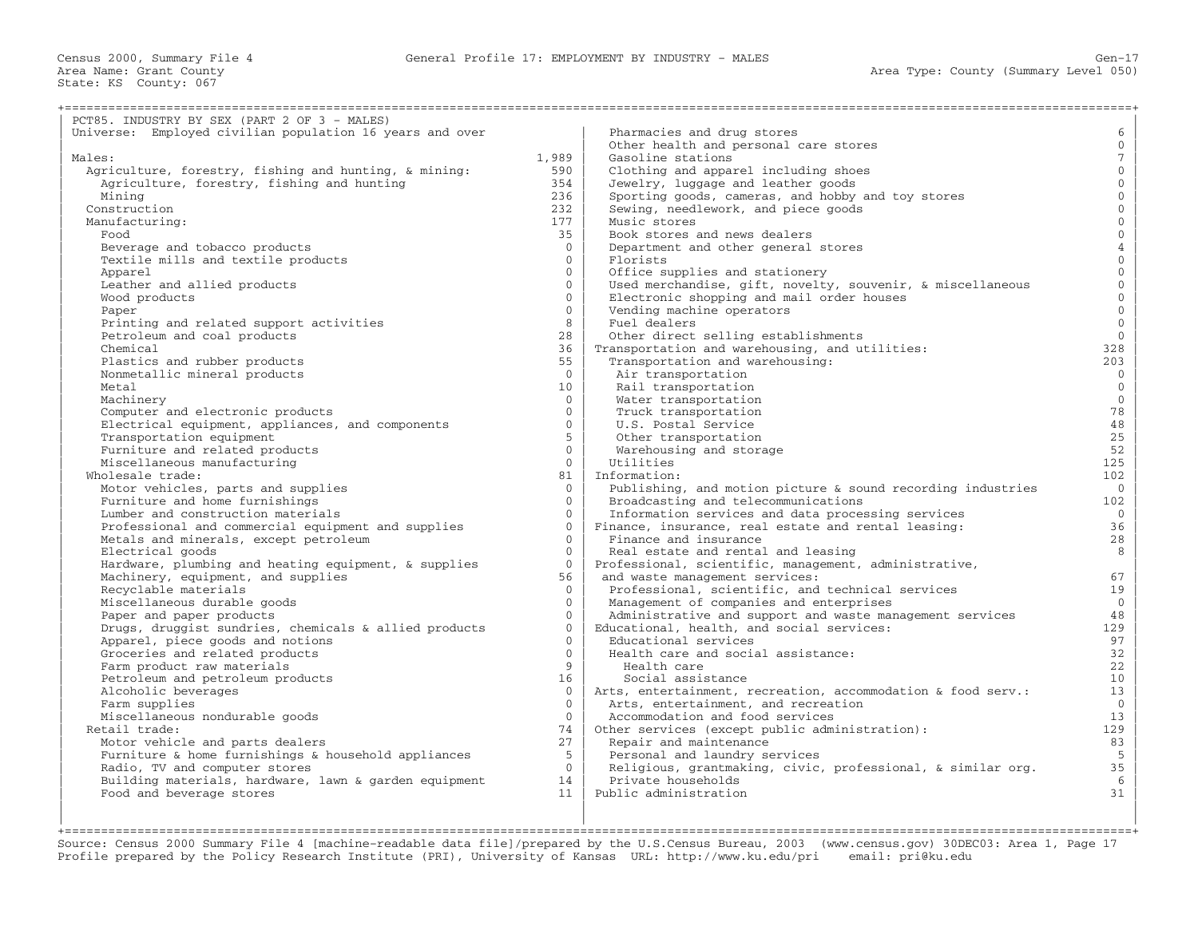Census 2000, Summary File 4 — General Profile 17: EMPLOYMENT BY INDUSTRY - MALES — Gen-17

Area Name: Grant County — Area Type: County (Summary Level 050)

State: KS County: 067

## PCT85. INDUSTRY BY SEX (PART 2 OF 3 - MALES)

Universe: Employed civilian population 16 years and over

| Industry | Count |
|---|---|
| Males: | 1,989 |
| Agriculture, forestry, fishing and hunting, & mining: | 590 |
| Agriculture, forestry, fishing and hunting | 354 |
| Mining | 236 |
| Construction | 232 |
| Manufacturing: | 177 |
| Food | 35 |
| Beverage and tobacco products | 0 |
| Textile mills and textile products | 0 |
| Apparel | 0 |
| Leather and allied products | 0 |
| Wood products | 0 |
| Paper | 0 |
| Printing and related support activities | 8 |
| Petroleum and coal products | 28 |
| Chemical | 36 |
| Plastics and rubber products | 55 |
| Nonmetallic mineral products | 0 |
| Metal | 10 |
| Machinery | 0 |
| Computer and electronic products | 0 |
| Electrical equipment, appliances, and components | 0 |
| Transportation equipment | 5 |
| Furniture and related products | 0 |
| Miscellaneous manufacturing | 0 |
| Wholesale trade: | 81 |
| Motor vehicles, parts and supplies | 0 |
| Furniture and home furnishings | 0 |
| Lumber and construction materials | 0 |
| Professional and commercial equipment and supplies | 0 |
| Metals and minerals, except petroleum | 0 |
| Electrical goods | 0 |
| Hardware, plumbing and heating equipment, & supplies | 0 |
| Machinery, equipment, and supplies | 56 |
| Recyclable materials | 0 |
| Miscellaneous durable goods | 0 |
| Paper and paper products | 0 |
| Drugs, druggist sundries, chemicals & allied products | 0 |
| Apparel, piece goods and notions | 0 |
| Groceries and related products | 0 |
| Farm product raw materials | 9 |
| Petroleum and petroleum products | 16 |
| Alcoholic beverages | 0 |
| Farm supplies | 0 |
| Miscellaneous nondurable goods | 0 |
| Retail trade: | 74 |
| Motor vehicle and parts dealers | 27 |
| Furniture & home furnishings & household appliances | 5 |
| Radio, TV and computer stores | 0 |
| Building materials, hardware, lawn & garden equipment | 14 |
| Food and beverage stores | 11 |
| Pharmacies and drug stores | 6 |
| Other health and personal care stores | 0 |
| Gasoline stations | 7 |
| Clothing and apparel including shoes | 0 |
| Jewelry, luggage and leather goods | 0 |
| Sporting goods, cameras, and hobby and toy stores | 0 |
| Sewing, needlework, and piece goods | 0 |
| Music stores | 0 |
| Book stores and news dealers | 0 |
| Department and other general stores | 4 |
| Florists | 0 |
| Office supplies and stationery | 0 |
| Used merchandise, gift, novelty, souvenir, & miscellaneous | 0 |
| Electronic shopping and mail order houses | 0 |
| Vending machine operators | 0 |
| Fuel dealers | 0 |
| Other direct selling establishments | 0 |
| Transportation and warehousing, and utilities: | 328 |
| Transportation and warehousing: | 203 |
| Air transportation | 0 |
| Rail transportation | 0 |
| Water transportation | 0 |
| Truck transportation | 78 |
| U.S. Postal Service | 48 |
| Other transportation | 25 |
| Warehousing and storage | 52 |
| Utilities | 125 |
| Information: | 102 |
| Publishing, and motion picture & sound recording industries | 0 |
| Broadcasting and telecommunications | 102 |
| Information services and data processing services | 0 |
| Finance, insurance, real estate and rental leasing: | 36 |
| Finance and insurance | 28 |
| Real estate and rental and leasing | 8 |
| Professional, scientific, management, administrative, and waste management services: | 67 |
| Professional, scientific, and technical services | 19 |
| Management of companies and enterprises | 0 |
| Administrative and support and waste management services | 48 |
| Educational, health, and social services: | 129 |
| Educational services | 97 |
| Health care and social assistance: | 32 |
| Health care | 22 |
| Social assistance | 10 |
| Arts, entertainment, recreation, accommodation & food serv.: | 13 |
| Arts, entertainment, and recreation | 0 |
| Accommodation and food services | 13 |
| Other services (except public administration): | 129 |
| Repair and maintenance | 83 |
| Personal and laundry services | 5 |
| Religious, grantmaking, civic, professional, & similar org. | 35 |
| Private households | 6 |
| Public administration | 31 |

Source: Census 2000 Summary File 4 [machine-readable data file]/prepared by the U.S.Census Bureau, 2003 (www.census.gov) 30DEC03: Area 1, Page 17
Profile prepared by the Policy Research Institute (PRI), University of Kansas URL: http://www.ku.edu/pri email: pri@ku.edu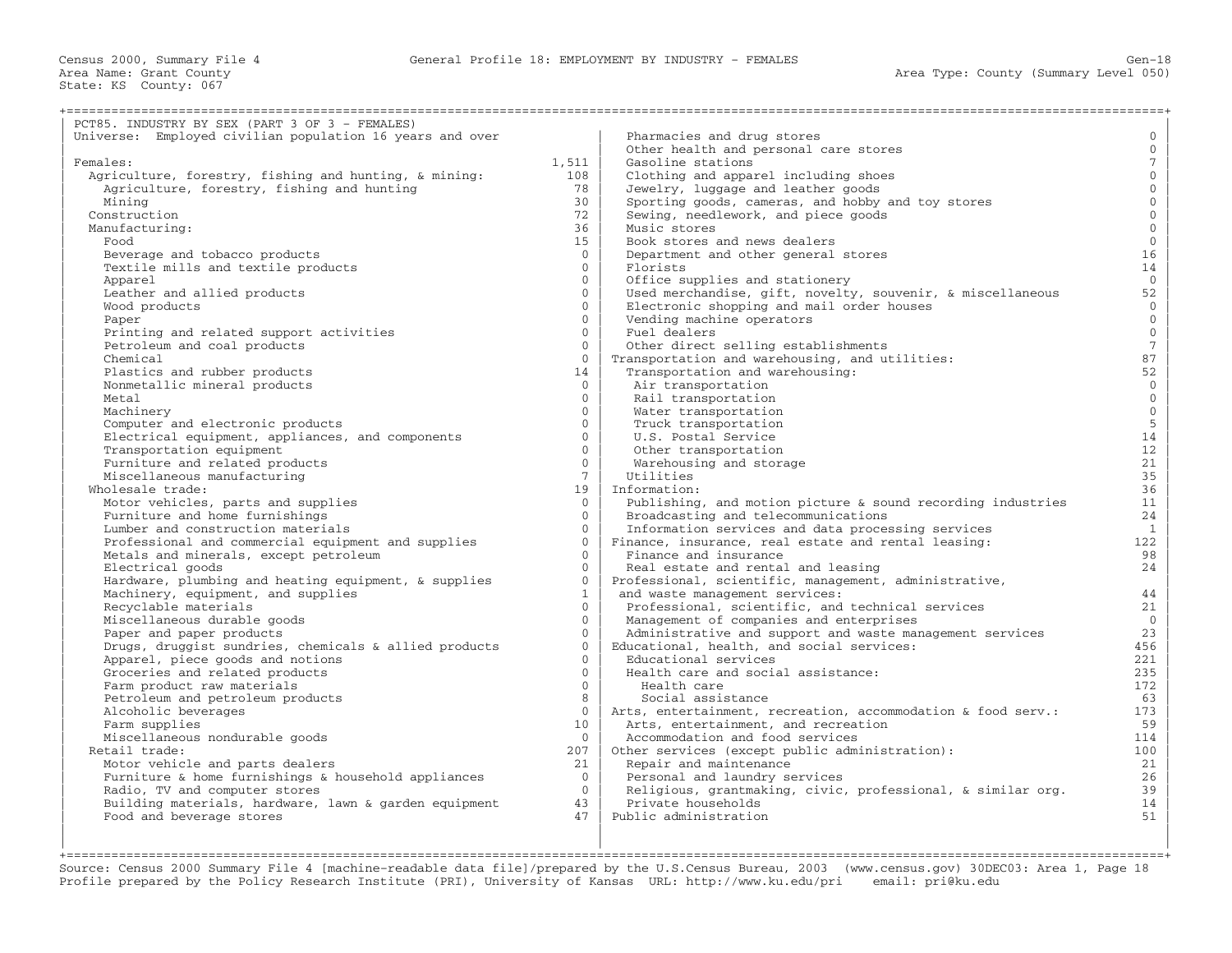Census 2000, Summary File 4 — General Profile 18: EMPLOYMENT BY INDUSTRY - FEMALES

Area Name: Grant County — Area Type: County (Summary Level 050)

State: KS County: 067

## PCT85. INDUSTRY BY SEX (PART 3 OF 3 - FEMALES)

Universe: Employed civilian population 16 years and over

| Industry | Count |
|---|---|
| Females: | 1,511 |
| Agriculture, forestry, fishing and hunting, & mining: | 108 |
| Agriculture, forestry, fishing and hunting | 78 |
| Mining | 30 |
| Construction | 72 |
| Manufacturing: | 36 |
| Food | 15 |
| Beverage and tobacco products | 0 |
| Textile mills and textile products | 0 |
| Apparel | 0 |
| Leather and allied products | 0 |
| Wood products | 0 |
| Paper | 0 |
| Printing and related support activities | 0 |
| Petroleum and coal products | 0 |
| Chemical | 0 |
| Plastics and rubber products | 14 |
| Nonmetallic mineral products | 0 |
| Metal | 0 |
| Machinery | 0 |
| Computer and electronic products | 0 |
| Electrical equipment, appliances, and components | 0 |
| Transportation equipment | 0 |
| Furniture and related products | 0 |
| Miscellaneous manufacturing | 7 |
| Wholesale trade: | 19 |
| Motor vehicles, parts and supplies | 0 |
| Furniture and home furnishings | 0 |
| Lumber and construction materials | 0 |
| Professional and commercial equipment and supplies | 0 |
| Metals and minerals, except petroleum | 0 |
| Electrical goods | 0 |
| Hardware, plumbing and heating equipment, & supplies | 0 |
| Machinery, equipment, and supplies | 1 |
| Recyclable materials | 0 |
| Miscellaneous durable goods | 0 |
| Paper and paper products | 0 |
| Drugs, druggist sundries, chemicals & allied products | 0 |
| Apparel, piece goods and notions | 0 |
| Groceries and related products | 0 |
| Farm product raw materials | 0 |
| Petroleum and petroleum products | 8 |
| Alcoholic beverages | 0 |
| Farm supplies | 10 |
| Miscellaneous nondurable goods | 0 |
| Retail trade: | 207 |
| Motor vehicle and parts dealers | 21 |
| Furniture & home furnishings & household appliances | 0 |
| Radio, TV and computer stores | 0 |
| Building materials, hardware, lawn & garden equipment | 43 |
| Food and beverage stores | 47 |
| Pharmacies and drug stores | 0 |
| Other health and personal care stores | 0 |
| Gasoline stations | 7 |
| Clothing and apparel including shoes | 0 |
| Jewelry, luggage and leather goods | 0 |
| Sporting goods, cameras, and hobby and toy stores | 0 |
| Sewing, needlework, and piece goods | 0 |
| Music stores | 0 |
| Book stores and news dealers | 0 |
| Department and other general stores | 16 |
| Florists | 14 |
| Office supplies and stationery | 0 |
| Used merchandise, gift, novelty, souvenir, & miscellaneous | 52 |
| Electronic shopping and mail order houses | 0 |
| Vending machine operators | 0 |
| Fuel dealers | 0 |
| Other direct selling establishments | 7 |
| Transportation and warehousing, and utilities: | 87 |
| Transportation and warehousing: | 52 |
| Air transportation | 0 |
| Rail transportation | 0 |
| Water transportation | 0 |
| Truck transportation | 5 |
| U.S. Postal Service | 14 |
| Other transportation | 12 |
| Warehousing and storage | 21 |
| Utilities | 35 |
| Information: | 36 |
| Publishing, and motion picture & sound recording industries | 11 |
| Broadcasting and telecommunications | 24 |
| Information services and data processing services | 1 |
| Finance, insurance, real estate and rental leasing: | 122 |
| Finance and insurance | 98 |
| Real estate and rental and leasing | 24 |
| Professional, scientific, management, administrative, and waste management services: | 44 |
| Professional, scientific, and technical services | 21 |
| Management of companies and enterprises | 0 |
| Administrative and support and waste management services | 23 |
| Educational, health, and social services: | 456 |
| Educational services | 221 |
| Health care and social assistance: | 235 |
| Health care | 172 |
| Social assistance | 63 |
| Arts, entertainment, recreation, accommodation & food serv.: | 173 |
| Arts, entertainment, and recreation | 59 |
| Accommodation and food services | 114 |
| Other services (except public administration): | 100 |
| Repair and maintenance | 21 |
| Personal and laundry services | 26 |
| Religious, grantmaking, civic, professional, & similar org. | 39 |
| Private households | 14 |
| Public administration | 51 |

Source: Census 2000 Summary File 4 [machine-readable data file]/prepared by the U.S.Census Bureau, 2003 (www.census.gov) 30DEC03: Area 1, Page 18
Profile prepared by the Policy Research Institute (PRI), University of Kansas URL: http://www.ku.edu/pri email: pri@ku.edu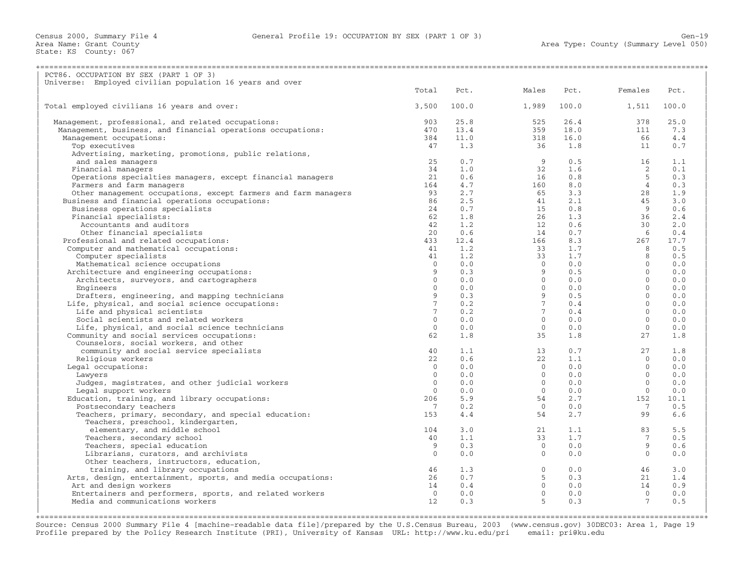Census 2000, Summary File 4 — General Profile 19: OCCUPATION BY SEX (PART 1 OF 3)

Area Name: Grant County
State: KS County: 067

Area Type: County (Summary Level 050)

PCT86. OCCUPATION BY SEX (PART 1 OF 3)
Universe: Employed civilian population 16 years and over

| | Total | Pct. | Males | Pct. | Females | Pct. |
|---|---|---|---|---|---|---|
| Total employed civilians 16 years and over: | 3,500 | 100.0 | 1,989 | 100.0 | 1,511 | 100.0 |
| Management, professional, and related occupations: | 903 | 25.8 | 525 | 26.4 | 378 | 25.0 |
| Management, business, and financial operations occupations: | 470 | 13.4 | 359 | 18.0 | 111 | 7.3 |
| Management occupations: | 384 | 11.0 | 318 | 16.0 | 66 | 4.4 |
| Top executives | 47 | 1.3 | 36 | 1.8 | 11 | 0.7 |
| Advertising, marketing, promotions, public relations, and sales managers | 25 | 0.7 | 9 | 0.5 | 16 | 1.1 |
| Financial managers | 34 | 1.0 | 32 | 1.6 | 2 | 0.1 |
| Operations specialties managers, except financial managers | 21 | 0.6 | 16 | 0.8 | 5 | 0.3 |
| Farmers and farm managers | 164 | 4.7 | 160 | 8.0 | 4 | 0.3 |
| Other management occupations, except farmers and farm managers | 93 | 2.7 | 65 | 3.3 | 28 | 1.9 |
| Business and financial operations occupations: | 86 | 2.5 | 41 | 2.1 | 45 | 3.0 |
| Business operations specialists | 24 | 0.7 | 15 | 0.8 | 9 | 0.6 |
| Financial specialists: | 62 | 1.8 | 26 | 1.3 | 36 | 2.4 |
| Accountants and auditors | 42 | 1.2 | 12 | 0.6 | 30 | 2.0 |
| Other financial specialists | 20 | 0.6 | 14 | 0.7 | 6 | 0.4 |
| Professional and related occupations: | 433 | 12.4 | 166 | 8.3 | 267 | 17.7 |
| Computer and mathematical occupations: | 41 | 1.2 | 33 | 1.7 | 8 | 0.5 |
| Computer specialists | 41 | 1.2 | 33 | 1.7 | 8 | 0.5 |
| Mathematical science occupations | 0 | 0.0 | 0 | 0.0 | 0 | 0.0 |
| Architecture and engineering occupations: | 9 | 0.3 | 9 | 0.5 | 0 | 0.0 |
| Architects, surveyors, and cartographers | 0 | 0.0 | 0 | 0.0 | 0 | 0.0 |
| Engineers | 0 | 0.0 | 0 | 0.0 | 0 | 0.0 |
| Drafters, engineering, and mapping technicians | 9 | 0.3 | 9 | 0.5 | 0 | 0.0 |
| Life, physical, and social science occupations: | 7 | 0.2 | 7 | 0.4 | 0 | 0.0 |
| Life and physical scientists | 7 | 0.2 | 7 | 0.4 | 0 | 0.0 |
| Social scientists and related workers | 0 | 0.0 | 0 | 0.0 | 0 | 0.0 |
| Life, physical, and social science technicians | 0 | 0.0 | 0 | 0.0 | 0 | 0.0 |
| Community and social services occupations: | 62 | 1.8 | 35 | 1.8 | 27 | 1.8 |
| Counselors, social workers, and other community and social service specialists | 40 | 1.1 | 13 | 0.7 | 27 | 1.8 |
| Religious workers | 22 | 0.6 | 22 | 1.1 | 0 | 0.0 |
| Legal occupations: | 0 | 0.0 | 0 | 0.0 | 0 | 0.0 |
| Lawyers | 0 | 0.0 | 0 | 0.0 | 0 | 0.0 |
| Judges, magistrates, and other judicial workers | 0 | 0.0 | 0 | 0.0 | 0 | 0.0 |
| Legal support workers | 0 | 0.0 | 0 | 0.0 | 0 | 0.0 |
| Education, training, and library occupations: | 206 | 5.9 | 54 | 2.7 | 152 | 10.1 |
| Postsecondary teachers | 7 | 0.2 | 0 | 0.0 | 7 | 0.5 |
| Teachers, primary, secondary, and special education: | 153 | 4.4 | 54 | 2.7 | 99 | 6.6 |
| Teachers, preschool, kindergarten, elementary, and middle school | 104 | 3.0 | 21 | 1.1 | 83 | 5.5 |
| Teachers, secondary school | 40 | 1.1 | 33 | 1.7 | 7 | 0.5 |
| Teachers, special education | 9 | 0.3 | 0 | 0.0 | 9 | 0.6 |
| Librarians, curators, and archivists | 0 | 0.0 | 0 | 0.0 | 0 | 0.0 |
| Other teachers, instructors, education, training, and library occupations | 46 | 1.3 | 0 | 0.0 | 46 | 3.0 |
| Arts, design, entertainment, sports, and media occupations: | 26 | 0.7 | 5 | 0.3 | 21 | 1.4 |
| Art and design workers | 14 | 0.4 | 0 | 0.0 | 14 | 0.9 |
| Entertainers and performers, sports, and related workers | 0 | 0.0 | 0 | 0.0 | 0 | 0.0 |
| Media and communications workers | 12 | 0.3 | 5 | 0.3 | 7 | 0.5 |

Source: Census 2000 Summary File 4 [machine-readable data file]/prepared by the U.S.Census Bureau, 2003 (www.census.gov) 30DEC03: Area 1, Page 19
Profile prepared by the Policy Research Institute (PRI), University of Kansas URL: http://www.ku.edu/pri email: pri@ku.edu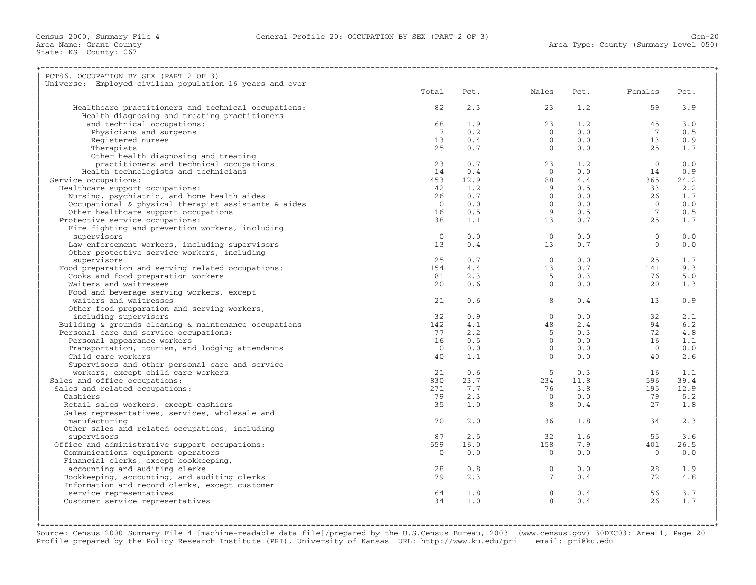Census 2000, Summary File 4 — General Profile 20: OCCUPATION BY SEX (PART 2 OF 3)

Area Name: Grant County
State: KS County: 067
Area Type: County (Summary Level 050)

## PCT86. OCCUPATION BY SEX (PART 2 OF 3)

Universe: Employed civilian population 16 years and over

| | Total | Pct. | Males | Pct. | Females | Pct. |
|---|---|---|---|---|---|---|
| Healthcare practitioners and technical occupations: | 82 | 2.3 | 23 | 1.2 | 59 | 3.9 |
| Health diagnosing and treating practitioners and technical occupations: | 68 | 1.9 | 23 | 1.2 | 45 | 3.0 |
| Physicians and surgeons | 7 | 0.2 | 0 | 0.0 | 7 | 0.5 |
| Registered nurses | 13 | 0.4 | 0 | 0.0 | 13 | 0.9 |
| Therapists | 25 | 0.7 | 0 | 0.0 | 25 | 1.7 |
| Other health diagnosing and treating practitioners and technical occupations | 23 | 0.7 | 23 | 1.2 | 0 | 0.0 |
| Health technologists and technicians | 14 | 0.4 | 0 | 0.0 | 14 | 0.9 |
| Service occupations: | 453 | 12.9 | 88 | 4.4 | 365 | 24.2 |
| Healthcare support occupations: | 42 | 1.2 | 9 | 0.5 | 33 | 2.2 |
| Nursing, psychiatric, and home health aides | 26 | 0.7 | 0 | 0.0 | 26 | 1.7 |
| Occupational & physical therapist assistants & aides | 0 | 0.0 | 0 | 0.0 | 0 | 0.0 |
| Other healthcare support occupations | 16 | 0.5 | 9 | 0.5 | 7 | 0.5 |
| Protective service occupations: | 38 | 1.1 | 13 | 0.7 | 25 | 1.7 |
| Fire fighting and prevention workers, including supervisors | 0 | 0.0 | 0 | 0.0 | 0 | 0.0 |
| Law enforcement workers, including supervisors | 13 | 0.4 | 13 | 0.7 | 0 | 0.0 |
| Other protective service workers, including supervisors | 25 | 0.7 | 0 | 0.0 | 25 | 1.7 |
| Food preparation and serving related occupations: | 154 | 4.4 | 13 | 0.7 | 141 | 9.3 |
| Cooks and food preparation workers | 81 | 2.3 | 5 | 0.3 | 76 | 5.0 |
| Waiters and waitresses | 20 | 0.6 | 0 | 0.0 | 20 | 1.3 |
| Food and beverage serving workers, except waiters and waitresses | 21 | 0.6 | 8 | 0.4 | 13 | 0.9 |
| Other food preparation and serving workers, including supervisors | 32 | 0.9 | 0 | 0.0 | 32 | 2.1 |
| Building & grounds cleaning & maintenance occupations | 142 | 4.1 | 48 | 2.4 | 94 | 6.2 |
| Personal care and service occupations: | 77 | 2.2 | 5 | 0.3 | 72 | 4.8 |
| Personal appearance workers | 16 | 0.5 | 0 | 0.0 | 16 | 1.1 |
| Transportation, tourism, and lodging attendants | 0 | 0.0 | 0 | 0.0 | 0 | 0.0 |
| Child care workers | 40 | 1.1 | 0 | 0.0 | 40 | 2.6 |
| Supervisors and other personal care and service workers, except child care workers | 21 | 0.6 | 5 | 0.3 | 16 | 1.1 |
| Sales and office occupations: | 830 | 23.7 | 234 | 11.8 | 596 | 39.4 |
| Sales and related occupations: | 271 | 7.7 | 76 | 3.8 | 195 | 12.9 |
| Cashiers | 79 | 2.3 | 0 | 0.0 | 79 | 5.2 |
| Retail sales workers, except cashiers | 35 | 1.0 | 8 | 0.4 | 27 | 1.8 |
| Sales representatives, services, wholesale and manufacturing | 70 | 2.0 | 36 | 1.8 | 34 | 2.3 |
| Other sales and related occupations, including supervisors | 87 | 2.5 | 32 | 1.6 | 55 | 3.6 |
| Office and administrative support occupations: | 559 | 16.0 | 158 | 7.9 | 401 | 26.5 |
| Communications equipment operators | 0 | 0.0 | 0 | 0.0 | 0 | 0.0 |
| Financial clerks, except bookkeeping, accounting and auditing clerks | 28 | 0.8 | 0 | 0.0 | 28 | 1.9 |
| Bookkeeping, accounting, and auditing clerks | 79 | 2.3 | 7 | 0.4 | 72 | 4.8 |
| Information and record clerks, except customer service representatives | 64 | 1.8 | 8 | 0.4 | 56 | 3.7 |
| Customer service representatives | 34 | 1.0 | 8 | 0.4 | 26 | 1.7 |

Source: Census 2000 Summary File 4 [machine-readable data file]/prepared by the U.S.Census Bureau, 2003 (www.census.gov) 30DEC03: Area 1, Page 20
Profile prepared by the Policy Research Institute (PRI), University of Kansas URL: http://www.ku.edu/pri email: pri@ku.edu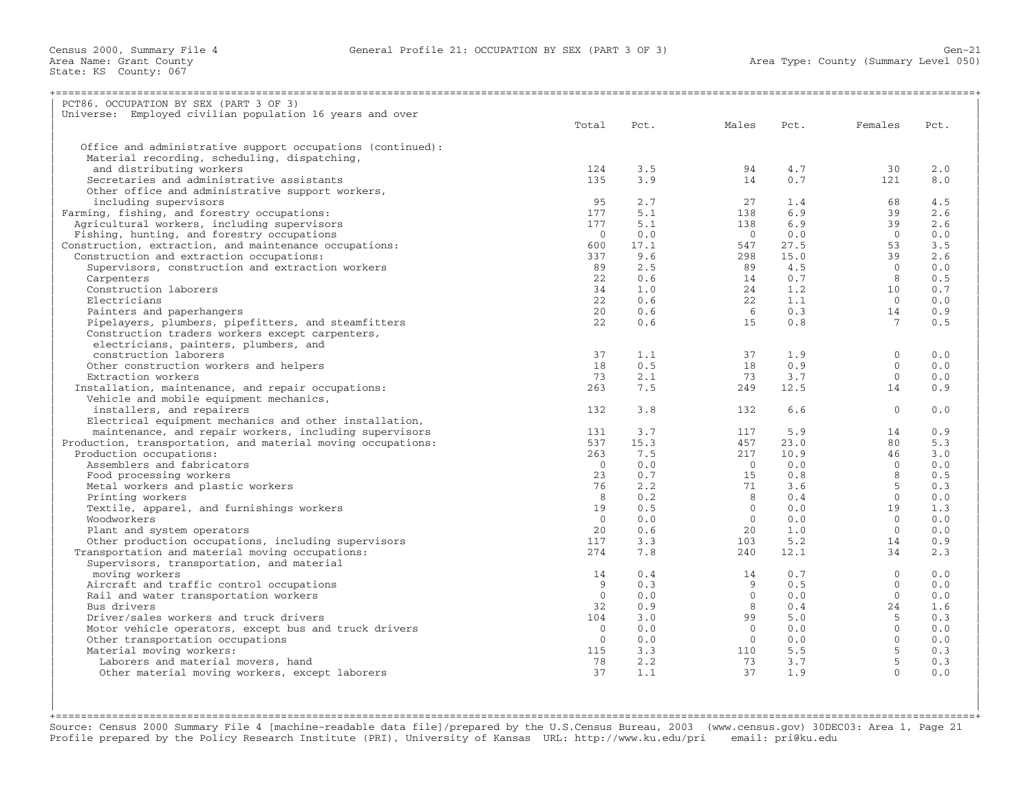Census 2000, Summary File 4 — General Profile 21: OCCUPATION BY SEX (PART 3 OF 3) — Gen-21
Area Name: Grant County — Area Type: County (Summary Level 050)
State: KS County: 067

## PCT86. OCCUPATION BY SEX (PART 3 OF 3)

Universe: Employed civilian population 16 years and over

| Occupation | Total | Pct. | Males | Pct. | Females | Pct. |
|---|---|---|---|---|---|---|
| Office and administrative support occupations (continued): | | | | | | |
| Material recording, scheduling, dispatching, and distributing workers | 124 | 3.5 | 94 | 4.7 | 30 | 2.0 |
| Secretaries and administrative assistants | 135 | 3.9 | 14 | 0.7 | 121 | 8.0 |
| Other office and administrative support workers, including supervisors | 95 | 2.7 | 27 | 1.4 | 68 | 4.5 |
| Farming, fishing, and forestry occupations: | 177 | 5.1 | 138 | 6.9 | 39 | 2.6 |
| Agricultural workers, including supervisors | 177 | 5.1 | 138 | 6.9 | 39 | 2.6 |
| Fishing, hunting, and forestry occupations | 0 | 0.0 | 0 | 0.0 | 0 | 0.0 |
| Construction, extraction, and maintenance occupations: | 600 | 17.1 | 547 | 27.5 | 53 | 3.5 |
| Construction and extraction occupations: | 337 | 9.6 | 298 | 15.0 | 39 | 2.6 |
| Supervisors, construction and extraction workers | 89 | 2.5 | 89 | 4.5 | 0 | 0.0 |
| Carpenters | 22 | 0.6 | 14 | 0.7 | 8 | 0.5 |
| Construction laborers | 34 | 1.0 | 24 | 1.2 | 10 | 0.7 |
| Electricians | 22 | 0.6 | 22 | 1.1 | 0 | 0.0 |
| Painters and paperhangers | 20 | 0.6 | 6 | 0.3 | 14 | 0.9 |
| Pipelayers, plumbers, pipefitters, and steamfitters | 22 | 0.6 | 15 | 0.8 | 7 | 0.5 |
| Construction traders workers except carpenters, electricians, painters, plumbers, and construction laborers | 37 | 1.1 | 37 | 1.9 | 0 | 0.0 |
| Other construction workers and helpers | 18 | 0.5 | 18 | 0.9 | 0 | 0.0 |
| Extraction workers | 73 | 2.1 | 73 | 3.7 | 0 | 0.0 |
| Installation, maintenance, and repair occupations: | 263 | 7.5 | 249 | 12.5 | 14 | 0.9 |
| Vehicle and mobile equipment mechanics, installers, and repairers | 132 | 3.8 | 132 | 6.6 | 0 | 0.0 |
| Electrical equipment mechanics and other installation, maintenance, and repair workers, including supervisors | 131 | 3.7 | 117 | 5.9 | 14 | 0.9 |
| Production, transportation, and material moving occupations: | 537 | 15.3 | 457 | 23.0 | 80 | 5.3 |
| Production occupations: | 263 | 7.5 | 217 | 10.9 | 46 | 3.0 |
| Assemblers and fabricators | 0 | 0.0 | 0 | 0.0 | 0 | 0.0 |
| Food processing workers | 23 | 0.7 | 15 | 0.8 | 8 | 0.5 |
| Metal workers and plastic workers | 76 | 2.2 | 71 | 3.6 | 5 | 0.3 |
| Printing workers | 8 | 0.2 | 8 | 0.4 | 0 | 0.0 |
| Textile, apparel, and furnishings workers | 19 | 0.5 | 0 | 0.0 | 19 | 1.3 |
| Woodworkers | 0 | 0.0 | 0 | 0.0 | 0 | 0.0 |
| Plant and system operators | 20 | 0.6 | 20 | 1.0 | 0 | 0.0 |
| Other production occupations, including supervisors | 117 | 3.3 | 103 | 5.2 | 14 | 0.9 |
| Transportation and material moving occupations: | 274 | 7.8 | 240 | 12.1 | 34 | 2.3 |
| Supervisors, transportation, and material moving workers | 14 | 0.4 | 14 | 0.7 | 0 | 0.0 |
| Aircraft and traffic control occupations | 9 | 0.3 | 9 | 0.5 | 0 | 0.0 |
| Rail and water transportation workers | 0 | 0.0 | 0 | 0.0 | 0 | 0.0 |
| Bus drivers | 32 | 0.9 | 8 | 0.4 | 24 | 1.6 |
| Driver/sales workers and truck drivers | 104 | 3.0 | 99 | 5.0 | 5 | 0.3 |
| Motor vehicle operators, except bus and truck drivers | 0 | 0.0 | 0 | 0.0 | 0 | 0.0 |
| Other transportation occupations | 0 | 0.0 | 0 | 0.0 | 0 | 0.0 |
| Material moving workers: | 115 | 3.3 | 110 | 5.5 | 5 | 0.3 |
| Laborers and material movers, hand | 78 | 2.2 | 73 | 3.7 | 5 | 0.3 |
| Other material moving workers, except laborers | 37 | 1.1 | 37 | 1.9 | 0 | 0.0 |

Source: Census 2000 Summary File 4 [machine-readable data file]/prepared by the U.S.Census Bureau, 2003 (www.census.gov) 30DEC03: Area 1, Page 21
Profile prepared by the Policy Research Institute (PRI), University of Kansas URL: http://www.ku.edu/pri email: pri@ku.edu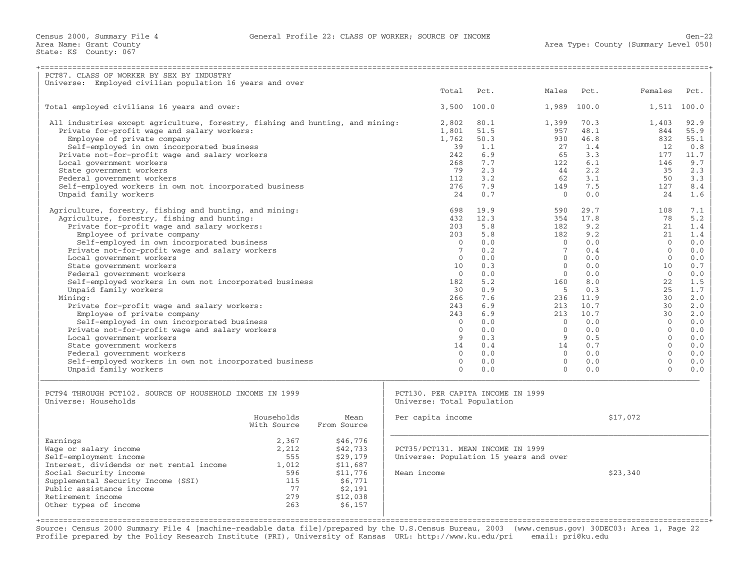Census 2000, Summary File 4 — General Profile 22: CLASS OF WORKER; SOURCE OF INCOME — Gen-22
Area Name: Grant County — Area Type: County (Summary Level 050)
State: KS County: 067

## PCT87. CLASS OF WORKER BY SEX BY INDUSTRY

Universe: Employed civilian population 16 years and over

| | Total | Pct. | Males | Pct. | Females | Pct. |
|---|---|---|---|---|---|---|
| Total employed civilians 16 years and over: | 3,500 | 100.0 | 1,989 | 100.0 | 1,511 | 100.0 |
| All industries except agriculture, forestry, fishing and hunting, and mining: | 2,802 | 80.1 | 1,399 | 70.3 | 1,403 | 92.9 |
| Private for-profit wage and salary workers: | 1,801 | 51.5 | 957 | 48.1 | 844 | 55.9 |
| Employee of private company | 1,762 | 50.3 | 930 | 46.8 | 832 | 55.1 |
| Self-employed in own incorporated business | 39 | 1.1 | 27 | 1.4 | 12 | 0.8 |
| Private not-for-profit wage and salary workers | 242 | 6.9 | 65 | 3.3 | 177 | 11.7 |
| Local government workers | 268 | 7.7 | 122 | 6.1 | 146 | 9.7 |
| State government workers | 79 | 2.3 | 44 | 2.2 | 35 | 2.3 |
| Federal government workers | 112 | 3.2 | 62 | 3.1 | 50 | 3.3 |
| Self-employed workers in own not incorporated business | 276 | 7.9 | 149 | 7.5 | 127 | 8.4 |
| Unpaid family workers | 24 | 0.7 | 0 | 0.0 | 24 | 1.6 |
| Agriculture, forestry, fishing and hunting, and mining: | 698 | 19.9 | 590 | 29.7 | 108 | 7.1 |
| Agriculture, forestry, fishing and hunting: | 432 | 12.3 | 354 | 17.8 | 78 | 5.2 |
| Private for-profit wage and salary workers: | 203 | 5.8 | 182 | 9.2 | 21 | 1.4 |
| Employee of private company | 203 | 5.8 | 182 | 9.2 | 21 | 1.4 |
| Self-employed in own incorporated business | 0 | 0.0 | 0 | 0.0 | 0 | 0.0 |
| Private not-for-profit wage and salary workers | 7 | 0.2 | 7 | 0.4 | 0 | 0.0 |
| Local government workers | 0 | 0.0 | 0 | 0.0 | 0 | 0.0 |
| State government workers | 10 | 0.3 | 0 | 0.0 | 10 | 0.7 |
| Federal government workers | 0 | 0.0 | 0 | 0.0 | 0 | 0.0 |
| Self-employed workers in own not incorporated business | 182 | 5.2 | 160 | 8.0 | 22 | 1.5 |
| Unpaid family workers | 30 | 0.9 | 5 | 0.3 | 25 | 1.7 |
| Mining: | 266 | 7.6 | 236 | 11.9 | 30 | 2.0 |
| Private for-profit wage and salary workers: | 243 | 6.9 | 213 | 10.7 | 30 | 2.0 |
| Employee of private company | 243 | 6.9 | 213 | 10.7 | 30 | 2.0 |
| Self-employed in own incorporated business | 0 | 0.0 | 0 | 0.0 | 0 | 0.0 |
| Private not-for-profit wage and salary workers | 0 | 0.0 | 0 | 0.0 | 0 | 0.0 |
| Local government workers | 9 | 0.3 | 9 | 0.5 | 0 | 0.0 |
| State government workers | 14 | 0.4 | 14 | 0.7 | 0 | 0.0 |
| Federal government workers | 0 | 0.0 | 0 | 0.0 | 0 | 0.0 |
| Self-employed workers in own not incorporated business | 0 | 0.0 | 0 | 0.0 | 0 | 0.0 |
| Unpaid family workers | 0 | 0.0 | 0 | 0.0 | 0 | 0.0 |

## PCT94 THROUGH PCT102. SOURCE OF HOUSEHOLD INCOME IN 1999

Universe: Households

| | Households With Source | Mean From Source |
|---|---|---|
| Earnings | 2,367 | $46,776 |
| Wage or salary income | 2,212 | $42,733 |
| Self-employment income | 555 | $29,179 |
| Interest, dividends or net rental income | 1,012 | $11,687 |
| Social Security income | 596 | $11,776 |
| Supplemental Security Income (SSI) | 115 | $6,771 |
| Public assistance income | 77 | $2,191 |
| Retirement income | 279 | $12,038 |
| Other types of income | 263 | $6,157 |

## PCT130. PER CAPITA INCOME IN 1999

Universe: Total Population

Per capita income: $17,072

## PCT35/PCT131. MEAN INCOME IN 1999

Universe: Population 15 years and over

Mean income: $23,340

Source: Census 2000 Summary File 4 [machine-readable data file]/prepared by the U.S.Census Bureau, 2003 (www.census.gov) 30DEC03: Area 1, Page 22
Profile prepared by the Policy Research Institute (PRI), University of Kansas URL: http://www.ku.edu/pri email: pri@ku.edu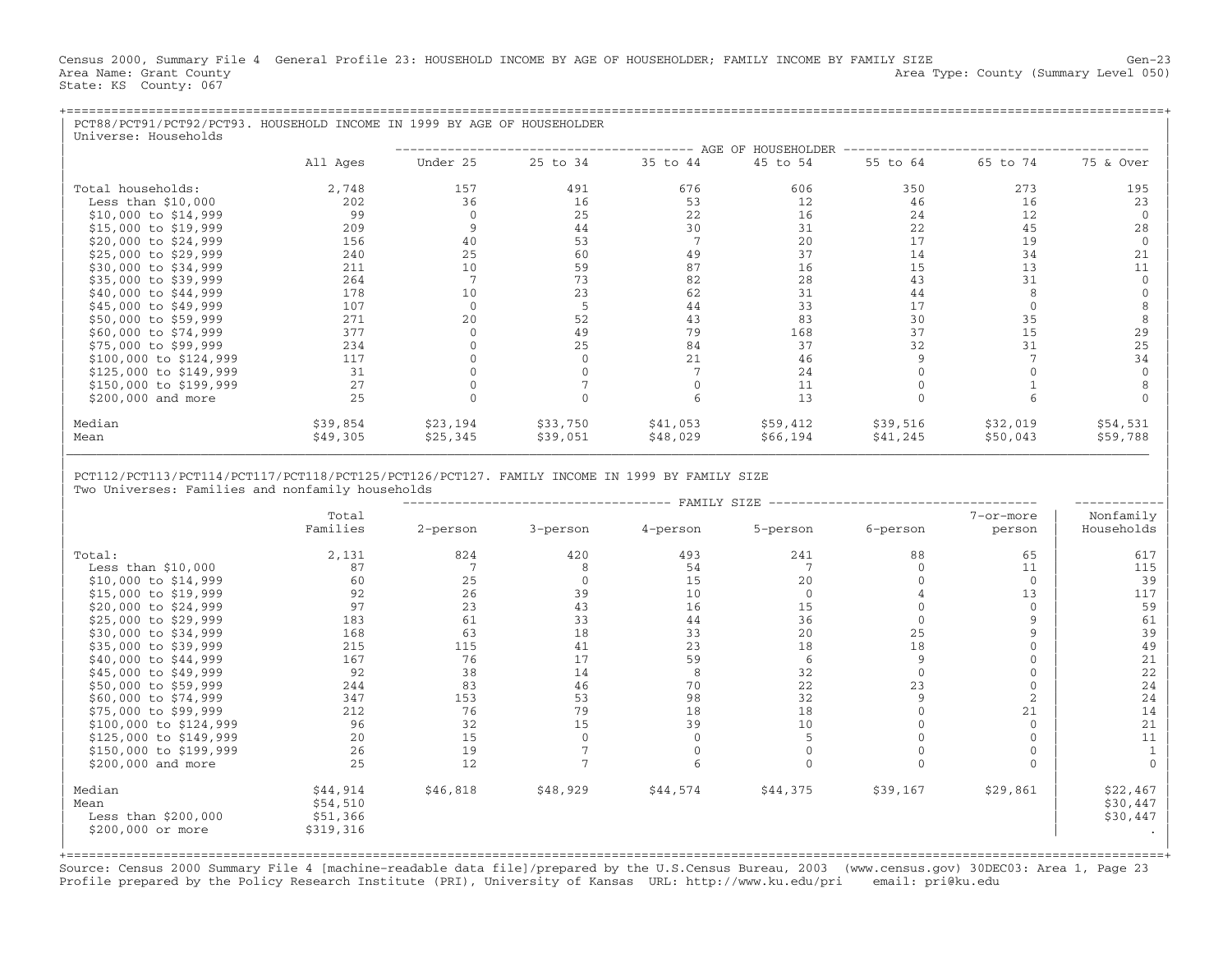Census 2000, Summary File 4 General Profile 23: HOUSEHOLD INCOME BY AGE OF HOUSEHOLDER; FAMILY INCOME BY FAMILY SIZE Gen-23
Area Name: Grant County Area Type: County (Summary Level 050)
State: KS County: 067

## PCT88/PCT91/PCT92/PCT93. HOUSEHOLD INCOME IN 1999 BY AGE OF HOUSEHOLDER

Universe: Households

| | All Ages | AGE OF HOUSEHOLDER | | | | | | |
|---|---|---|---|---|---|---|---|---|
| | | Under 25 | 25 to 34 | 35 to 44 | 45 to 54 | 55 to 64 | 65 to 74 | 75 & Over |
| Total households: | 2,748 | 157 | 491 | 676 | 606 | 350 | 273 | 195 |
| Less than $10,000 | 202 | 36 | 16 | 53 | 12 | 46 | 16 | 23 |
| $10,000 to $14,999 | 99 | 0 | 25 | 22 | 16 | 24 | 12 | 0 |
| $15,000 to $19,999 | 209 | 9 | 44 | 30 | 31 | 22 | 45 | 28 |
| $20,000 to $24,999 | 156 | 40 | 53 | 7 | 20 | 17 | 19 | 0 |
| $25,000 to $29,999 | 240 | 25 | 60 | 49 | 37 | 14 | 34 | 21 |
| $30,000 to $34,999 | 211 | 10 | 59 | 87 | 16 | 15 | 13 | 11 |
| $35,000 to $39,999 | 264 | 7 | 73 | 82 | 28 | 43 | 31 | 0 |
| $40,000 to $44,999 | 178 | 10 | 23 | 62 | 31 | 44 | 8 | 0 |
| $45,000 to $49,999 | 107 | 0 | 5 | 44 | 33 | 17 | 0 | 8 |
| $50,000 to $59,999 | 271 | 20 | 52 | 43 | 83 | 30 | 35 | 8 |
| $60,000 to $74,999 | 377 | 0 | 49 | 79 | 168 | 37 | 15 | 29 |
| $75,000 to $99,999 | 234 | 0 | 25 | 84 | 37 | 32 | 31 | 25 |
| $100,000 to $124,999 | 117 | 0 | 0 | 21 | 46 | 9 | 7 | 34 |
| $125,000 to $149,999 | 31 | 0 | 0 | 7 | 24 | 0 | 0 | 0 |
| $150,000 to $199,999 | 27 | 0 | 7 | 0 | 11 | 0 | 1 | 8 |
| $200,000 and more | 25 | 0 | 0 | 6 | 13 | 0 | 6 | 0 |
| Median | $39,854 | $23,194 | $33,750 | $41,053 | $59,412 | $39,516 | $32,019 | $54,531 |
| Mean | $49,305 | $25,345 | $39,051 | $48,029 | $66,194 | $41,245 | $50,043 | $59,788 |

## PCT112/PCT113/PCT114/PCT117/PCT118/PCT125/PCT126/PCT127. FAMILY INCOME IN 1999 BY FAMILY SIZE

Two Universes: Families and nonfamily households

| | Total Families | FAMILY SIZE | | | | | | Nonfamily Households |
|---|---|---|---|---|---|---|---|---|
| | | 2-person | 3-person | 4-person | 5-person | 6-person | 7-or-more person | |
| Total: | 2,131 | 824 | 420 | 493 | 241 | 88 | 65 | 617 |
| Less than $10,000 | 87 | 7 | 8 | 54 | 7 | 0 | 11 | 115 |
| $10,000 to $14,999 | 60 | 25 | 0 | 15 | 20 | 0 | 0 | 39 |
| $15,000 to $19,999 | 92 | 26 | 39 | 10 | 0 | 4 | 13 | 117 |
| $20,000 to $24,999 | 97 | 23 | 43 | 16 | 15 | 0 | 0 | 59 |
| $25,000 to $29,999 | 183 | 61 | 33 | 44 | 36 | 0 | 9 | 61 |
| $30,000 to $34,999 | 168 | 63 | 18 | 33 | 20 | 25 | 9 | 39 |
| $35,000 to $39,999 | 215 | 115 | 41 | 23 | 18 | 18 | 0 | 49 |
| $40,000 to $44,999 | 167 | 76 | 17 | 59 | 6 | 9 | 0 | 21 |
| $45,000 to $49,999 | 92 | 38 | 14 | 8 | 32 | 0 | 0 | 22 |
| $50,000 to $59,999 | 244 | 83 | 46 | 70 | 22 | 23 | 0 | 24 |
| $60,000 to $74,999 | 347 | 153 | 53 | 98 | 32 | 9 | 2 | 24 |
| $75,000 to $99,999 | 212 | 76 | 79 | 18 | 18 | 0 | 21 | 14 |
| $100,000 to $124,999 | 96 | 32 | 15 | 39 | 10 | 0 | 0 | 21 |
| $125,000 to $149,999 | 20 | 15 | 0 | 0 | 5 | 0 | 0 | 11 |
| $150,000 to $199,999 | 26 | 19 | 7 | 0 | 0 | 0 | 0 | 1 |
| $200,000 and more | 25 | 12 | 7 | 6 | 0 | 0 | 0 | 0 |
| Median | $44,914 | $46,818 | $48,929 | $44,574 | $44,375 | $39,167 | $29,861 | $22,467 |
| Mean | $54,510 | | | | | | | $30,447 |
| Less than $200,000 | $51,366 | | | | | | | $30,447 |
| $200,000 or more | $319,316 | | | | | | | . |

Source: Census 2000 Summary File 4 [machine-readable data file]/prepared by the U.S.Census Bureau, 2003 (www.census.gov) 30DEC03: Area 1, Page 23
Profile prepared by the Policy Research Institute (PRI), University of Kansas URL: http://www.ku.edu/pri email: pri@ku.edu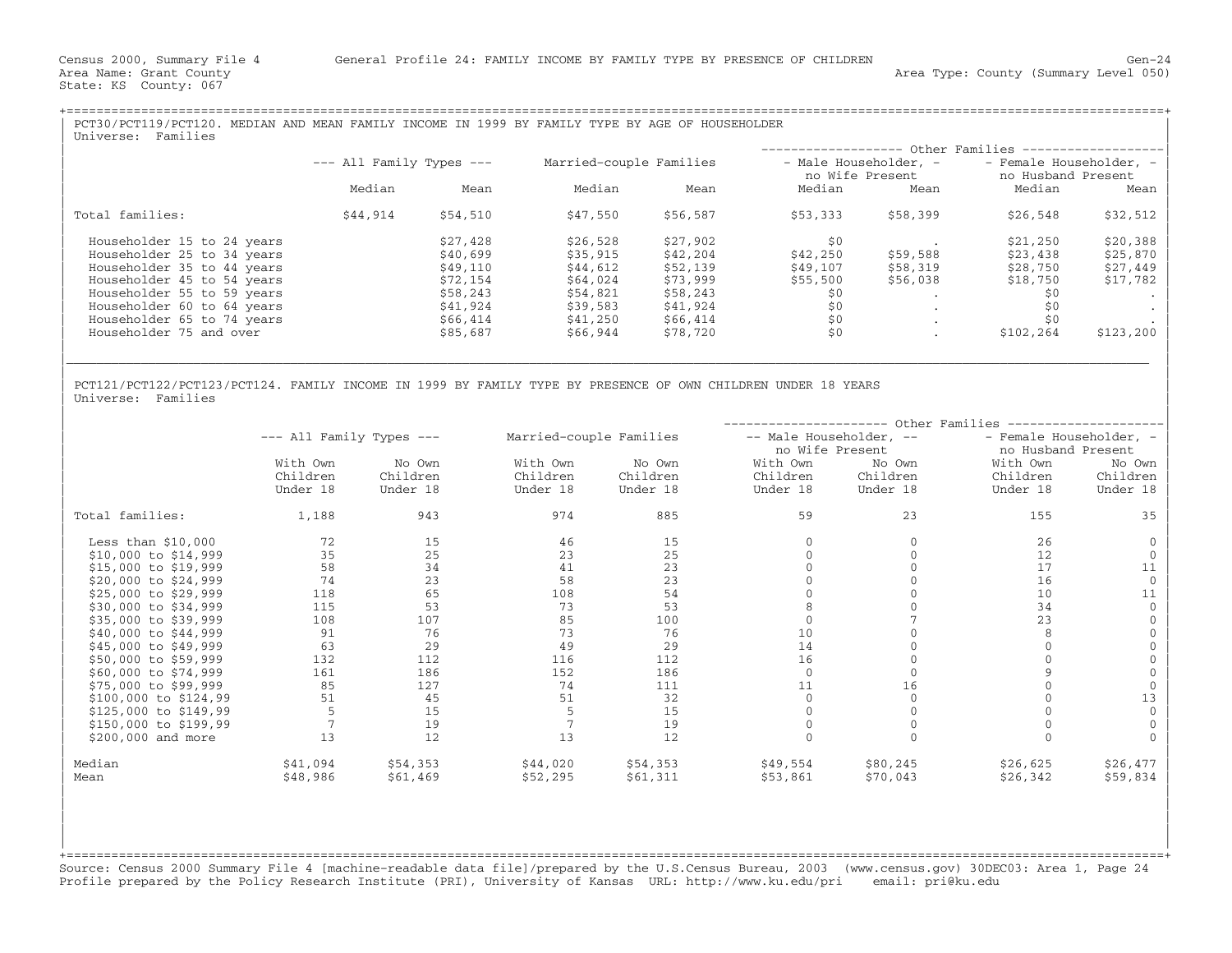Census 2000, Summary File 4 General Profile 24: FAMILY INCOME BY FAMILY TYPE BY PRESENCE OF CHILDREN Gen-24
Area Name: Grant County Area Type: County (Summary Level 050)
State: KS County: 067

## PCT30/PCT119/PCT120. MEDIAN AND MEAN FAMILY INCOME IN 1999 BY FAMILY TYPE BY AGE OF HOUSEHOLDER

Universe: Families

| | --- All Family Types --- | | Married-couple Families | | Other Families: Male Householder, no Wife Present | | Other Families: Female Householder, no Husband Present | |
|---|---|---|---|---|---|---|---|---|
| | Median | Mean | Median | Mean | Median | Mean | Median | Mean |
| Total families: | $44,914 | $54,510 | $47,550 | $56,587 | $53,333 | $58,399 | $26,548 | $32,512 |
| Householder 15 to 24 years | | $27,428 | $26,528 | $27,902 | $0 | . | $21,250 | $20,388 |
| Householder 25 to 34 years | | $40,699 | $35,915 | $42,204 | $42,250 | $59,588 | $23,438 | $25,870 |
| Householder 35 to 44 years | | $49,110 | $44,612 | $52,139 | $49,107 | $58,319 | $28,750 | $27,449 |
| Householder 45 to 54 years | | $72,154 | $64,024 | $73,999 | $55,500 | $56,038 | $18,750 | $17,782 |
| Householder 55 to 59 years | | $58,243 | $54,821 | $58,243 | $0 | . | $0 | . |
| Householder 60 to 64 years | | $41,924 | $39,583 | $41,924 | $0 | . | $0 | . |
| Householder 65 to 74 years | | $66,414 | $41,250 | $66,414 | $0 | . | $0 | . |
| Householder 75 and over | | $85,687 | $66,944 | $78,720 | $0 | . | $102,264 | $123,200 |

## PCT121/PCT122/PCT123/PCT124. FAMILY INCOME IN 1999 BY FAMILY TYPE BY PRESENCE OF OWN CHILDREN UNDER 18 YEARS

Universe: Families

| | --- All Family Types --- | | Married-couple Families | | Other Families: Male Householder, no Wife Present | | Other Families: Female Householder, no Husband Present | |
|---|---|---|---|---|---|---|---|---|
| | With Own Children Under 18 | No Own Children Under 18 | With Own Children Under 18 | No Own Children Under 18 | With Own Children Under 18 | No Own Children Under 18 | With Own Children Under 18 | No Own Children Under 18 |
| Total families: | 1,188 | 943 | 974 | 885 | 59 | 23 | 155 | 35 |
| Less than $10,000 | 72 | 15 | 46 | 15 | 0 | 0 | 26 | 0 |
| $10,000 to $14,999 | 35 | 25 | 23 | 25 | 0 | 0 | 12 | 0 |
| $15,000 to $19,999 | 58 | 34 | 41 | 23 | 0 | 0 | 17 | 11 |
| $20,000 to $24,999 | 74 | 23 | 58 | 23 | 0 | 0 | 16 | 0 |
| $25,000 to $29,999 | 118 | 65 | 108 | 54 | 0 | 0 | 10 | 11 |
| $30,000 to $34,999 | 115 | 53 | 73 | 53 | 8 | 0 | 34 | 0 |
| $35,000 to $39,999 | 108 | 107 | 85 | 100 | 0 | 7 | 23 | 0 |
| $40,000 to $44,999 | 91 | 76 | 73 | 76 | 10 | 0 | 8 | 0 |
| $45,000 to $49,999 | 63 | 29 | 49 | 29 | 14 | 0 | 0 | 0 |
| $50,000 to $59,999 | 132 | 112 | 116 | 112 | 16 | 0 | 0 | 0 |
| $60,000 to $74,999 | 161 | 186 | 152 | 186 | 0 | 0 | 9 | 0 |
| $75,000 to $99,999 | 85 | 127 | 74 | 111 | 11 | 16 | 0 | 0 |
| $100,000 to $124,99 | 51 | 45 | 51 | 32 | 0 | 0 | 0 | 13 |
| $125,000 to $149,99 | 5 | 15 | 5 | 15 | 0 | 0 | 0 | 0 |
| $150,000 to $199,99 | 7 | 19 | 7 | 19 | 0 | 0 | 0 | 0 |
| $200,000 and more | 13 | 12 | 13 | 12 | 0 | 0 | 0 | 0 |
| Median | $41,094 | $54,353 | $44,020 | $54,353 | $49,554 | $80,245 | $26,625 | $26,477 |
| Mean | $48,986 | $61,469 | $52,295 | $61,311 | $53,861 | $70,043 | $26,342 | $59,834 |

Source: Census 2000 Summary File 4 [machine-readable data file]/prepared by the U.S.Census Bureau, 2003 (www.census.gov) 30DEC03: Area 1, Page 24
Profile prepared by the Policy Research Institute (PRI), University of Kansas URL: http://www.ku.edu/pri email: pri@ku.edu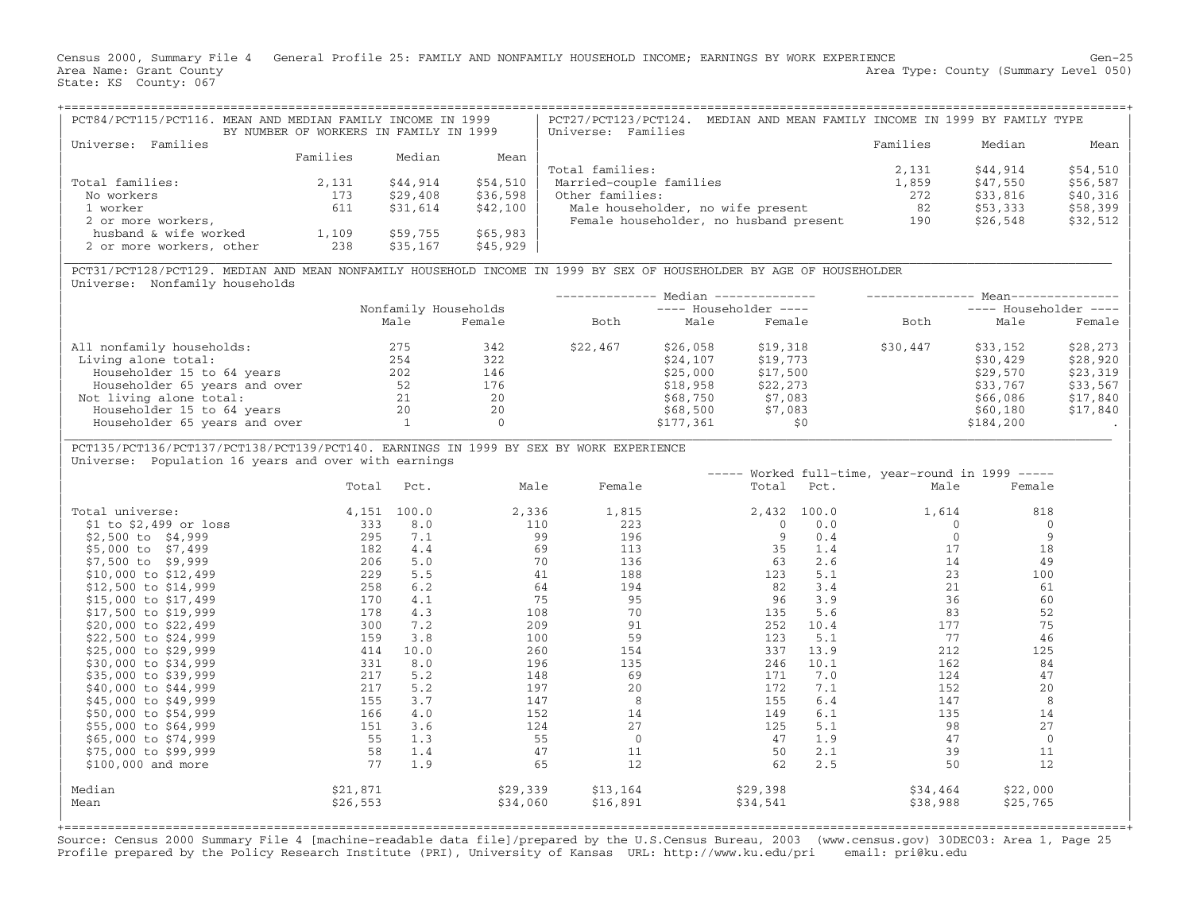Census 2000, Summary File 4 General Profile 25: FAMILY AND NONFAMILY HOUSEHOLD INCOME; EARNINGS BY WORK EXPERIENCE
Area Name: Grant County
State: KS County: 067

Area Type: County (Summary Level 050)

### PCT84/PCT115/PCT116. MEAN AND MEDIAN FAMILY INCOME IN 1999 BY NUMBER OF WORKERS IN FAMILY IN 1999

Universe: Families

| | Families | Median | Mean |
|---|---|---|---|
| Total families: | 2,131 | $44,914 | $54,510 |
| No workers | 173 | $29,408 | $36,598 |
| 1 worker | 611 | $31,614 | $42,100 |
| 2 or more workers, husband & wife worked | 1,109 | $59,755 | $65,983 |
| 2 or more workers, other | 238 | $35,167 | $45,929 |

### PCT27/PCT123/PCT124. MEDIAN AND MEAN FAMILY INCOME IN 1999 BY FAMILY TYPE

Universe: Families

| | Families | Median | Mean |
|---|---|---|---|
| Total families: | 2,131 | $44,914 | $54,510 |
| Married-couple families | 1,859 | $47,550 | $56,587 |
| Other families: | 272 | $33,816 | $40,316 |
| Male householder, no wife present | 82 | $53,333 | $58,399 |
| Female householder, no husband present | 190 | $26,548 | $32,512 |

### PCT31/PCT128/PCT129. MEDIAN AND MEAN NONFAMILY HOUSEHOLD INCOME IN 1999 BY SEX OF HOUSEHOLDER BY AGE OF HOUSEHOLDER

Universe: Nonfamily households

| | Nonfamily Households | | Median | | | Mean | | |
|---|---|---|---|---|---|---|---|---|
| | | | | Householder | | | Householder | |
| | Male | Female | Both | Male | Female | Both | Male | Female |
| All nonfamily households: | 275 | 342 | $22,467 | $26,058 | $19,318 | $30,447 | $33,152 | $28,273 |
| Living alone total: | 254 | 322 | | $24,107 | $19,773 | | $30,429 | $28,920 |
| Householder 15 to 64 years | 202 | 146 | | $25,000 | $17,500 | | $29,570 | $23,319 |
| Householder 65 years and over | 52 | 176 | | $18,958 | $22,273 | | $33,767 | $33,567 |
| Not living alone total: | 21 | 20 | | $68,750 | $7,083 | | $66,086 | $17,840 |
| Householder 15 to 64 years | 20 | 20 | | $68,500 | $7,083 | | $60,180 | $17,840 |
| Householder 65 years and over | 1 | 0 | | $177,361 | $0 | | $184,200 | . |

### PCT135/PCT136/PCT137/PCT138/PCT139/PCT140. EARNINGS IN 1999 BY SEX BY WORK EXPERIENCE

Universe: Population 16 years and over with earnings

| | Total | Pct. | Male | Female | Worked full-time, year-round in 1999 Total | Pct. | Male | Female |
|---|---|---|---|---|---|---|---|---|
| Total universe: | 4,151 | 100.0 | 2,336 | 1,815 | 2,432 | 100.0 | 1,614 | 818 |
| $1 to $2,499 or loss | 333 | 8.0 | 110 | 223 | 0 | 0.0 | 0 | 0 |
| $2,500 to $4,999 | 295 | 7.1 | 99 | 196 | 9 | 0.4 | 0 | 9 |
| $5,000 to $7,499 | 182 | 4.4 | 69 | 113 | 35 | 1.4 | 17 | 18 |
| $7,500 to $9,999 | 206 | 5.0 | 70 | 136 | 63 | 2.6 | 14 | 49 |
| $10,000 to $12,499 | 229 | 5.5 | 41 | 188 | 123 | 5.1 | 23 | 100 |
| $12,500 to $14,999 | 258 | 6.2 | 64 | 194 | 82 | 3.4 | 21 | 61 |
| $15,000 to $17,499 | 170 | 4.1 | 75 | 95 | 96 | 3.9 | 36 | 60 |
| $17,500 to $19,999 | 178 | 4.3 | 108 | 70 | 135 | 5.6 | 83 | 52 |
| $20,000 to $22,499 | 300 | 7.2 | 209 | 91 | 252 | 10.4 | 177 | 75 |
| $22,500 to $24,999 | 159 | 3.8 | 100 | 59 | 123 | 5.1 | 77 | 46 |
| $25,000 to $29,999 | 414 | 10.0 | 260 | 154 | 337 | 13.9 | 212 | 125 |
| $30,000 to $34,999 | 331 | 8.0 | 196 | 135 | 246 | 10.1 | 162 | 84 |
| $35,000 to $39,999 | 217 | 5.2 | 148 | 69 | 171 | 7.0 | 124 | 47 |
| $40,000 to $44,999 | 217 | 5.2 | 197 | 20 | 172 | 7.1 | 152 | 20 |
| $45,000 to $49,999 | 155 | 3.7 | 147 | 8 | 155 | 6.4 | 147 | 8 |
| $50,000 to $54,999 | 166 | 4.0 | 152 | 14 | 149 | 6.1 | 135 | 14 |
| $55,000 to $64,999 | 151 | 3.6 | 124 | 27 | 125 | 5.1 | 98 | 27 |
| $65,000 to $74,999 | 55 | 1.3 | 55 | 0 | 47 | 1.9 | 47 | 0 |
| $75,000 to $99,999 | 58 | 1.4 | 47 | 11 | 50 | 2.1 | 39 | 11 |
| $100,000 and more | 77 | 1.9 | 65 | 12 | 62 | 2.5 | 50 | 12 |
| Median | $21,871 | | $29,339 | $13,164 | $29,398 | | $34,464 | $22,000 |
| Mean | $26,553 | | $34,060 | $16,891 | $34,541 | | $38,988 | $25,765 |

Source: Census 2000 Summary File 4 [machine-readable data file]/prepared by the U.S.Census Bureau, 2003 (www.census.gov) 30DEC03: Area 1, Page 25
Profile prepared by the Policy Research Institute (PRI), University of Kansas URL: http://www.ku.edu/pri email: pri@ku.edu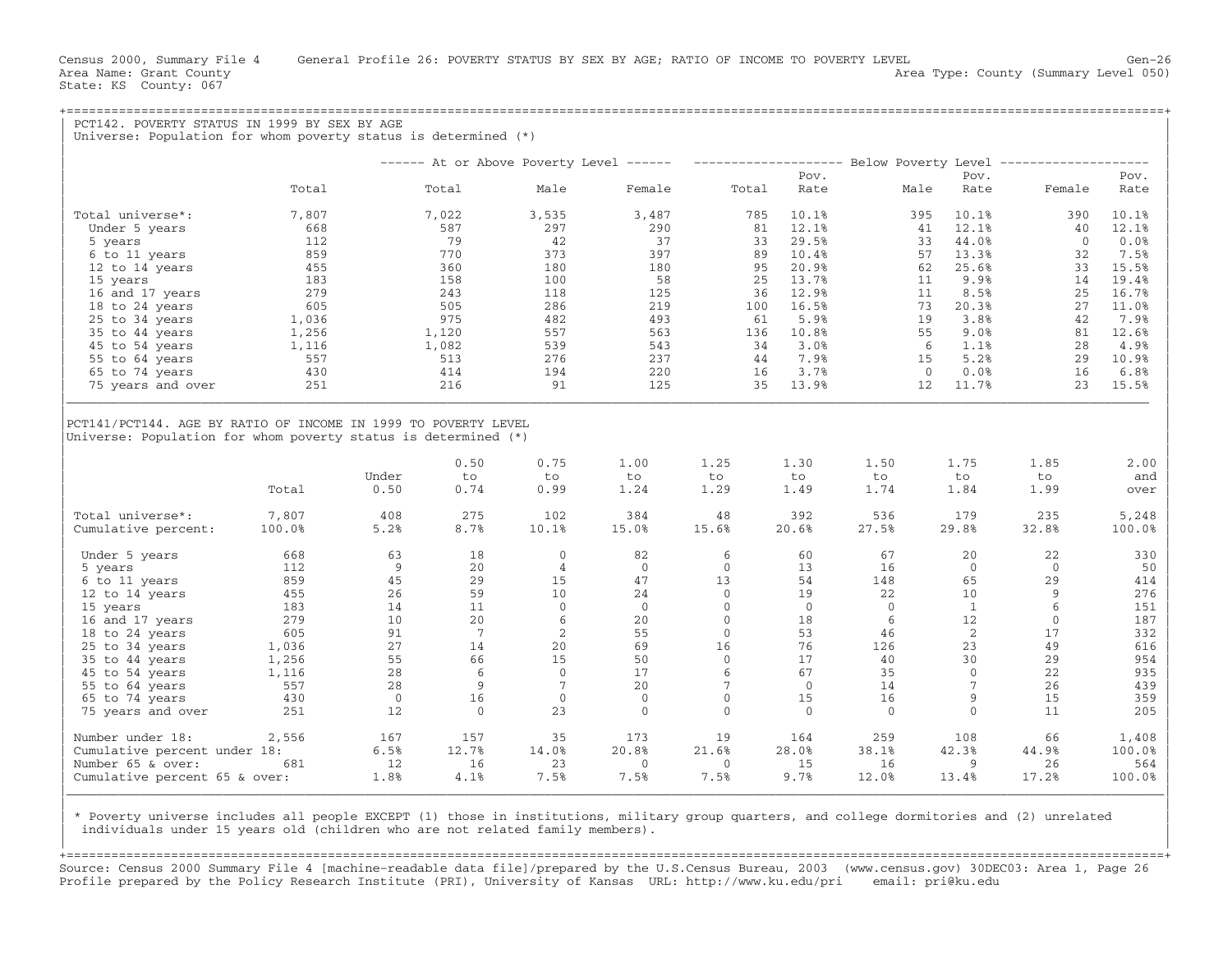Census 2000, Summary File 4 General Profile 26: POVERTY STATUS BY SEX BY AGE; RATIO OF INCOME TO POVERTY LEVEL Gen-26
Area Name: Grant County Area Type: County (Summary Level 050)
State: KS County: 067

## PCT142. POVERTY STATUS IN 1999 BY SEX BY AGE

Universe: Population for whom poverty status is determined (*)

| | Total | At or Above Poverty Level: Total | Male | Female | Below Poverty Level: Total | Pov. Rate | Male | Pov. Rate | Female | Pov. Rate |
|---|---|---|---|---|---|---|---|---|---|---|
| Total universe*: | 7,807 | 7,022 | 3,535 | 3,487 | 785 | 10.1% | 395 | 10.1% | 390 | 10.1% |
| Under 5 years | 668 | 587 | 297 | 290 | 81 | 12.1% | 41 | 12.1% | 40 | 12.1% |
| 5 years | 112 | 79 | 42 | 37 | 33 | 29.5% | 33 | 44.0% | 0 | 0.0% |
| 6 to 11 years | 859 | 770 | 373 | 397 | 89 | 10.4% | 57 | 13.3% | 32 | 7.5% |
| 12 to 14 years | 455 | 360 | 180 | 180 | 95 | 20.9% | 62 | 25.6% | 33 | 15.5% |
| 15 years | 183 | 158 | 100 | 58 | 25 | 13.7% | 11 | 9.9% | 14 | 19.4% |
| 16 and 17 years | 279 | 243 | 118 | 125 | 36 | 12.9% | 11 | 8.5% | 25 | 16.7% |
| 18 to 24 years | 605 | 505 | 286 | 219 | 100 | 16.5% | 73 | 20.3% | 27 | 11.0% |
| 25 to 34 years | 1,036 | 975 | 482 | 493 | 61 | 5.9% | 19 | 3.8% | 42 | 7.9% |
| 35 to 44 years | 1,256 | 1,120 | 557 | 563 | 136 | 10.8% | 55 | 9.0% | 81 | 12.6% |
| 45 to 54 years | 1,116 | 1,082 | 539 | 543 | 34 | 3.0% | 6 | 1.1% | 28 | 4.9% |
| 55 to 64 years | 557 | 513 | 276 | 237 | 44 | 7.9% | 15 | 5.2% | 29 | 10.9% |
| 65 to 74 years | 430 | 414 | 194 | 220 | 16 | 3.7% | 0 | 0.0% | 16 | 6.8% |
| 75 years and over | 251 | 216 | 91 | 125 | 35 | 13.9% | 12 | 11.7% | 23 | 15.5% |

## PCT141/PCT144. AGE BY RATIO OF INCOME IN 1999 TO POVERTY LEVEL

Universe: Population for whom poverty status is determined (*)

| | Total | Under 0.50 | 0.50 to 0.74 | 0.75 to 0.99 | 1.00 to 1.24 | 1.25 to 1.29 | 1.30 to 1.49 | 1.50 to 1.74 | 1.75 to 1.84 | 1.85 to 1.99 | 2.00 and over |
|---|---|---|---|---|---|---|---|---|---|---|---|
| Total universe*: | 7,807 | 408 | 275 | 102 | 384 | 48 | 392 | 536 | 179 | 235 | 5,248 |
| Cumulative percent: | 100.0% | 5.2% | 8.7% | 10.1% | 15.0% | 15.6% | 20.6% | 27.5% | 29.8% | 32.8% | 100.0% |
| Under 5 years | 668 | 63 | 18 | 0 | 82 | 6 | 60 | 67 | 20 | 22 | 330 |
| 5 years | 112 | 9 | 20 | 4 | 0 | 0 | 13 | 16 | 0 | 0 | 50 |
| 6 to 11 years | 859 | 45 | 29 | 15 | 47 | 13 | 54 | 148 | 65 | 29 | 414 |
| 12 to 14 years | 455 | 26 | 59 | 10 | 24 | 0 | 19 | 22 | 10 | 9 | 276 |
| 15 years | 183 | 14 | 11 | 0 | 0 | 0 | 0 | 0 | 1 | 6 | 151 |
| 16 and 17 years | 279 | 10 | 20 | 6 | 20 | 0 | 18 | 6 | 12 | 0 | 187 |
| 18 to 24 years | 605 | 91 | 7 | 2 | 55 | 0 | 53 | 46 | 2 | 17 | 332 |
| 25 to 34 years | 1,036 | 27 | 14 | 20 | 69 | 16 | 76 | 126 | 23 | 49 | 616 |
| 35 to 44 years | 1,256 | 55 | 66 | 15 | 50 | 0 | 17 | 40 | 30 | 29 | 954 |
| 45 to 54 years | 1,116 | 28 | 6 | 0 | 17 | 6 | 67 | 35 | 0 | 22 | 935 |
| 55 to 64 years | 557 | 28 | 9 | 7 | 20 | 7 | 0 | 14 | 7 | 26 | 439 |
| 65 to 74 years | 430 | 0 | 16 | 0 | 0 | 0 | 15 | 16 | 9 | 15 | 359 |
| 75 years and over | 251 | 12 | 0 | 23 | 0 | 0 | 0 | 0 | 0 | 11 | 205 |
| Number under 18: | 2,556 | 167 | 157 | 35 | 173 | 19 | 164 | 259 | 108 | 66 | 1,408 |
| Cumulative percent under 18: | | 6.5% | 12.7% | 14.0% | 20.8% | 21.6% | 28.0% | 38.1% | 42.3% | 44.9% | 100.0% |
| Number 65 & over: | 681 | 12 | 16 | 23 | 0 | 0 | 15 | 16 | 9 | 26 | 564 |
| Cumulative percent 65 & over: | | 1.8% | 4.1% | 7.5% | 7.5% | 7.5% | 9.7% | 12.0% | 13.4% | 17.2% | 100.0% |

* Poverty universe includes all people EXCEPT (1) those in institutions, military group quarters, and college dormitories and (2) unrelated individuals under 15 years old (children who are not related family members).

Source: Census 2000 Summary File 4 [machine-readable data file]/prepared by the U.S.Census Bureau, 2003 (www.census.gov) 30DEC03: Area 1, Page 26
Profile prepared by the Policy Research Institute (PRI), University of Kansas URL: http://www.ku.edu/pri email: pri@ku.edu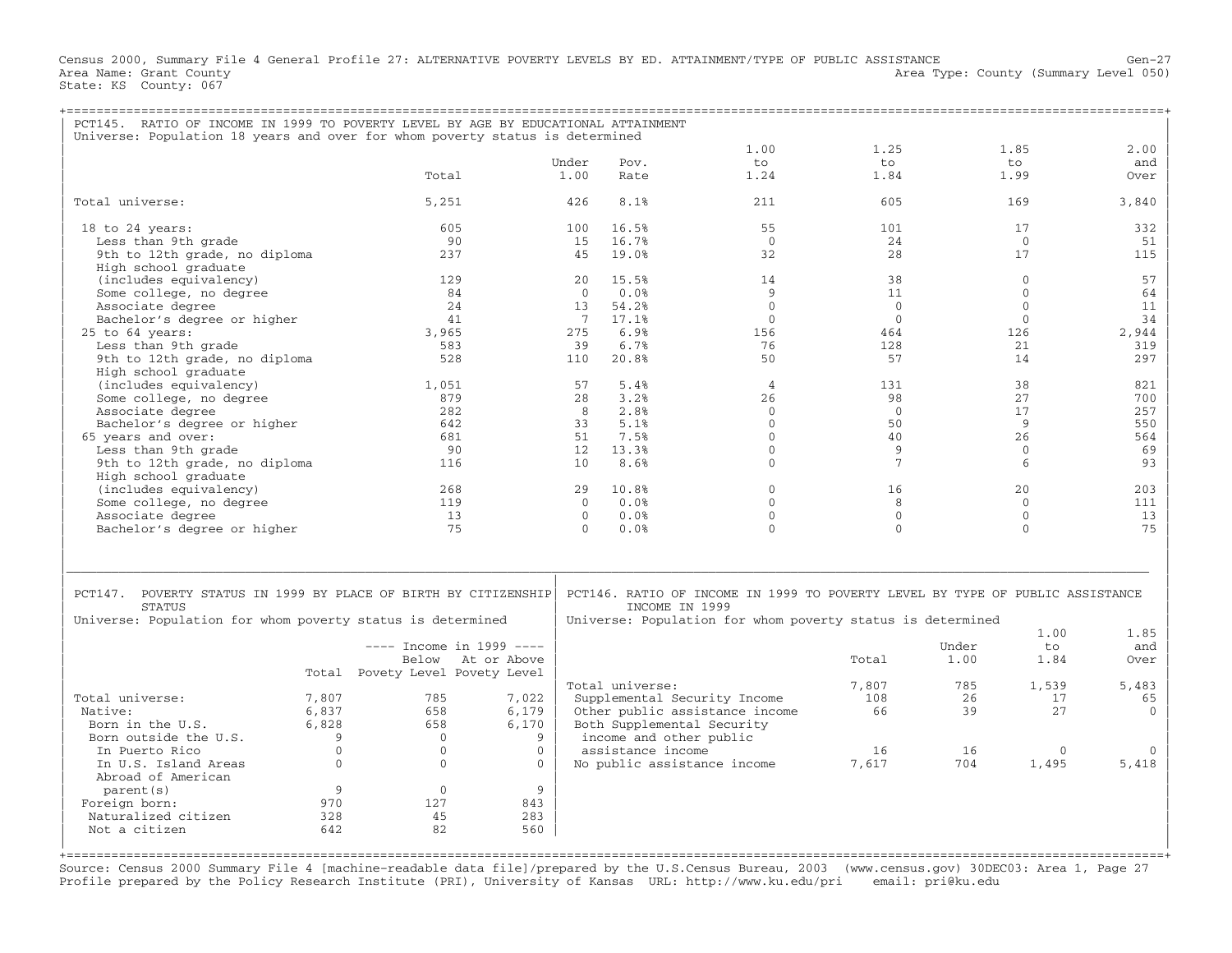Census 2000, Summary File 4 General Profile 27: ALTERNATIVE POVERTY LEVELS BY ED. ATTAINMENT/TYPE OF PUBLIC ASSISTANCE Gen-27
Area Name: Grant County Area Type: County (Summary Level 050)
State: KS County: 067

## PCT145. RATIO OF INCOME IN 1999 TO POVERTY LEVEL BY AGE BY EDUCATIONAL ATTAINMENT

Universe: Population 18 years and over for whom poverty status is determined

| | Total | Under 1.00 | Pov. Rate | 1.00 to 1.24 | 1.25 to 1.84 | 1.85 to 1.99 | 2.00 and Over |
|---|---|---|---|---|---|---|---|
| Total universe: | 5,251 | 426 | 8.1% | 211 | 605 | 169 | 3,840 |
| 18 to 24 years: | 605 | 100 | 16.5% | 55 | 101 | 17 | 332 |
| Less than 9th grade | 90 | 15 | 16.7% | 0 | 24 | 0 | 51 |
| 9th to 12th grade, no diploma | 237 | 45 | 19.0% | 32 | 28 | 17 | 115 |
| High school graduate (includes equivalency) | 129 | 20 | 15.5% | 14 | 38 | 0 | 57 |
| Some college, no degree | 84 | 0 | 0.0% | 9 | 11 | 0 | 64 |
| Associate degree | 24 | 13 | 54.2% | 0 | 0 | 0 | 11 |
| Bachelor's degree or higher | 41 | 7 | 17.1% | 0 | 0 | 0 | 34 |
| 25 to 64 years: | 3,965 | 275 | 6.9% | 156 | 464 | 126 | 2,944 |
| Less than 9th grade | 583 | 39 | 6.7% | 76 | 128 | 21 | 319 |
| 9th to 12th grade, no diploma | 528 | 110 | 20.8% | 50 | 57 | 14 | 297 |
| High school graduate (includes equivalency) | 1,051 | 57 | 5.4% | 4 | 131 | 38 | 821 |
| Some college, no degree | 879 | 28 | 3.2% | 26 | 98 | 27 | 700 |
| Associate degree | 282 | 8 | 2.8% | 0 | 0 | 17 | 257 |
| Bachelor's degree or higher | 642 | 33 | 5.1% | 0 | 50 | 9 | 550 |
| 65 years and over: | 681 | 51 | 7.5% | 0 | 40 | 26 | 564 |
| Less than 9th grade | 90 | 12 | 13.3% | 0 | 9 | 0 | 69 |
| 9th to 12th grade, no diploma | 116 | 10 | 8.6% | 0 | 7 | 6 | 93 |
| High school graduate (includes equivalency) | 268 | 29 | 10.8% | 0 | 16 | 20 | 203 |
| Some college, no degree | 119 | 0 | 0.0% | 0 | 8 | 0 | 111 |
| Associate degree | 13 | 0 | 0.0% | 0 | 0 | 0 | 13 |
| Bachelor's degree or higher | 75 | 0 | 0.0% | 0 | 0 | 0 | 75 |

## PCT147. POVERTY STATUS IN 1999 BY PLACE OF BIRTH BY CITIZENSHIP STATUS

Universe: Population for whom poverty status is determined

| | Total | Income in 1999: Below Povety Level | Income in 1999: At or Above Povety Level |
|---|---|---|---|
| Total universe: | 7,807 | 785 | 7,022 |
| Native: | 6,837 | 658 | 6,179 |
| Born in the U.S. | 6,828 | 658 | 6,170 |
| Born outside the U.S. | 9 | 0 | 9 |
| In Puerto Rico | 0 | 0 | 0 |
| In U.S. Island Areas | 0 | 0 | 0 |
| Abroad of American parent(s) | 9 | 0 | 9 |
| Foreign born: | 970 | 127 | 843 |
| Naturalized citizen | 328 | 45 | 283 |
| Not a citizen | 642 | 82 | 560 |

## PCT146. RATIO OF INCOME IN 1999 TO POVERTY LEVEL BY TYPE OF PUBLIC ASSISTANCE INCOME IN 1999

Universe: Population for whom poverty status is determined

| | Total | Under 1.00 | 1.00 to 1.84 | 1.85 and Over |
|---|---|---|---|---|
| Total universe: | 7,807 | 785 | 1,539 | 5,483 |
| Supplemental Security Income | 108 | 26 | 17 | 65 |
| Other public assistance income | 66 | 39 | 27 | 0 |
| Both Supplemental Security income and other public assistance income | 16 | 16 | 0 | 0 |
| No public assistance income | 7,617 | 704 | 1,495 | 5,418 |

Source: Census 2000 Summary File 4 [machine-readable data file]/prepared by the U.S.Census Bureau, 2003 (www.census.gov) 30DEC03: Area 1, Page 27
Profile prepared by the Policy Research Institute (PRI), University of Kansas URL: http://www.ku.edu/pri email: pri@ku.edu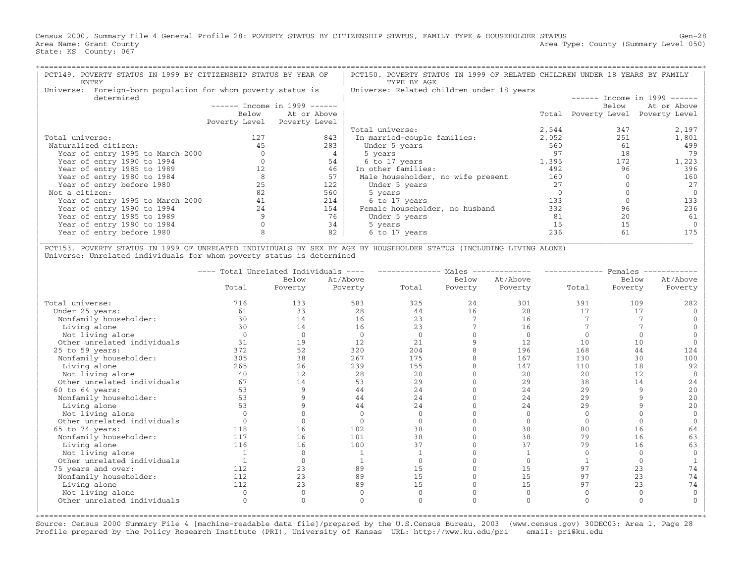Census 2000, Summary File 4 General Profile 28: POVERTY STATUS BY CITIZENSHIP STATUS, FAMILY TYPE & HOUSEHOLDER STATUS
Area Name: Grant County
State: KS County: 067

Gen-28
Area Type: County (Summary Level 050)

## PCT149. POVERTY STATUS IN 1999 BY CITIZENSHIP STATUS BY YEAR OF ENTRY

Universe: Foreign-born population for whom poverty status is determined

| | Income in 1999: Below Poverty Level | Income in 1999: At or Above Poverty Level |
|---|---|---|
| Total universe: | 127 | 843 |
| Naturalized citizen: | 45 | 283 |
| Year of entry 1995 to March 2000 | 0 | 4 |
| Year of entry 1990 to 1994 | 0 | 54 |
| Year of entry 1985 to 1989 | 12 | 46 |
| Year of entry 1980 to 1984 | 8 | 57 |
| Year of entry before 1980 | 25 | 122 |
| Not a citizen: | 82 | 560 |
| Year of entry 1995 to March 2000 | 41 | 214 |
| Year of entry 1990 to 1994 | 24 | 154 |
| Year of entry 1985 to 1989 | 9 | 76 |
| Year of entry 1980 to 1984 | 0 | 34 |
| Year of entry before 1980 | 8 | 82 |

## PCT150. POVERTY STATUS IN 1999 OF RELATED CHILDREN UNDER 18 YEARS BY FAMILY TYPE BY AGE

Universe: Related children under 18 years

| | Total | Income in 1999: Below Poverty Level | Income in 1999: At or Above Poverty Level |
|---|---|---|---|
| Total universe: | 2,544 | 347 | 2,197 |
| In married-couple families: | 2,052 | 251 | 1,801 |
| Under 5 years | 560 | 61 | 499 |
| 5 years | 97 | 18 | 79 |
| 6 to 17 years | 1,395 | 172 | 1,223 |
| In other families: | 492 | 96 | 396 |
| Male householder, no wife present | 160 | 0 | 160 |
| Under 5 years | 27 | 0 | 27 |
| 5 years | 0 | 0 | 0 |
| 6 to 17 years | 133 | 0 | 133 |
| Female householder, no husband | 332 | 96 | 236 |
| Under 5 years | 81 | 20 | 61 |
| 5 years | 15 | 15 | 0 |
| 6 to 17 years | 236 | 61 | 175 |

## PCT153. POVERTY STATUS IN 1999 OF UNRELATED INDIVIDUALS BY SEX BY AGE BY HOUSEHOLDER STATUS (INCLUDING LIVING ALONE)

Universe: Unrelated individuals for whom poverty status is determined

| | Total Unrelated Individuals: Total | Total Unrelated Individuals: Below Poverty | Total Unrelated Individuals: At/Above Poverty | Males: Total | Males: Below Poverty | Males: At/Above Poverty | Females: Total | Females: Below Poverty | Females: At/Above Poverty |
|---|---|---|---|---|---|---|---|---|---|
| Total universe: | 716 | 133 | 583 | 325 | 24 | 301 | 391 | 109 | 282 |
| Under 25 years: | 61 | 33 | 28 | 44 | 16 | 28 | 17 | 17 | 0 |
| Nonfamily householder: | 30 | 14 | 16 | 23 | 7 | 16 | 7 | 7 | 0 |
| Living alone | 30 | 14 | 16 | 23 | 7 | 16 | 7 | 7 | 0 |
| Not living alone | 0 | 0 | 0 | 0 | 0 | 0 | 0 | 0 | 0 |
| Other unrelated individuals | 31 | 19 | 12 | 21 | 9 | 12 | 10 | 10 | 0 |
| 25 to 59 years: | 372 | 52 | 320 | 204 | 8 | 196 | 168 | 44 | 124 |
| Nonfamily householder: | 305 | 38 | 267 | 175 | 8 | 167 | 130 | 30 | 100 |
| Living alone | 265 | 26 | 239 | 155 | 8 | 147 | 110 | 18 | 92 |
| Not living alone | 40 | 12 | 28 | 20 | 0 | 20 | 20 | 12 | 8 |
| Other unrelated individuals | 67 | 14 | 53 | 29 | 0 | 29 | 38 | 14 | 24 |
| 60 to 64 years: | 53 | 9 | 44 | 24 | 0 | 24 | 29 | 9 | 20 |
| Nonfamily householder: | 53 | 9 | 44 | 24 | 0 | 24 | 29 | 9 | 20 |
| Living alone | 53 | 9 | 44 | 24 | 0 | 24 | 29 | 9 | 20 |
| Not living alone | 0 | 0 | 0 | 0 | 0 | 0 | 0 | 0 | 0 |
| Other unrelated individuals | 0 | 0 | 0 | 0 | 0 | 0 | 0 | 0 | 0 |
| 65 to 74 years: | 118 | 16 | 102 | 38 | 0 | 38 | 80 | 16 | 64 |
| Nonfamily householder: | 117 | 16 | 101 | 38 | 0 | 38 | 79 | 16 | 63 |
| Living alone | 116 | 16 | 100 | 37 | 0 | 37 | 79 | 16 | 63 |
| Not living alone | 1 | 0 | 1 | 1 | 0 | 1 | 0 | 0 | 0 |
| Other unrelated individuals | 1 | 0 | 1 | 0 | 0 | 0 | 1 | 0 | 1 |
| 75 years and over: | 112 | 23 | 89 | 15 | 0 | 15 | 97 | 23 | 74 |
| Nonfamily householder: | 112 | 23 | 89 | 15 | 0 | 15 | 97 | 23 | 74 |
| Living alone | 112 | 23 | 89 | 15 | 0 | 15 | 97 | 23 | 74 |
| Not living alone | 0 | 0 | 0 | 0 | 0 | 0 | 0 | 0 | 0 |
| Other unrelated individuals | 0 | 0 | 0 | 0 | 0 | 0 | 0 | 0 | 0 |

Source: Census 2000 Summary File 4 [machine-readable data file]/prepared by the U.S.Census Bureau, 2003 (www.census.gov) 30DEC03: Area 1, Page 28
Profile prepared by the Policy Research Institute (PRI), University of Kansas URL: http://www.ku.edu/pri email: pri@ku.edu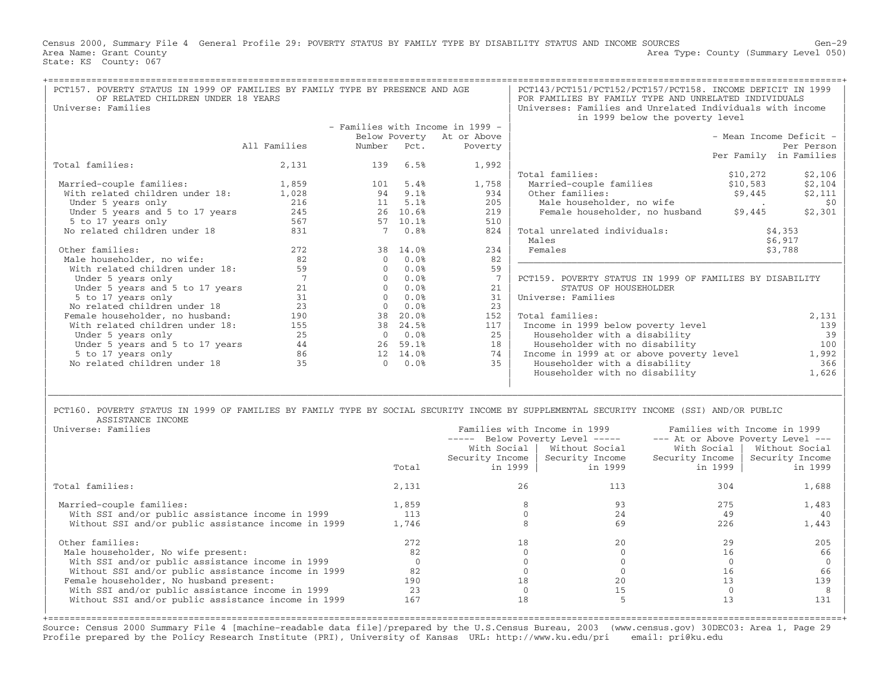Census 2000, Summary File 4 General Profile 29: POVERTY STATUS BY FAMILY TYPE BY DISABILITY STATUS AND INCOME SOURCES
Area Name: Grant County
State: KS County: 067
Area Type: County (Summary Level 050)

## PCT157. POVERTY STATUS IN 1999 OF FAMILIES BY FAMILY TYPE BY PRESENCE AND AGE OF RELATED CHILDREN UNDER 18 YEARS

Universe: Families

| | All Families | Families with Income in 1999 - Below Poverty Number | Pct. | At or Above Poverty |
|---|---|---|---|---|
| Total families: | 2,131 | 139 | 6.5% | 1,992 |
| Married-couple families: | 1,859 | 101 | 5.4% | 1,758 |
| With related children under 18: | 1,028 | 94 | 9.1% | 934 |
| Under 5 years only | 216 | 11 | 5.1% | 205 |
| Under 5 years and 5 to 17 years | 245 | 26 | 10.6% | 219 |
| 5 to 17 years only | 567 | 57 | 10.1% | 510 |
| No related children under 18 | 831 | 7 | 0.8% | 824 |
| Other families: | 272 | 38 | 14.0% | 234 |
| Male householder, no wife: | 82 | 0 | 0.0% | 82 |
| With related children under 18: | 59 | 0 | 0.0% | 59 |
| Under 5 years only | 7 | 0 | 0.0% | 7 |
| Under 5 years and 5 to 17 years | 21 | 0 | 0.0% | 21 |
| 5 to 17 years only | 31 | 0 | 0.0% | 31 |
| No related children under 18 | 23 | 0 | 0.0% | 23 |
| Female householder, no husband: | 190 | 38 | 20.0% | 152 |
| With related children under 18: | 155 | 38 | 24.5% | 117 |
| Under 5 years only | 25 | 0 | 0.0% | 25 |
| Under 5 years and 5 to 17 years | 44 | 26 | 59.1% | 18 |
| 5 to 17 years only | 86 | 12 | 14.0% | 74 |
| No related children under 18 | 35 | 0 | 0.0% | 35 |

## PCT143/PCT151/PCT152/PCT157/PCT158. INCOME DEFICIT IN 1999 FOR FAMILIES BY FAMILY TYPE AND UNRELATED INDIVIDUALS

Universes: Families and Unrelated Individuals with income in 1999 below the poverty level

| | Mean Income Deficit - Per Family | Per Person in Families |
|---|---|---|
| Total families: | $10,272 | $2,106 |
| Married-couple families | $10,583 | $2,104 |
| Other families: | $9,445 | $2,111 |
| Male householder, no wife | . | $0 |
| Female householder, no husband | $9,445 | $2,301 |
| Total unrelated individuals: | $4,353 | |
| Males | $6,917 | |
| Females | $3,788 | |

## PCT159. POVERTY STATUS IN 1999 OF FAMILIES BY DISABILITY STATUS OF HOUSEHOLDER

Universe: Families

| | |
|---|---|
| Total families: | 2,131 |
| Income in 1999 below poverty level | 139 |
| Householder with a disability | 39 |
| Householder with no disability | 100 |
| Income in 1999 at or above poverty level | 1,992 |
| Householder with a disability | 366 |
| Householder with no disability | 1,626 |

## PCT160. POVERTY STATUS IN 1999 OF FAMILIES BY FAMILY TYPE BY SOCIAL SECURITY INCOME BY SUPPLEMENTAL SECURITY INCOME (SSI) AND/OR PUBLIC ASSISTANCE INCOME

Universe: Families

| | Total | Below Poverty Level: With Social Security Income in 1999 | Below Poverty Level: Without Social Security Income in 1999 | At or Above Poverty Level: With Social Security Income in 1999 | At or Above Poverty Level: Without Social Security Income in 1999 |
|---|---|---|---|---|---|
| Total families: | 2,131 | 26 | 113 | 304 | 1,688 |
| Married-couple families: | 1,859 | 8 | 93 | 275 | 1,483 |
| With SSI and/or public assistance income in 1999 | 113 | 0 | 24 | 49 | 40 |
| Without SSI and/or public assistance income in 1999 | 1,746 | 8 | 69 | 226 | 1,443 |
| Other families: | 272 | 18 | 20 | 29 | 205 |
| Male householder, No wife present: | 82 | 0 | 0 | 16 | 66 |
| With SSI and/or public assistance income in 1999 | 0 | 0 | 0 | 0 | 0 |
| Without SSI and/or public assistance income in 1999 | 82 | 0 | 0 | 16 | 66 |
| Female householder, No husband present: | 190 | 18 | 20 | 13 | 139 |
| With SSI and/or public assistance income in 1999 | 23 | 0 | 15 | 0 | 8 |
| Without SSI and/or public assistance income in 1999 | 167 | 18 | 5 | 13 | 131 |

Source: Census 2000 Summary File 4 [machine-readable data file]/prepared by the U.S.Census Bureau, 2003 (www.census.gov) 30DEC03: Area 1, Page 29
Profile prepared by the Policy Research Institute (PRI), University of Kansas URL: http://www.ku.edu/pri email: pri@ku.edu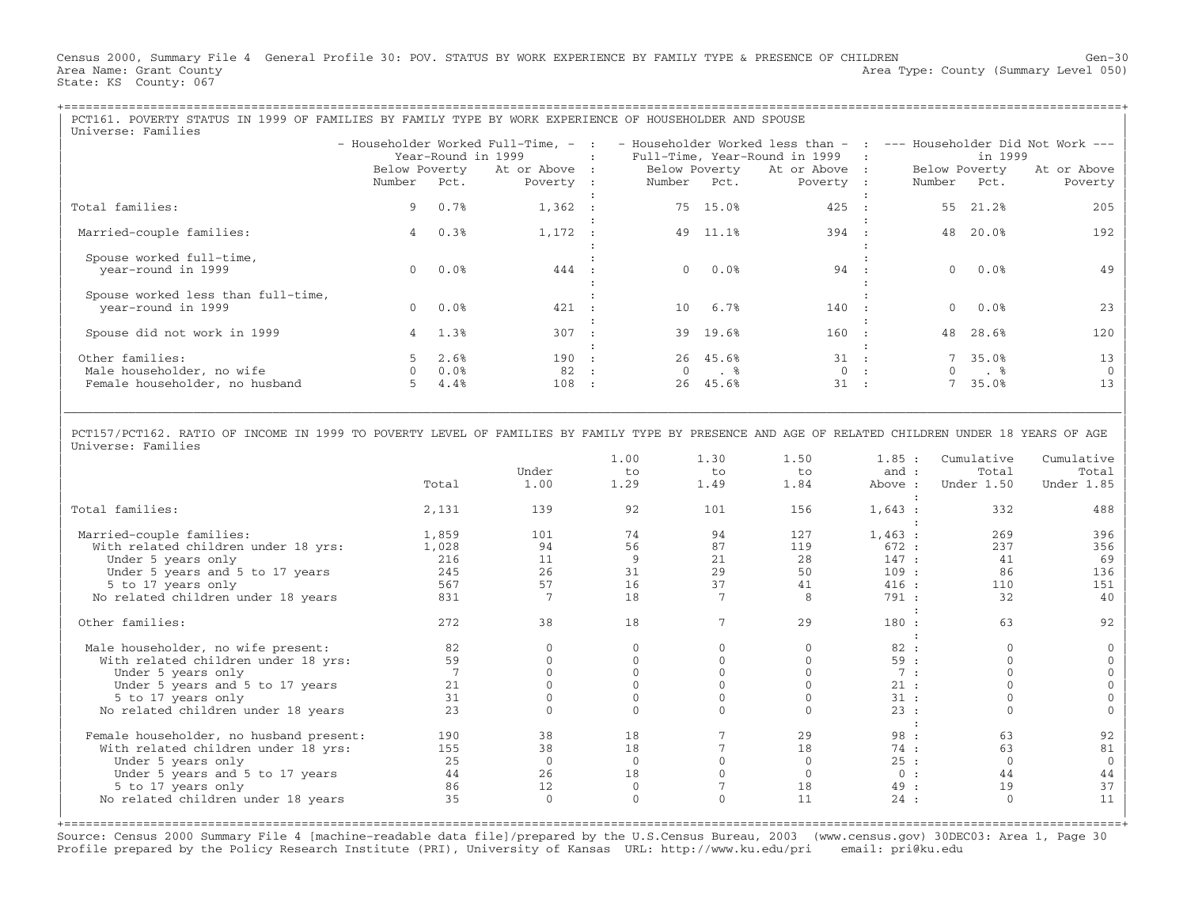Census 2000, Summary File 4 General Profile 30: POV. STATUS BY WORK EXPERIENCE BY FAMILY TYPE & PRESENCE OF CHILDREN Gen-30
Area Name: Grant County Area Type: County (Summary Level 050)
State: KS County: 067

## PCT161. POVERTY STATUS IN 1999 OF FAMILIES BY FAMILY TYPE BY WORK EXPERIENCE OF HOUSEHOLDER AND SPOUSE

Universe: Families

| | Householder Worked Full-Time, Year-Round in 1999 | | | Householder Worked less than Full-Time, Year-Round in 1999 | | | Householder Did Not Work in 1999 | | |
|---|---|---|---|---|---|---|---|---|---|
| | Below Poverty Number | Below Poverty Pct. | At or Above Poverty | Below Poverty Number | Below Poverty Pct. | At or Above Poverty | Below Poverty Number | Below Poverty Pct. | At or Above Poverty |
| Total families: | 9 | 0.7% | 1,362 | 75 | 15.0% | 425 | 55 | 21.2% | 205 |
| Married-couple families: | 4 | 0.3% | 1,172 | 49 | 11.1% | 394 | 48 | 20.0% | 192 |
| Spouse worked full-time, year-round in 1999 | 0 | 0.0% | 444 | 0 | 0.0% | 94 | 0 | 0.0% | 49 |
| Spouse worked less than full-time, year-round in 1999 | 0 | 0.0% | 421 | 10 | 6.7% | 140 | 0 | 0.0% | 23 |
| Spouse did not work in 1999 | 4 | 1.3% | 307 | 39 | 19.6% | 160 | 48 | 28.6% | 120 |
| Other families: | 5 | 2.6% | 190 | 26 | 45.6% | 31 | 7 | 35.0% | 13 |
| Male householder, no wife | 0 | 0.0% | 82 | 0 | . % | 0 | 0 | . % | 0 |
| Female householder, no husband | 5 | 4.4% | 108 | 26 | 45.6% | 31 | 7 | 35.0% | 13 |

## PCT157/PCT162. RATIO OF INCOME IN 1999 TO POVERTY LEVEL OF FAMILIES BY FAMILY TYPE BY PRESENCE AND AGE OF RELATED CHILDREN UNDER 18 YEARS OF AGE

Universe: Families

| | Total | Under 1.00 | 1.00 to 1.29 | 1.30 to 1.49 | 1.50 to 1.84 | 1.85 and Above | Cumulative Total Under 1.50 | Cumulative Total Under 1.85 |
|---|---|---|---|---|---|---|---|---|
| Total families: | 2,131 | 139 | 92 | 101 | 156 | 1,643 | 332 | 488 |
| Married-couple families: | 1,859 | 101 | 74 | 94 | 127 | 1,463 | 269 | 396 |
| With related children under 18 yrs: | 1,028 | 94 | 56 | 87 | 119 | 672 | 237 | 356 |
| Under 5 years only | 216 | 11 | 9 | 21 | 28 | 147 | 41 | 69 |
| Under 5 years and 5 to 17 years | 245 | 26 | 31 | 29 | 50 | 109 | 86 | 136 |
| 5 to 17 years only | 567 | 57 | 16 | 37 | 41 | 416 | 110 | 151 |
| No related children under 18 years | 831 | 7 | 18 | 7 | 8 | 791 | 32 | 40 |
| Other families: | 272 | 38 | 18 | 7 | 29 | 180 | 63 | 92 |
| Male householder, no wife present: | 82 | 0 | 0 | 0 | 0 | 82 | 0 | 0 |
| With related children under 18 yrs: | 59 | 0 | 0 | 0 | 0 | 59 | 0 | 0 |
| Under 5 years only | 7 | 0 | 0 | 0 | 0 | 7 | 0 | 0 |
| Under 5 years and 5 to 17 years | 21 | 0 | 0 | 0 | 0 | 21 | 0 | 0 |
| 5 to 17 years only | 31 | 0 | 0 | 0 | 0 | 31 | 0 | 0 |
| No related children under 18 years | 23 | 0 | 0 | 0 | 0 | 23 | 0 | 0 |
| Female householder, no husband present: | 190 | 38 | 18 | 7 | 29 | 98 | 63 | 92 |
| With related children under 18 yrs: | 155 | 38 | 18 | 7 | 18 | 74 | 63 | 81 |
| Under 5 years only | 25 | 0 | 0 | 0 | 0 | 25 | 0 | 0 |
| Under 5 years and 5 to 17 years | 44 | 26 | 18 | 0 | 0 | 0 | 44 | 44 |
| 5 to 17 years only | 86 | 12 | 0 | 7 | 18 | 49 | 19 | 37 |
| No related children under 18 years | 35 | 0 | 0 | 0 | 11 | 24 | 0 | 11 |

Source: Census 2000 Summary File 4 [machine-readable data file]/prepared by the U.S.Census Bureau, 2003 (www.census.gov) 30DEC03: Area 1, Page 30
Profile prepared by the Policy Research Institute (PRI), University of Kansas URL: http://www.ku.edu/pri email: pri@ku.edu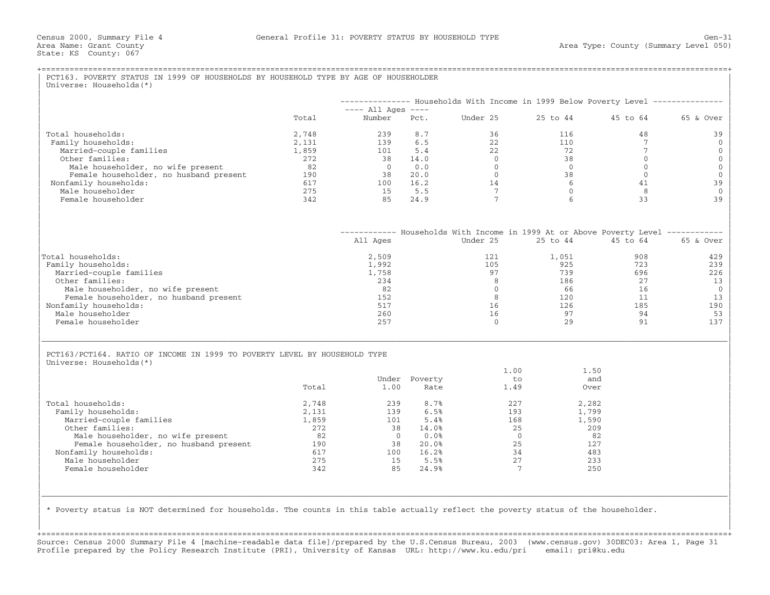Census 2000, Summary File 4 — General Profile 31: POVERTY STATUS BY HOUSEHOLD TYPE — Gen-31

Area Name: Grant County — Area Type: County (Summary Level 050)

State: KS County: 067

## PCT163. POVERTY STATUS IN 1999 OF HOUSEHOLDS BY HOUSEHOLD TYPE BY AGE OF HOUSEHOLDER

Universe: Households(*)

| | Total | Households With Income in 1999 Below Poverty Level: All Ages Number | All Ages Pct. | Under 25 | 25 to 44 | 45 to 64 | 65 & Over |
|---|---|---|---|---|---|---|---|
| Total households: | 2,748 | 239 | 8.7 | 36 | 116 | 48 | 39 |
| Family households: | 2,131 | 139 | 6.5 | 22 | 110 | 7 | 0 |
| Married-couple families | 1,859 | 101 | 5.4 | 22 | 72 | 7 | 0 |
| Other families: | 272 | 38 | 14.0 | 0 | 38 | 0 | 0 |
| Male householder, no wife present | 82 | 0 | 0.0 | 0 | 0 | 0 | 0 |
| Female householder, no husband present | 190 | 38 | 20.0 | 0 | 38 | 0 | 0 |
| Nonfamily households: | 617 | 100 | 16.2 | 14 | 6 | 41 | 39 |
| Male householder | 275 | 15 | 5.5 | 7 | 0 | 8 | 0 |
| Female householder | 342 | 85 | 24.9 | 7 | 6 | 33 | 39 |

| | Households With Income in 1999 At or Above Poverty Level: All Ages | Under 25 | 25 to 44 | 45 to 64 | 65 & Over |
|---|---|---|---|---|---|
| Total households: | 2,509 | 121 | 1,051 | 908 | 429 |
| Family households: | 1,992 | 105 | 925 | 723 | 239 |
| Married-couple families | 1,758 | 97 | 739 | 696 | 226 |
| Other families: | 234 | 8 | 186 | 27 | 13 |
| Male householder, no wife present | 82 | 0 | 66 | 16 | 0 |
| Female householder, no husband present | 152 | 8 | 120 | 11 | 13 |
| Nonfamily households: | 517 | 16 | 126 | 185 | 190 |
| Male householder | 260 | 16 | 97 | 94 | 53 |
| Female householder | 257 | 0 | 29 | 91 | 137 |

## PCT163/PCT164. RATIO OF INCOME IN 1999 TO POVERTY LEVEL BY HOUSEHOLD TYPE

Universe: Households(*)

| | Total | Under 1.00 | Poverty Rate | 1.00 to 1.49 | 1.50 and Over |
|---|---|---|---|---|---|
| Total households: | 2,748 | 239 | 8.7% | 227 | 2,282 |
| Family households: | 2,131 | 139 | 6.5% | 193 | 1,799 |
| Married-couple families | 1,859 | 101 | 5.4% | 168 | 1,590 |
| Other families: | 272 | 38 | 14.0% | 25 | 209 |
| Male householder, no wife present | 82 | 0 | 0.0% | 0 | 82 |
| Female householder, no husband present | 190 | 38 | 20.0% | 25 | 127 |
| Nonfamily households: | 617 | 100 | 16.2% | 34 | 483 |
| Male householder | 275 | 15 | 5.5% | 27 | 233 |
| Female householder | 342 | 85 | 24.9% | 7 | 250 |

* Poverty status is NOT determined for households. The counts in this table actually reflect the poverty status of the householder.

Source: Census 2000 Summary File 4 [machine-readable data file]/prepared by the U.S.Census Bureau, 2003 (www.census.gov) 30DEC03: Area 1, Page 31
Profile prepared by the Policy Research Institute (PRI), University of Kansas URL: http://www.ku.edu/pri email: pri@ku.edu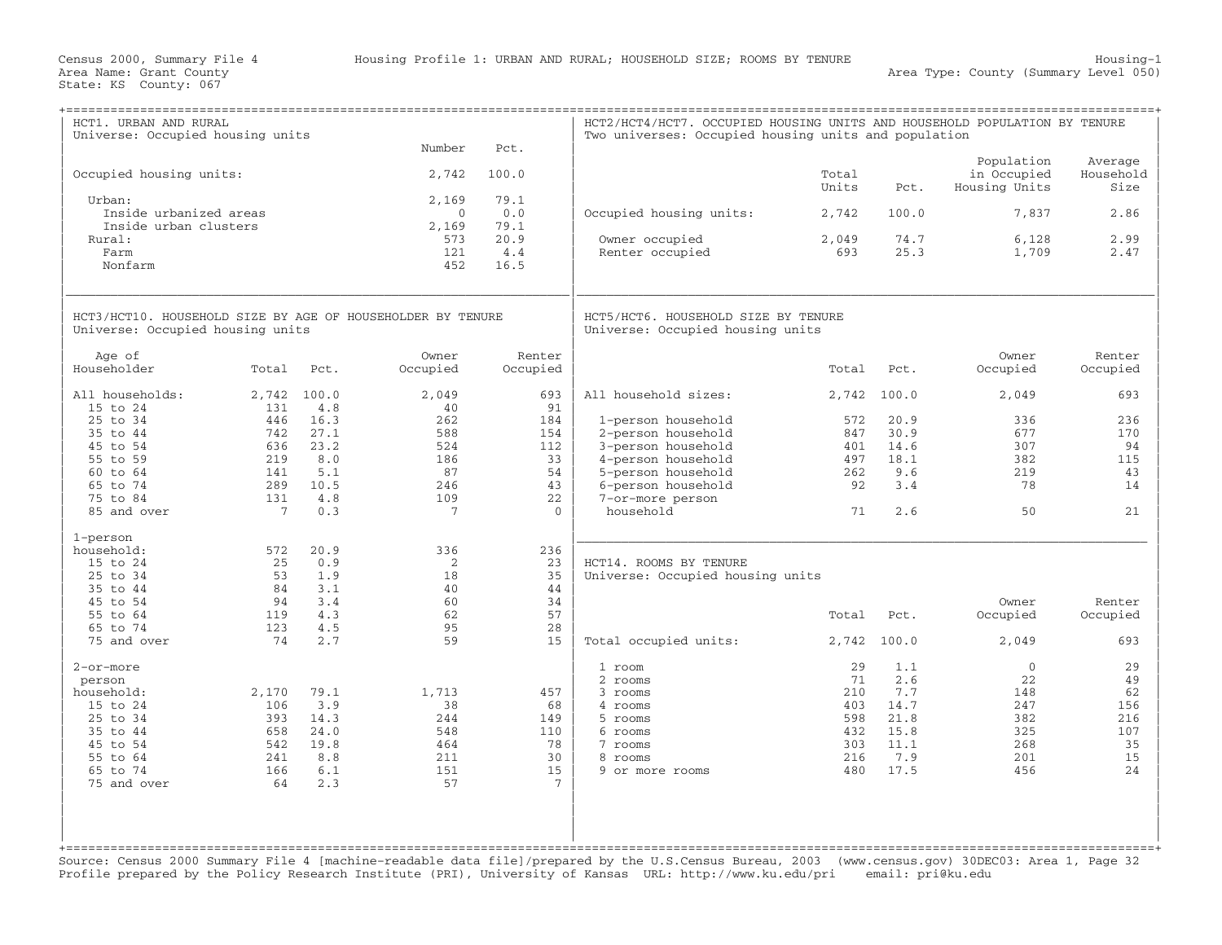Census 2000, Summary File 4 — Housing Profile 1: URBAN AND RURAL; HOUSEHOLD SIZE; ROOMS BY TENURE — Housing-1

Area Name: Grant County — Area Type: County (Summary Level 050)

State: KS County: 067

## HCT1. URBAN AND RURAL

Universe: Occupied housing units

| | Number | Pct. |
|---|---|---|
| Occupied housing units: | 2,742 | 100.0 |
| Urban: | 2,169 | 79.1 |
| Inside urbanized areas | 0 | 0.0 |
| Inside urban clusters | 2,169 | 79.1 |
| Rural: | 573 | 20.9 |
| Farm | 121 | 4.4 |
| Nonfarm | 452 | 16.5 |

## HCT2/HCT4/HCT7. OCCUPIED HOUSING UNITS AND HOUSEHOLD POPULATION BY TENURE

Two universes: Occupied housing units and population

| | Total Units | Pct. | Population in Occupied Housing Units | Average Household Size |
|---|---|---|---|---|
| Occupied housing units: | 2,742 | 100.0 | 7,837 | 2.86 |
| Owner occupied | 2,049 | 74.7 | 6,128 | 2.99 |
| Renter occupied | 693 | 25.3 | 1,709 | 2.47 |

## HCT3/HCT10. HOUSEHOLD SIZE BY AGE OF HOUSEHOLDER BY TENURE

Universe: Occupied housing units

| Age of Householder | Total | Pct. | Owner Occupied | Renter Occupied |
|---|---|---|---|---|
| All households: | 2,742 | 100.0 | 2,049 | 693 |
| 15 to 24 | 131 | 4.8 | 40 | 91 |
| 25 to 34 | 446 | 16.3 | 262 | 184 |
| 35 to 44 | 742 | 27.1 | 588 | 154 |
| 45 to 54 | 636 | 23.2 | 524 | 112 |
| 55 to 59 | 219 | 8.0 | 186 | 33 |
| 60 to 64 | 141 | 5.1 | 87 | 54 |
| 65 to 74 | 289 | 10.5 | 246 | 43 |
| 75 to 84 | 131 | 4.8 | 109 | 22 |
| 85 and over | 7 | 0.3 | 7 | 0 |
| 1-person household: | 572 | 20.9 | 336 | 236 |
| 15 to 24 | 25 | 0.9 | 2 | 23 |
| 25 to 34 | 53 | 1.9 | 18 | 35 |
| 35 to 44 | 84 | 3.1 | 40 | 44 |
| 45 to 54 | 94 | 3.4 | 60 | 34 |
| 55 to 64 | 119 | 4.3 | 62 | 57 |
| 65 to 74 | 123 | 4.5 | 95 | 28 |
| 75 and over | 74 | 2.7 | 59 | 15 |
| 2-or-more person household: | 2,170 | 79.1 | 1,713 | 457 |
| 15 to 24 | 106 | 3.9 | 38 | 68 |
| 25 to 34 | 393 | 14.3 | 244 | 149 |
| 35 to 44 | 658 | 24.0 | 548 | 110 |
| 45 to 54 | 542 | 19.8 | 464 | 78 |
| 55 to 64 | 241 | 8.8 | 211 | 30 |
| 65 to 74 | 166 | 6.1 | 151 | 15 |
| 75 and over | 64 | 2.3 | 57 | 7 |

## HCT5/HCT6. HOUSEHOLD SIZE BY TENURE

Universe: Occupied housing units

| | Total | Pct. | Owner Occupied | Renter Occupied |
|---|---|---|---|---|
| All household sizes: | 2,742 | 100.0 | 2,049 | 693 |
| 1-person household | 572 | 20.9 | 336 | 236 |
| 2-person household | 847 | 30.9 | 677 | 170 |
| 3-person household | 401 | 14.6 | 307 | 94 |
| 4-person household | 497 | 18.1 | 382 | 115 |
| 5-person household | 262 | 9.6 | 219 | 43 |
| 6-person household | 92 | 3.4 | 78 | 14 |
| 7-or-more person household | 71 | 2.6 | 50 | 21 |

## HCT14. ROOMS BY TENURE

Universe: Occupied housing units

| | Total | Pct. | Owner Occupied | Renter Occupied |
|---|---|---|---|---|
| Total occupied units: | 2,742 | 100.0 | 2,049 | 693 |
| 1 room | 29 | 1.1 | 0 | 29 |
| 2 rooms | 71 | 2.6 | 22 | 49 |
| 3 rooms | 210 | 7.7 | 148 | 62 |
| 4 rooms | 403 | 14.7 | 247 | 156 |
| 5 rooms | 598 | 21.8 | 382 | 216 |
| 6 rooms | 432 | 15.8 | 325 | 107 |
| 7 rooms | 303 | 11.1 | 268 | 35 |
| 8 rooms | 216 | 7.9 | 201 | 15 |
| 9 or more rooms | 480 | 17.5 | 456 | 24 |

Source: Census 2000 Summary File 4 [machine-readable data file]/prepared by the U.S.Census Bureau, 2003 (www.census.gov) 30DEC03: Area 1, Page 32
Profile prepared by the Policy Research Institute (PRI), University of Kansas URL: http://www.ku.edu/pri email: pri@ku.edu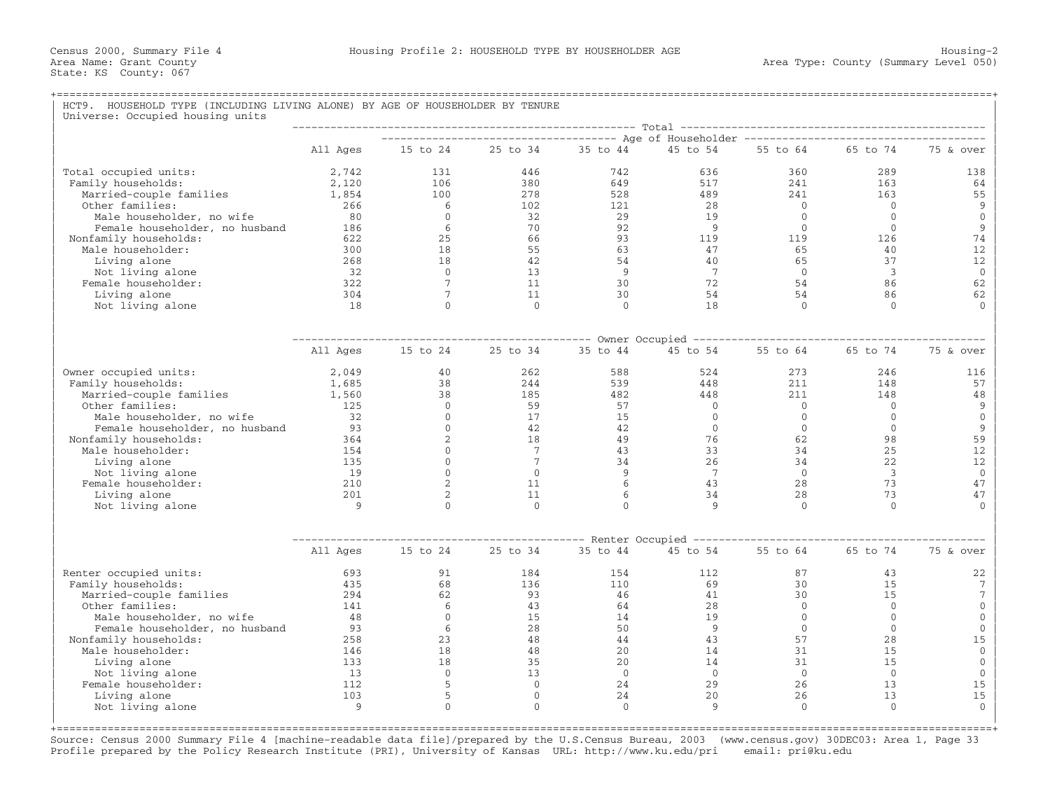Census 2000, Summary File 4 — Housing Profile 2: HOUSEHOLD TYPE BY HOUSEHOLDER AGE — Housing-2

Area Name: Grant County — Area Type: County (Summary Level 050)

State: KS County: 067

## HCT9. HOUSEHOLD TYPE (INCLUDING LIVING ALONE) BY AGE OF HOUSEHOLDER BY TENURE

Universe: Occupied housing units

| Total | All Ages | 15 to 24 | 25 to 34 | 35 to 44 | 45 to 54 | 55 to 64 | 65 to 74 | 75 & over |
|---|---|---|---|---|---|---|---|---|
| Total occupied units: | 2,742 | 131 | 446 | 742 | 636 | 360 | 289 | 138 |
| Family households: | 2,120 | 106 | 380 | 649 | 517 | 241 | 163 | 64 |
| Married-couple families | 1,854 | 100 | 278 | 528 | 489 | 241 | 163 | 55 |
| Other families: | 266 | 6 | 102 | 121 | 28 | 0 | 0 | 9 |
| Male householder, no wife | 80 | 0 | 32 | 29 | 19 | 0 | 0 | 0 |
| Female householder, no husband | 186 | 6 | 70 | 92 | 9 | 0 | 0 | 9 |
| Nonfamily households: | 622 | 25 | 66 | 93 | 119 | 119 | 126 | 74 |
| Male householder: | 300 | 18 | 55 | 63 | 47 | 65 | 40 | 12 |
| Living alone | 268 | 18 | 42 | 54 | 40 | 65 | 37 | 12 |
| Not living alone | 32 | 0 | 13 | 9 | 7 | 0 | 3 | 0 |
| Female householder: | 322 | 7 | 11 | 30 | 72 | 54 | 86 | 62 |
| Living alone | 304 | 7 | 11 | 30 | 54 | 54 | 86 | 62 |
| Not living alone | 18 | 0 | 0 | 0 | 18 | 0 | 0 | 0 |

| Owner Occupied | All Ages | 15 to 24 | 25 to 34 | 35 to 44 | 45 to 54 | 55 to 64 | 65 to 74 | 75 & over |
|---|---|---|---|---|---|---|---|---|
| Owner occupied units: | 2,049 | 40 | 262 | 588 | 524 | 273 | 246 | 116 |
| Family households: | 1,685 | 38 | 244 | 539 | 448 | 211 | 148 | 57 |
| Married-couple families | 1,560 | 38 | 185 | 482 | 448 | 211 | 148 | 48 |
| Other families: | 125 | 0 | 59 | 57 | 0 | 0 | 0 | 9 |
| Male householder, no wife | 32 | 0 | 17 | 15 | 0 | 0 | 0 | 0 |
| Female householder, no husband | 93 | 0 | 42 | 42 | 0 | 0 | 0 | 9 |
| Nonfamily households: | 364 | 2 | 18 | 49 | 76 | 62 | 98 | 59 |
| Male householder: | 154 | 0 | 7 | 43 | 33 | 34 | 25 | 12 |
| Living alone | 135 | 0 | 7 | 34 | 26 | 34 | 22 | 12 |
| Not living alone | 19 | 0 | 0 | 9 | 7 | 0 | 3 | 0 |
| Female householder: | 210 | 2 | 11 | 6 | 43 | 28 | 73 | 47 |
| Living alone | 201 | 2 | 11 | 6 | 34 | 28 | 73 | 47 |
| Not living alone | 9 | 0 | 0 | 0 | 9 | 0 | 0 | 0 |

| Renter Occupied | All Ages | 15 to 24 | 25 to 34 | 35 to 44 | 45 to 54 | 55 to 64 | 65 to 74 | 75 & over |
|---|---|---|---|---|---|---|---|---|
| Renter occupied units: | 693 | 91 | 184 | 154 | 112 | 87 | 43 | 22 |
| Family households: | 435 | 68 | 136 | 110 | 69 | 30 | 15 | 7 |
| Married-couple families | 294 | 62 | 93 | 46 | 41 | 30 | 15 | 7 |
| Other families: | 141 | 6 | 43 | 64 | 28 | 0 | 0 | 0 |
| Male householder, no wife | 48 | 0 | 15 | 14 | 19 | 0 | 0 | 0 |
| Female householder, no husband | 93 | 6 | 28 | 50 | 9 | 0 | 0 | 0 |
| Nonfamily households: | 258 | 23 | 48 | 44 | 43 | 57 | 28 | 15 |
| Male householder: | 146 | 18 | 48 | 20 | 14 | 31 | 15 | 0 |
| Living alone | 133 | 18 | 35 | 20 | 14 | 31 | 15 | 0 |
| Not living alone | 13 | 0 | 13 | 0 | 0 | 0 | 0 | 0 |
| Female householder: | 112 | 5 | 0 | 24 | 29 | 26 | 13 | 15 |
| Living alone | 103 | 5 | 0 | 24 | 20 | 26 | 13 | 15 |
| Not living alone | 9 | 0 | 0 | 0 | 9 | 0 | 0 | 0 |

Source: Census 2000 Summary File 4 [machine-readable data file]/prepared by the U.S.Census Bureau, 2003 (www.census.gov) 30DEC03: Area 1, Page 33
Profile prepared by the Policy Research Institute (PRI), University of Kansas URL: http://www.ku.edu/pri email: pri@ku.edu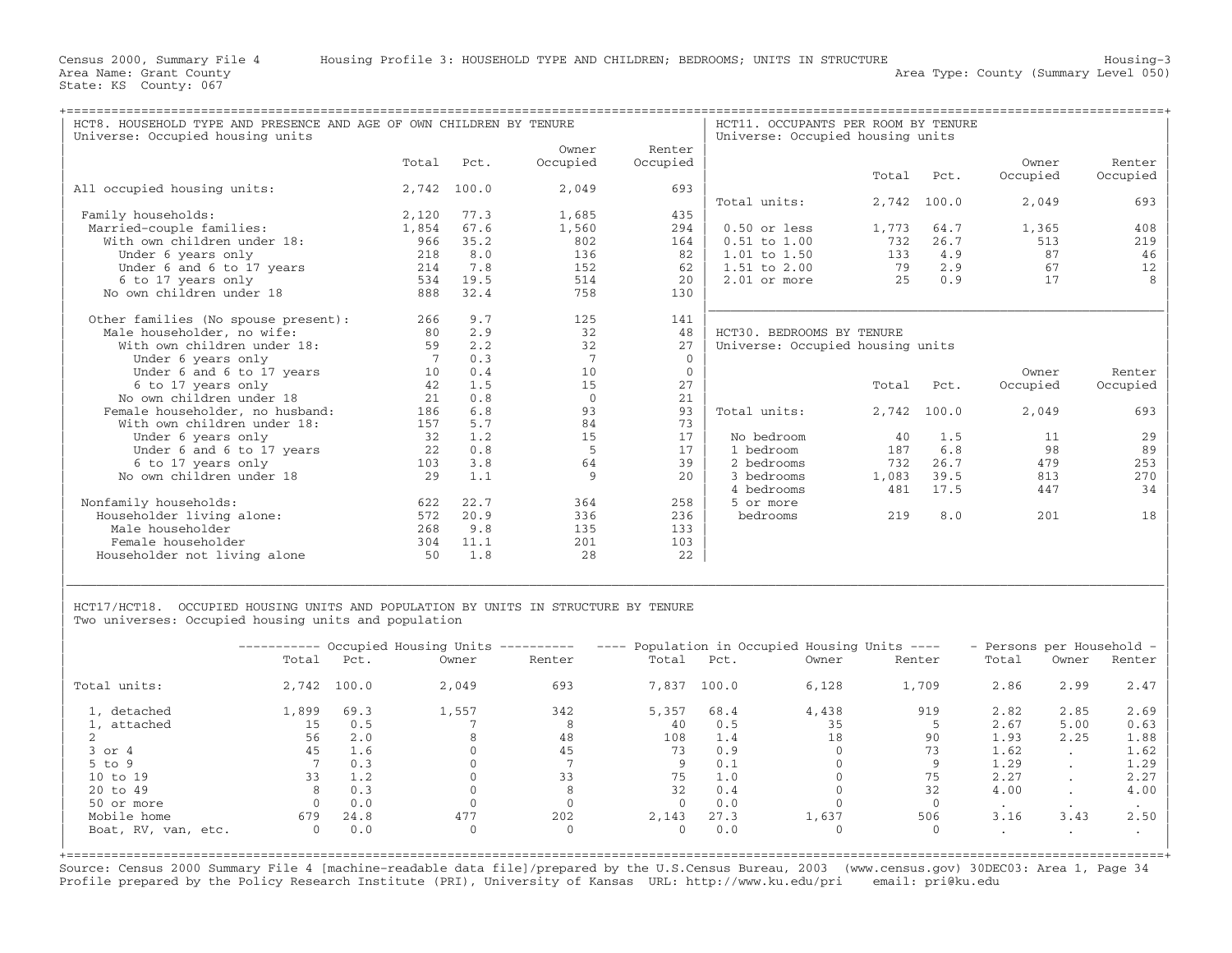Census 2000, Summary File 4 — Housing Profile 3: HOUSEHOLD TYPE AND CHILDREN; BEDROOMS; UNITS IN STRUCTURE — Housing-3

Area Name: Grant County — Area Type: County (Summary Level 050)

State: KS County: 067

## HCT8. HOUSEHOLD TYPE AND PRESENCE AND AGE OF OWN CHILDREN BY TENURE

Universe: Occupied housing units

| | Total | Pct. | Owner Occupied | Renter Occupied |
|---|---|---|---|---|
| All occupied housing units: | 2,742 | 100.0 | 2,049 | 693 |
| Family households: | 2,120 | 77.3 | 1,685 | 435 |
| Married-couple families: | 1,854 | 67.6 | 1,560 | 294 |
| With own children under 18: | 966 | 35.2 | 802 | 164 |
| Under 6 years only | 218 | 8.0 | 136 | 82 |
| Under 6 and 6 to 17 years | 214 | 7.8 | 152 | 62 |
| 6 to 17 years only | 534 | 19.5 | 514 | 20 |
| No own children under 18 | 888 | 32.4 | 758 | 130 |
| Other families (No spouse present): | 266 | 9.7 | 125 | 141 |
| Male householder, no wife: | 80 | 2.9 | 32 | 48 |
| With own children under 18: | 59 | 2.2 | 32 | 27 |
| Under 6 years only | 7 | 0.3 | 7 | 0 |
| Under 6 and 6 to 17 years | 10 | 0.4 | 10 | 0 |
| 6 to 17 years only | 42 | 1.5 | 15 | 27 |
| No own children under 18 | 21 | 0.8 | 0 | 21 |
| Female householder, no husband: | 186 | 6.8 | 93 | 93 |
| With own children under 18: | 157 | 5.7 | 84 | 73 |
| Under 6 years only | 32 | 1.2 | 15 | 17 |
| Under 6 and 6 to 17 years | 22 | 0.8 | 5 | 17 |
| 6 to 17 years only | 103 | 3.8 | 64 | 39 |
| No own children under 18 | 29 | 1.1 | 9 | 20 |
| Nonfamily households: | 622 | 22.7 | 364 | 258 |
| Householder living alone: | 572 | 20.9 | 336 | 236 |
| Male householder | 268 | 9.8 | 135 | 133 |
| Female householder | 304 | 11.1 | 201 | 103 |
| Householder not living alone | 50 | 1.8 | 28 | 22 |

## HCT11. OCCUPANTS PER ROOM BY TENURE

Universe: Occupied housing units

| | Total | Pct. | Owner Occupied | Renter Occupied |
|---|---|---|---|---|
| Total units: | 2,742 | 100.0 | 2,049 | 693 |
| 0.50 or less | 1,773 | 64.7 | 1,365 | 408 |
| 0.51 to 1.00 | 732 | 26.7 | 513 | 219 |
| 1.01 to 1.50 | 133 | 4.9 | 87 | 46 |
| 1.51 to 2.00 | 79 | 2.9 | 67 | 12 |
| 2.01 or more | 25 | 0.9 | 17 | 8 |

## HCT30. BEDROOMS BY TENURE

Universe: Occupied housing units

| | Total | Pct. | Owner Occupied | Renter Occupied |
|---|---|---|---|---|
| Total units: | 2,742 | 100.0 | 2,049 | 693 |
| No bedroom | 40 | 1.5 | 11 | 29 |
| 1 bedroom | 187 | 6.8 | 98 | 89 |
| 2 bedrooms | 732 | 26.7 | 479 | 253 |
| 3 bedrooms | 1,083 | 39.5 | 813 | 270 |
| 4 bedrooms | 481 | 17.5 | 447 | 34 |
| 5 or more bedrooms | 219 | 8.0 | 201 | 18 |

## HCT17/HCT18. OCCUPIED HOUSING UNITS AND POPULATION BY UNITS IN STRUCTURE BY TENURE

Two universes: Occupied housing units and population

| | Occupied Housing Units | | | | Population in Occupied Housing Units | | | | Persons per Household | | |
|---|---|---|---|---|---|---|---|---|---|---|---|
| | Total | Pct. | Owner | Renter | Total | Pct. | Owner | Renter | Total | Owner | Renter |
| Total units: | 2,742 | 100.0 | 2,049 | 693 | 7,837 | 100.0 | 6,128 | 1,709 | 2.86 | 2.99 | 2.47 |
| 1, detached | 1,899 | 69.3 | 1,557 | 342 | 5,357 | 68.4 | 4,438 | 919 | 2.82 | 2.85 | 2.69 |
| 1, attached | 15 | 0.5 | 7 | 8 | 40 | 0.5 | 35 | 5 | 2.67 | 5.00 | 0.63 |
| 2 | 56 | 2.0 | 8 | 48 | 108 | 1.4 | 18 | 90 | 1.93 | 2.25 | 1.88 |
| 3 or 4 | 45 | 1.6 | 0 | 45 | 73 | 0.9 | 0 | 73 | 1.62 | . | 1.62 |
| 5 to 9 | 7 | 0.3 | 0 | 7 | 9 | 0.1 | 0 | 9 | 1.29 | . | 1.29 |
| 10 to 19 | 33 | 1.2 | 0 | 33 | 75 | 1.0 | 0 | 75 | 2.27 | . | 2.27 |
| 20 to 49 | 8 | 0.3 | 0 | 8 | 32 | 0.4 | 0 | 32 | 4.00 | . | 4.00 |
| 50 or more | 0 | 0.0 | 0 | 0 | 0 | 0.0 | 0 | 0 | . | . | . |
| Mobile home | 679 | 24.8 | 477 | 202 | 2,143 | 27.3 | 1,637 | 506 | 3.16 | 3.43 | 2.50 |
| Boat, RV, van, etc. | 0 | 0.0 | 0 | 0 | 0 | 0.0 | 0 | 0 | . | . | . |

Source: Census 2000 Summary File 4 [machine-readable data file]/prepared by the U.S.Census Bureau, 2003 (www.census.gov) 30DEC03: Area 1, Page 34

Profile prepared by the Policy Research Institute (PRI), University of Kansas URL: http://www.ku.edu/pri email: pri@ku.edu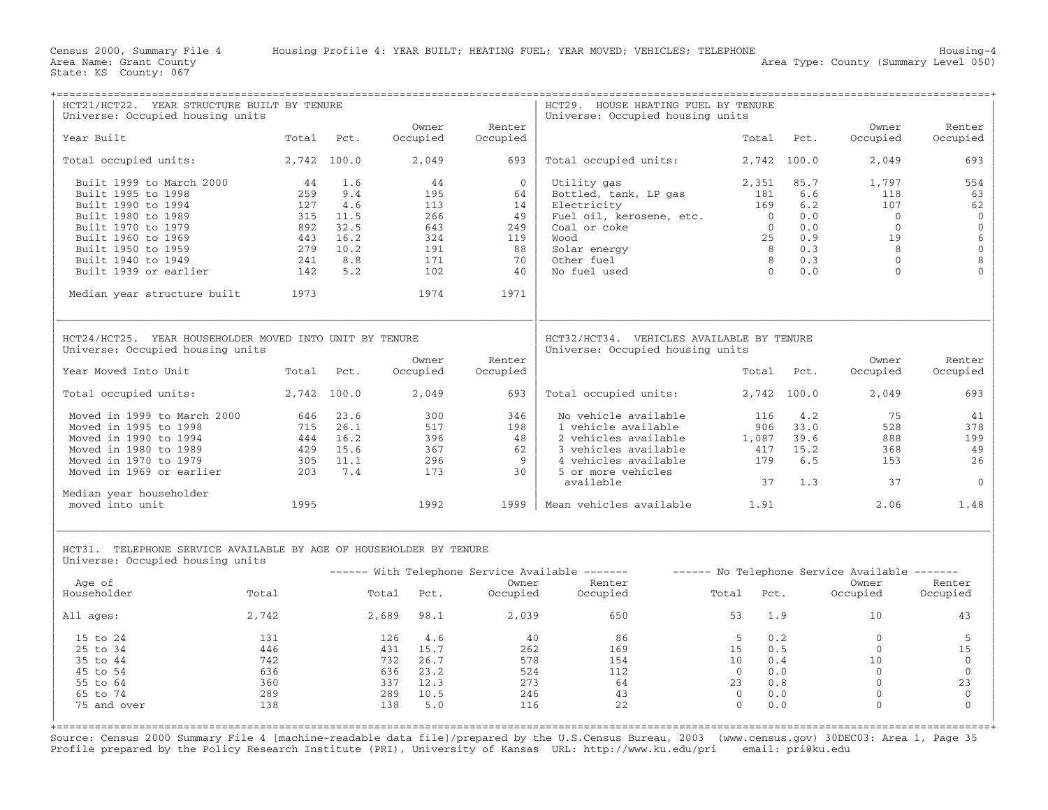Census 2000, Summary File 4 — Housing Profile 4: YEAR BUILT; HEATING FUEL; YEAR MOVED; VEHICLES; TELEPHONE — Housing-4

Area Name: Grant County — Area Type: County (Summary Level 050)

State: KS County: 067

## HCT21/HCT22. YEAR STRUCTURE BUILT BY TENURE

Universe: Occupied housing units

| Year Built | Total | Pct. | Owner Occupied | Renter Occupied |
|---|---|---|---|---|
| Total occupied units: | 2,742 | 100.0 | 2,049 | 693 |
| Built 1999 to March 2000 | 44 | 1.6 | 44 | 0 |
| Built 1995 to 1998 | 259 | 9.4 | 195 | 64 |
| Built 1990 to 1994 | 127 | 4.6 | 113 | 14 |
| Built 1980 to 1989 | 315 | 11.5 | 266 | 49 |
| Built 1970 to 1979 | 892 | 32.5 | 643 | 249 |
| Built 1960 to 1969 | 443 | 16.2 | 324 | 119 |
| Built 1950 to 1959 | 279 | 10.2 | 191 | 88 |
| Built 1940 to 1949 | 241 | 8.8 | 171 | 70 |
| Built 1939 or earlier | 142 | 5.2 | 102 | 40 |
| Median year structure built | 1973 | | 1974 | 1971 |

## HCT29. HOUSE HEATING FUEL BY TENURE

Universe: Occupied housing units

| | Total | Pct. | Owner Occupied | Renter Occupied |
|---|---|---|---|---|
| Total occupied units: | 2,742 | 100.0 | 2,049 | 693 |
| Utility gas | 2,351 | 85.7 | 1,797 | 554 |
| Bottled, tank, LP gas | 181 | 6.6 | 118 | 63 |
| Electricity | 169 | 6.2 | 107 | 62 |
| Fuel oil, kerosene, etc. | 0 | 0.0 | 0 | 0 |
| Coal or coke | 0 | 0.0 | 0 | 0 |
| Wood | 25 | 0.9 | 19 | 6 |
| Solar energy | 8 | 0.3 | 8 | 0 |
| Other fuel | 8 | 0.3 | 0 | 8 |
| No fuel used | 0 | 0.0 | 0 | 0 |

## HCT24/HCT25. YEAR HOUSEHOLDER MOVED INTO UNIT BY TENURE

Universe: Occupied housing units

| Year Moved Into Unit | Total | Pct. | Owner Occupied | Renter Occupied |
|---|---|---|---|---|
| Total occupied units: | 2,742 | 100.0 | 2,049 | 693 |
| Moved in 1999 to March 2000 | 646 | 23.6 | 300 | 346 |
| Moved in 1995 to 1998 | 715 | 26.1 | 517 | 198 |
| Moved in 1990 to 1994 | 444 | 16.2 | 396 | 48 |
| Moved in 1980 to 1989 | 429 | 15.6 | 367 | 62 |
| Moved in 1970 to 1979 | 305 | 11.1 | 296 | 9 |
| Moved in 1969 or earlier | 203 | 7.4 | 173 | 30 |
| Median year householder moved into unit | 1995 | | 1992 | 1999 |

## HCT32/HCT34. VEHICLES AVAILABLE BY TENURE

Universe: Occupied housing units

| | Total | Pct. | Owner Occupied | Renter Occupied |
|---|---|---|---|---|
| Total occupied units: | 2,742 | 100.0 | 2,049 | 693 |
| No vehicle available | 116 | 4.2 | 75 | 41 |
| 1 vehicle available | 906 | 33.0 | 528 | 378 |
| 2 vehicles available | 1,087 | 39.6 | 888 | 199 |
| 3 vehicles available | 417 | 15.2 | 368 | 49 |
| 4 vehicles available | 179 | 6.5 | 153 | 26 |
| 5 or more vehicles available | 37 | 1.3 | 37 | 0 |
| Mean vehicles available | 1.91 | | 2.06 | 1.48 |

## HCT31. TELEPHONE SERVICE AVAILABLE BY AGE OF HOUSEHOLDER BY TENURE

Universe: Occupied housing units

| | | With Telephone Service Available | | | | No Telephone Service Available | | | |
|---|---|---|---|---|---|---|---|---|---|
| Age of Householder | Total | Total | Pct. | Owner Occupied | Renter Occupied | Total | Pct. | Owner Occupied | Renter Occupied |
| All ages: | 2,742 | 2,689 | 98.1 | 2,039 | 650 | 53 | 1.9 | 10 | 43 |
| 15 to 24 | 131 | 126 | 4.6 | 40 | 86 | 5 | 0.2 | 0 | 5 |
| 25 to 34 | 446 | 431 | 15.7 | 262 | 169 | 15 | 0.5 | 0 | 15 |
| 35 to 44 | 742 | 732 | 26.7 | 578 | 154 | 10 | 0.4 | 10 | 0 |
| 45 to 54 | 636 | 636 | 23.2 | 524 | 112 | 0 | 0.0 | 0 | 0 |
| 55 to 64 | 360 | 337 | 12.3 | 273 | 64 | 23 | 0.8 | 0 | 23 |
| 65 to 74 | 289 | 289 | 10.5 | 246 | 43 | 0 | 0.0 | 0 | 0 |
| 75 and over | 138 | 138 | 5.0 | 116 | 22 | 0 | 0.0 | 0 | 0 |

Source: Census 2000 Summary File 4 [machine-readable data file]/prepared by the U.S.Census Bureau, 2003 (www.census.gov) 30DEC03: Area 1, Page 35
Profile prepared by the Policy Research Institute (PRI), University of Kansas URL: http://www.ku.edu/pri email: pri@ku.edu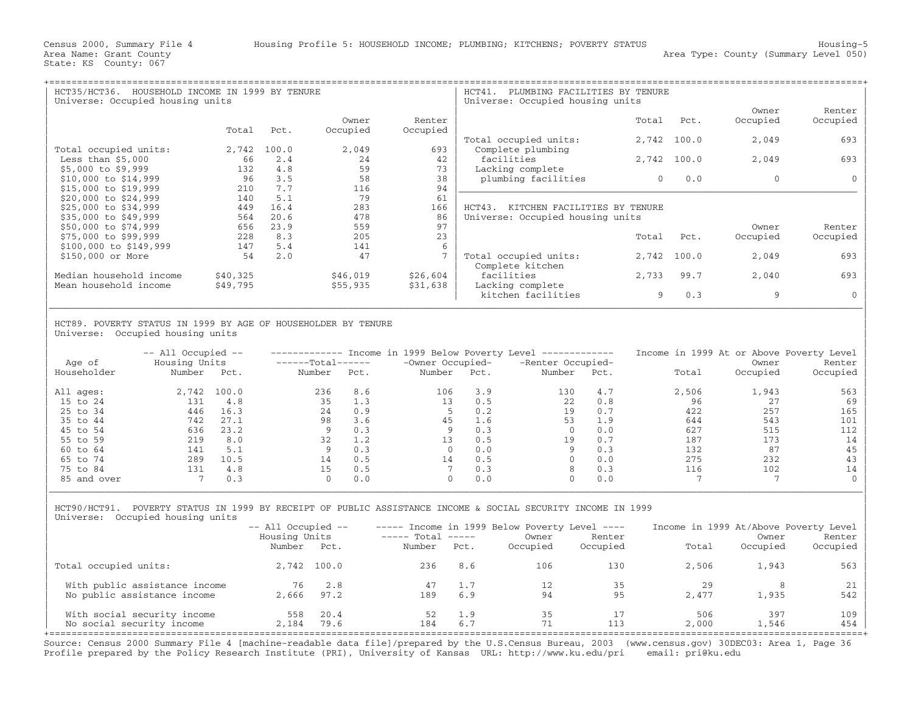Census 2000, Summary File 4 — Housing Profile 5: HOUSEHOLD INCOME; PLUMBING; KITCHENS; POVERTY STATUS — Housing-5

Area Name: Grant County — Area Type: County (Summary Level 050)

State: KS County: 067

### HCT35/HCT36. HOUSEHOLD INCOME IN 1999 BY TENURE

Universe: Occupied housing units

| | Total | Pct. | Owner Occupied | Renter Occupied |
|---|---|---|---|---|
| Total occupied units: | 2,742 | 100.0 | 2,049 | 693 |
| Less than $5,000 | 66 | 2.4 | 24 | 42 |
| $5,000 to $9,999 | 132 | 4.8 | 59 | 73 |
| $10,000 to $14,999 | 96 | 3.5 | 58 | 38 |
| $15,000 to $19,999 | 210 | 7.7 | 116 | 94 |
| $20,000 to $24,999 | 140 | 5.1 | 79 | 61 |
| $25,000 to $34,999 | 449 | 16.4 | 283 | 166 |
| $35,000 to $49,999 | 564 | 20.6 | 478 | 86 |
| $50,000 to $74,999 | 656 | 23.9 | 559 | 97 |
| $75,000 to $99,999 | 228 | 8.3 | 205 | 23 |
| $100,000 to $149,999 | 147 | 5.4 | 141 | 6 |
| $150,000 or More | 54 | 2.0 | 47 | 7 |
| Median household income | $40,325 | | $46,019 | $26,604 |
| Mean household income | $49,795 | | $55,935 | $31,638 |

### HCT41. PLUMBING FACILITIES BY TENURE

Universe: Occupied housing units

| | Total | Pct. | Owner Occupied | Renter Occupied |
|---|---|---|---|---|
| Total occupied units: | 2,742 | 100.0 | 2,049 | 693 |
| Complete plumbing facilities | 2,742 | 100.0 | 2,049 | 693 |
| Lacking complete plumbing facilities | 0 | 0.0 | 0 | 0 |

### HCT43. KITCHEN FACILITIES BY TENURE

Universe: Occupied housing units

| | Total | Pct. | Owner Occupied | Renter Occupied |
|---|---|---|---|---|
| Total occupied units: | 2,742 | 100.0 | 2,049 | 693 |
| Complete kitchen facilities | 2,733 | 99.7 | 2,040 | 693 |
| Lacking complete kitchen facilities | 9 | 0.3 | 9 | 0 |

### HCT89. POVERTY STATUS IN 1999 BY AGE OF HOUSEHOLDER BY TENURE

Universe: Occupied housing units

| Age of Householder | All Occupied Housing Units Number | Pct. | Income in 1999 Below Poverty Level: Total Number | Pct. | Owner Occupied Number | Pct. | Renter Occupied Number | Pct. | Income in 1999 At or Above Poverty Level: Total | Owner Occupied | Renter Occupied |
|---|---|---|---|---|---|---|---|---|---|---|---|
| All ages: | 2,742 | 100.0 | 236 | 8.6 | 106 | 3.9 | 130 | 4.7 | 2,506 | 1,943 | 563 |
| 15 to 24 | 131 | 4.8 | 35 | 1.3 | 13 | 0.5 | 22 | 0.8 | 96 | 27 | 69 |
| 25 to 34 | 446 | 16.3 | 24 | 0.9 | 5 | 0.2 | 19 | 0.7 | 422 | 257 | 165 |
| 35 to 44 | 742 | 27.1 | 98 | 3.6 | 45 | 1.6 | 53 | 1.9 | 644 | 543 | 101 |
| 45 to 54 | 636 | 23.2 | 9 | 0.3 | 9 | 0.3 | 0 | 0.0 | 627 | 515 | 112 |
| 55 to 59 | 219 | 8.0 | 32 | 1.2 | 13 | 0.5 | 19 | 0.7 | 187 | 173 | 14 |
| 60 to 64 | 141 | 5.1 | 9 | 0.3 | 0 | 0.0 | 9 | 0.3 | 132 | 87 | 45 |
| 65 to 74 | 289 | 10.5 | 14 | 0.5 | 14 | 0.5 | 0 | 0.0 | 275 | 232 | 43 |
| 75 to 84 | 131 | 4.8 | 15 | 0.5 | 7 | 0.3 | 8 | 0.3 | 116 | 102 | 14 |
| 85 and over | 7 | 0.3 | 0 | 0.0 | 0 | 0.0 | 0 | 0.0 | 7 | 7 | 0 |

### HCT90/HCT91. POVERTY STATUS IN 1999 BY RECEIPT OF PUBLIC ASSISTANCE INCOME & SOCIAL SECURITY INCOME IN 1999

Universe: Occupied housing units

| | All Occupied Housing Units Number | Pct. | Income in 1999 Below Poverty Level: Total Number | Pct. | Owner Occupied | Renter Occupied | Income in 1999 At/Above Poverty Level: Total | Owner Occupied | Renter Occupied |
|---|---|---|---|---|---|---|---|---|---|
| Total occupied units: | 2,742 | 100.0 | 236 | 8.6 | 106 | 130 | 2,506 | 1,943 | 563 |
| With public assistance income | 76 | 2.8 | 47 | 1.7 | 12 | 35 | 29 | 8 | 21 |
| No public assistance income | 2,666 | 97.2 | 189 | 6.9 | 94 | 95 | 2,477 | 1,935 | 542 |
| With social security income | 558 | 20.4 | 52 | 1.9 | 35 | 17 | 506 | 397 | 109 |
| No social security income | 2,184 | 79.6 | 184 | 6.7 | 71 | 113 | 2,000 | 1,546 | 454 |

Source: Census 2000 Summary File 4 [machine-readable data file]/prepared by the U.S.Census Bureau, 2003 (www.census.gov) 30DEC03: Area 1, Page 36
Profile prepared by the Policy Research Institute (PRI), University of Kansas URL: http://www.ku.edu/pri email: pri@ku.edu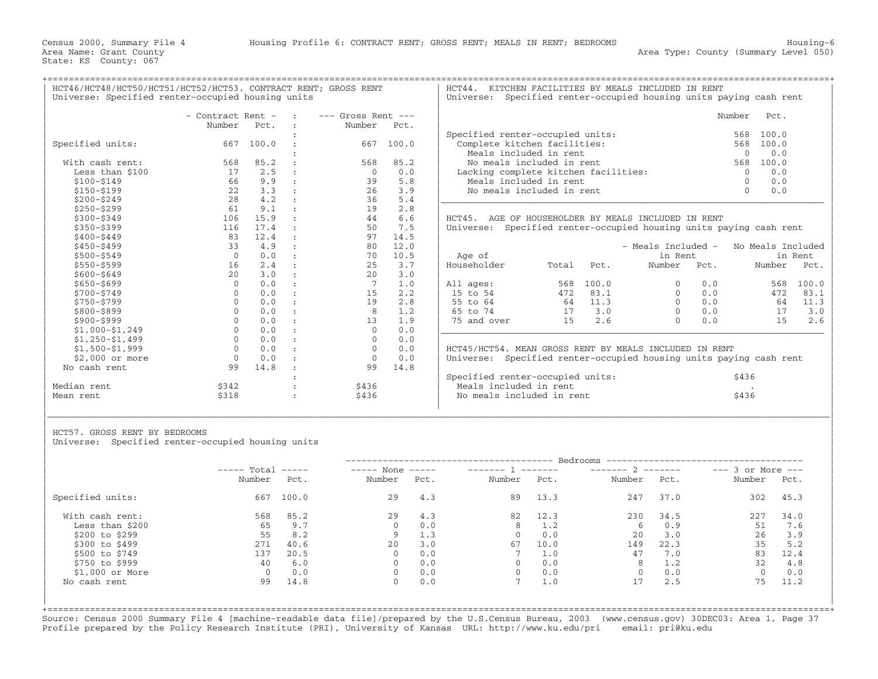Census 2000, Summary File 4 — Housing Profile 6: CONTRACT RENT; GROSS RENT; MEALS IN RENT; BEDROOMS — Housing-6

Area Name: Grant County — Area Type: County (Summary Level 050)

State: KS County: 067

## HCT46/HCT48/HCT50/HCT51/HCT52/HCT53. CONTRACT RENT; GROSS RENT

Universe: Specified renter-occupied housing units

| | Contract Rent Number | Contract Rent Pct. | Gross Rent Number | Gross Rent Pct. |
|---|---|---|---|---|
| Specified units: | 667 | 100.0 | 667 | 100.0 |
| With cash rent: | 568 | 85.2 | 568 | 85.2 |
| Less than $100 | 17 | 2.5 | 0 | 0.0 |
| $100-$149 | 66 | 9.9 | 39 | 5.8 |
| $150-$199 | 22 | 3.3 | 26 | 3.9 |
| $200-$249 | 28 | 4.2 | 36 | 5.4 |
| $250-$299 | 61 | 9.1 | 19 | 2.8 |
| $300-$349 | 106 | 15.9 | 44 | 6.6 |
| $350-$399 | 116 | 17.4 | 50 | 7.5 |
| $400-$449 | 83 | 12.4 | 97 | 14.5 |
| $450-$499 | 33 | 4.9 | 80 | 12.0 |
| $500-$549 | 0 | 0.0 | 70 | 10.5 |
| $550-$599 | 16 | 2.4 | 25 | 3.7 |
| $600-$649 | 20 | 3.0 | 20 | 3.0 |
| $650-$699 | 0 | 0.0 | 7 | 1.0 |
| $700-$749 | 0 | 0.0 | 15 | 2.2 |
| $750-$799 | 0 | 0.0 | 19 | 2.8 |
| $800-$899 | 0 | 0.0 | 8 | 1.2 |
| $900-$999 | 0 | 0.0 | 13 | 1.9 |
| $1,000-$1,249 | 0 | 0.0 | 0 | 0.0 |
| $1,250-$1,499 | 0 | 0.0 | 0 | 0.0 |
| $1,500-$1,999 | 0 | 0.0 | 0 | 0.0 |
| $2,000 or more | 0 | 0.0 | 0 | 0.0 |
| No cash rent | 99 | 14.8 | 99 | 14.8 |
| Median rent | $342 | | $436 | |
| Mean rent | $318 | | $436 | |

## HCT44. KITCHEN FACILITIES BY MEALS INCLUDED IN RENT

Universe: Specified renter-occupied housing units paying cash rent

| | Number | Pct. |
|---|---|---|
| Specified renter-occupied units: | 568 | 100.0 |
| Complete kitchen facilities: | 568 | 100.0 |
| Meals included in rent | 0 | 0.0 |
| No meals included in rent | 568 | 100.0 |
| Lacking complete kitchen facilities: | 0 | 0.0 |
| Meals included in rent | 0 | 0.0 |
| No meals included in rent | 0 | 0.0 |

## HCT45. AGE OF HOUSEHOLDER BY MEALS INCLUDED IN RENT

Universe: Specified renter-occupied housing units paying cash rent

| Age of Householder | Total | Pct. | Meals Included in Rent Number | Meals Included in Rent Pct. | No Meals Included in Rent Number | No Meals Included in Rent Pct. |
|---|---|---|---|---|---|---|
| All ages: | 568 | 100.0 | 0 | 0.0 | 568 | 100.0 |
| 15 to 54 | 472 | 83.1 | 0 | 0.0 | 472 | 83.1 |
| 55 to 64 | 64 | 11.3 | 0 | 0.0 | 64 | 11.3 |
| 65 to 74 | 17 | 3.0 | 0 | 0.0 | 17 | 3.0 |
| 75 and over | 15 | 2.6 | 0 | 0.0 | 15 | 2.6 |

## HCT45/HCT54. MEAN GROSS RENT BY MEALS INCLUDED IN RENT

Universe: Specified renter-occupied housing units paying cash rent

| | |
|---|---|
| Specified renter-occupied units: | $436 |
| Meals included in rent | . |
| No meals included in rent | $436 |

## HCT57. GROSS RENT BY BEDROOMS

Universe: Specified renter-occupied housing units

| | Total Number | Total Pct. | None Number | None Pct. | 1 Number | 1 Pct. | 2 Number | 2 Pct. | 3 or More Number | 3 or More Pct. |
|---|---|---|---|---|---|---|---|---|---|---|
| Specified units: | 667 | 100.0 | 29 | 4.3 | 89 | 13.3 | 247 | 37.0 | 302 | 45.3 |
| With cash rent: | 568 | 85.2 | 29 | 4.3 | 82 | 12.3 | 230 | 34.5 | 227 | 34.0 |
| Less than $200 | 65 | 9.7 | 0 | 0.0 | 8 | 1.2 | 6 | 0.9 | 51 | 7.6 |
| $200 to $299 | 55 | 8.2 | 9 | 1.3 | 0 | 0.0 | 20 | 3.0 | 26 | 3.9 |
| $300 to $499 | 271 | 40.6 | 20 | 3.0 | 67 | 10.0 | 149 | 22.3 | 35 | 5.2 |
| $500 to $749 | 137 | 20.5 | 0 | 0.0 | 7 | 1.0 | 47 | 7.0 | 83 | 12.4 |
| $750 to $999 | 40 | 6.0 | 0 | 0.0 | 0 | 0.0 | 8 | 1.2 | 32 | 4.8 |
| $1,000 or More | 0 | 0.0 | 0 | 0.0 | 0 | 0.0 | 0 | 0.0 | 0 | 0.0 |
| No cash rent | 99 | 14.8 | 0 | 0.0 | 7 | 1.0 | 17 | 2.5 | 75 | 11.2 |

Source: Census 2000 Summary File 4 [machine-readable data file]/prepared by the U.S.Census Bureau, 2003 (www.census.gov) 30DEC03: Area 1, Page 37
Profile prepared by the Policy Research Institute (PRI), University of Kansas URL: http://www.ku.edu/pri email: pri@ku.edu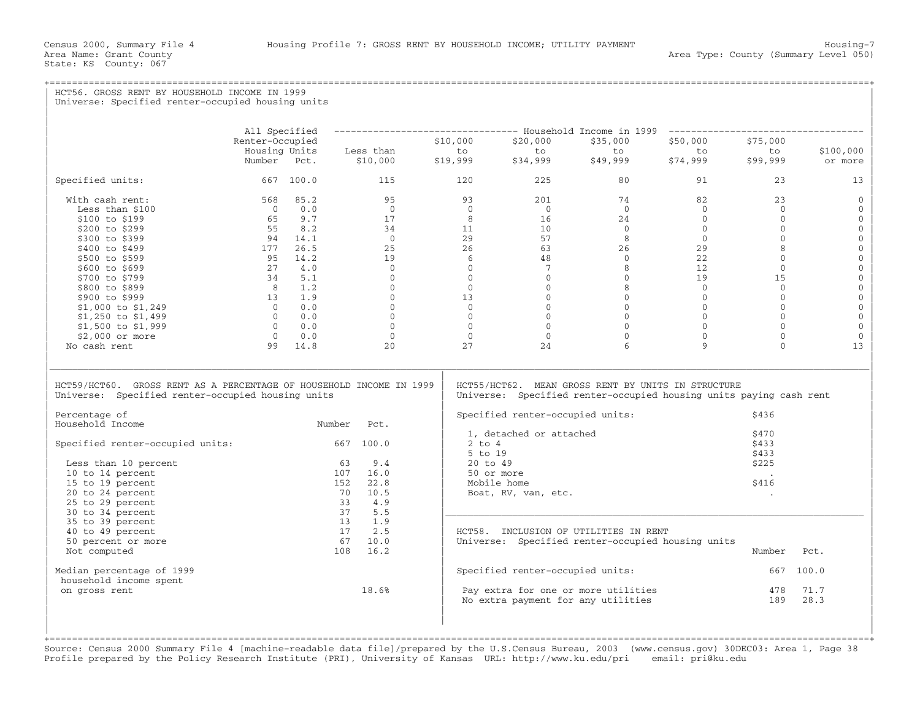Census 2000, Summary File 4 — Housing Profile 7: GROSS RENT BY HOUSEHOLD INCOME; UTILITY PAYMENT — Housing-7

Area Name: Grant County — Area Type: County (Summary Level 050)

State: KS County: 067

## HCT56. GROSS RENT BY HOUSEHOLD INCOME IN 1999

Universe: Specified renter-occupied housing units

| | All Specified Renter-Occupied Housing Units Number | Pct. | Household Income in 1999: Less than $10,000 | $10,000 to $19,999 | $20,000 to $34,999 | $35,000 to $49,999 | $50,000 to $74,999 | $75,000 to $99,999 | $100,000 or more |
|---|---|---|---|---|---|---|---|---|---|
| Specified units: | 667 | 100.0 | 115 | 120 | 225 | 80 | 91 | 23 | 13 |
| With cash rent: | 568 | 85.2 | 95 | 93 | 201 | 74 | 82 | 23 | 0 |
| Less than $100 | 0 | 0.0 | 0 | 0 | 0 | 0 | 0 | 0 | 0 |
| $100 to $199 | 65 | 9.7 | 17 | 8 | 16 | 24 | 0 | 0 | 0 |
| $200 to $299 | 55 | 8.2 | 34 | 11 | 10 | 0 | 0 | 0 | 0 |
| $300 to $399 | 94 | 14.1 | 0 | 29 | 57 | 8 | 0 | 0 | 0 |
| $400 to $499 | 177 | 26.5 | 25 | 26 | 63 | 26 | 29 | 8 | 0 |
| $500 to $599 | 95 | 14.2 | 19 | 6 | 48 | 0 | 22 | 0 | 0 |
| $600 to $699 | 27 | 4.0 | 0 | 0 | 7 | 8 | 12 | 0 | 0 |
| $700 to $799 | 34 | 5.1 | 0 | 0 | 0 | 0 | 19 | 15 | 0 |
| $800 to $899 | 8 | 1.2 | 0 | 0 | 0 | 8 | 0 | 0 | 0 |
| $900 to $999 | 13 | 1.9 | 0 | 13 | 0 | 0 | 0 | 0 | 0 |
| $1,000 to $1,249 | 0 | 0.0 | 0 | 0 | 0 | 0 | 0 | 0 | 0 |
| $1,250 to $1,499 | 0 | 0.0 | 0 | 0 | 0 | 0 | 0 | 0 | 0 |
| $1,500 to $1,999 | 0 | 0.0 | 0 | 0 | 0 | 0 | 0 | 0 | 0 |
| $2,000 or more | 0 | 0.0 | 0 | 0 | 0 | 0 | 0 | 0 | 0 |
| No cash rent | 99 | 14.8 | 20 | 27 | 24 | 6 | 9 | 0 | 13 |

## HCT59/HCT60. GROSS RENT AS A PERCENTAGE OF HOUSEHOLD INCOME IN 1999

Universe: Specified renter-occupied housing units

| Percentage of Household Income | Number | Pct. |
|---|---|---|
| Specified renter-occupied units: | 667 | 100.0 |
| Less than 10 percent | 63 | 9.4 |
| 10 to 14 percent | 107 | 16.0 |
| 15 to 19 percent | 152 | 22.8 |
| 20 to 24 percent | 70 | 10.5 |
| 25 to 29 percent | 33 | 4.9 |
| 30 to 34 percent | 37 | 5.5 |
| 35 to 39 percent | 13 | 1.9 |
| 40 to 49 percent | 17 | 2.5 |
| 50 percent or more | 67 | 10.0 |
| Not computed | 108 | 16.2 |
| Median percentage of 1999 household income spent on gross rent | | 18.6% |

## HCT55/HCT62. MEAN GROSS RENT BY UNITS IN STRUCTURE

Universe: Specified renter-occupied housing units paying cash rent

| | |
|---|---|
| Specified renter-occupied units: | $436 |
| 1, detached or attached | $470 |
| 2 to 4 | $433 |
| 5 to 19 | $433 |
| 20 to 49 | $225 |
| 50 or more | . |
| Mobile home | $416 |
| Boat, RV, van, etc. | . |

## HCT58. INCLUSION OF UTILITIES IN RENT

Universe: Specified renter-occupied housing units

| | Number | Pct. |
|---|---|---|
| Specified renter-occupied units: | 667 | 100.0 |
| Pay extra for one or more utilities | 478 | 71.7 |
| No extra payment for any utilities | 189 | 28.3 |

Source: Census 2000 Summary File 4 [machine-readable data file]/prepared by the U.S.Census Bureau, 2003 (www.census.gov) 30DEC03: Area 1, Page 38
Profile prepared by the Policy Research Institute (PRI), University of Kansas URL: http://www.ku.edu/pri email: pri@ku.edu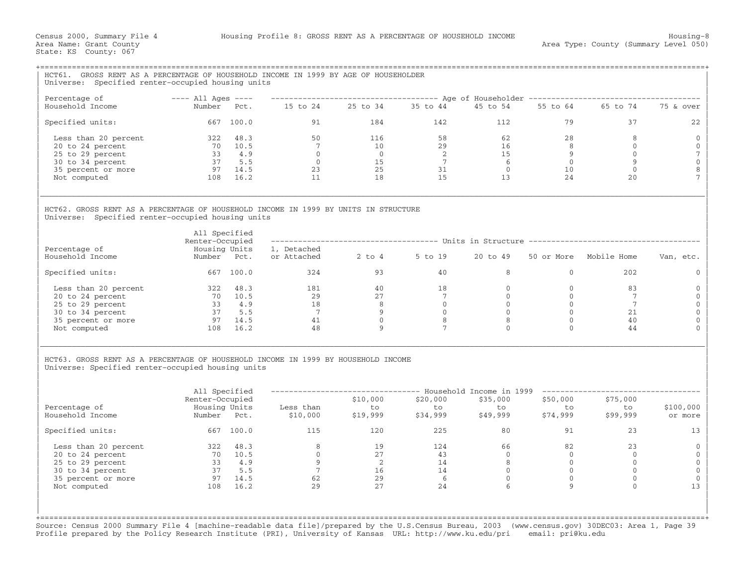Census 2000, Summary File 4  
Area Name: Grant County  
State: KS County: 067

Housing Profile 8: GROSS RENT AS A PERCENTAGE OF HOUSEHOLD INCOME

Housing-8  
Area Type: County (Summary Level 050)

## HCT61. GROSS RENT AS A PERCENTAGE OF HOUSEHOLD INCOME IN 1999 BY AGE OF HOUSEHOLDER

Universe: Specified renter-occupied housing units

| Percentage of Household Income | All Ages Number | All Ages Pct. | 15 to 24 | 25 to 34 | 35 to 44 | 45 to 54 | 55 to 64 | 65 to 74 | 75 & over |
|---|---|---|---|---|---|---|---|---|---|
| Specified units: | 667 | 100.0 | 91 | 184 | 142 | 112 | 79 | 37 | 22 |
| Less than 20 percent | 322 | 48.3 | 50 | 116 | 58 | 62 | 28 | 8 | 0 |
| 20 to 24 percent | 70 | 10.5 | 7 | 10 | 29 | 16 | 8 | 0 | 0 |
| 25 to 29 percent | 33 | 4.9 | 0 | 0 | 2 | 15 | 9 | 0 | 7 |
| 30 to 34 percent | 37 | 5.5 | 0 | 15 | 7 | 6 | 0 | 9 | 0 |
| 35 percent or more | 97 | 14.5 | 23 | 25 | 31 | 0 | 10 | 0 | 8 |
| Not computed | 108 | 16.2 | 11 | 18 | 15 | 13 | 24 | 20 | 7 |

## HCT62. GROSS RENT AS A PERCENTAGE OF HOUSEHOLD INCOME IN 1999 BY UNITS IN STRUCTURE

Universe: Specified renter-occupied housing units

| Percentage of Household Income | All Specified Renter-Occupied Housing Units Number | Pct. | 1, Detached or Attached | 2 to 4 | 5 to 19 | 20 to 49 | 50 or More | Mobile Home | Van, etc. |
|---|---|---|---|---|---|---|---|---|---|
| Specified units: | 667 | 100.0 | 324 | 93 | 40 | 8 | 0 | 202 | 0 |
| Less than 20 percent | 322 | 48.3 | 181 | 40 | 18 | 0 | 0 | 83 | 0 |
| 20 to 24 percent | 70 | 10.5 | 29 | 27 | 7 | 0 | 0 | 7 | 0 |
| 25 to 29 percent | 33 | 4.9 | 18 | 8 | 0 | 0 | 0 | 7 | 0 |
| 30 to 34 percent | 37 | 5.5 | 7 | 9 | 0 | 0 | 0 | 21 | 0 |
| 35 percent or more | 97 | 14.5 | 41 | 0 | 8 | 8 | 0 | 40 | 0 |
| Not computed | 108 | 16.2 | 48 | 9 | 7 | 0 | 0 | 44 | 0 |

## HCT63. GROSS RENT AS A PERCENTAGE OF HOUSEHOLD INCOME IN 1999 BY HOUSEHOLD INCOME

Universe: Specified renter-occupied housing units

| Percentage of Household Income | All Specified Renter-Occupied Housing Units Number | Pct. | Less than $10,000 | $10,000 to $19,999 | $20,000 to $34,999 | $35,000 to $49,999 | $50,000 to $74,999 | $75,000 to $99,999 | $100,000 or more |
|---|---|---|---|---|---|---|---|---|---|
| Specified units: | 667 | 100.0 | 115 | 120 | 225 | 80 | 91 | 23 | 13 |
| Less than 20 percent | 322 | 48.3 | 8 | 19 | 124 | 66 | 82 | 23 | 0 |
| 20 to 24 percent | 70 | 10.5 | 0 | 27 | 43 | 0 | 0 | 0 | 0 |
| 25 to 29 percent | 33 | 4.9 | 9 | 2 | 14 | 8 | 0 | 0 | 0 |
| 30 to 34 percent | 37 | 5.5 | 7 | 16 | 14 | 0 | 0 | 0 | 0 |
| 35 percent or more | 97 | 14.5 | 62 | 29 | 6 | 0 | 0 | 0 | 0 |
| Not computed | 108 | 16.2 | 29 | 27 | 24 | 6 | 9 | 0 | 13 |

Source: Census 2000 Summary File 4 [machine-readable data file]/prepared by the U.S.Census Bureau, 2003 (www.census.gov) 30DEC03: Area 1, Page 39  
Profile prepared by the Policy Research Institute (PRI), University of Kansas URL: http://www.ku.edu/pri email: pri@ku.edu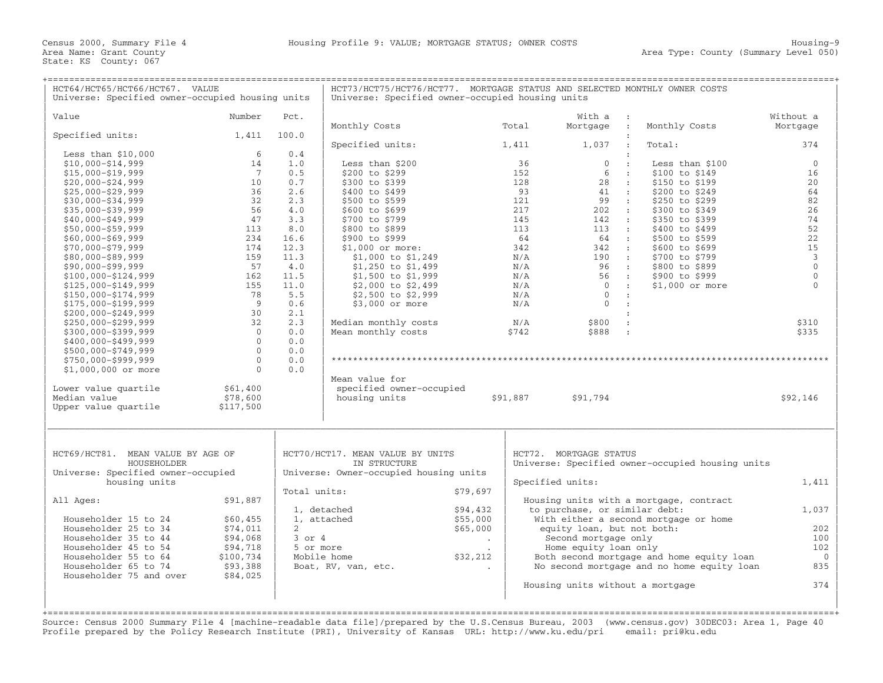Census 2000, Summary File 4 — Housing Profile 9: VALUE; MORTGAGE STATUS; OWNER COSTS — Housing-9

Area Name: Grant County — Area Type: County (Summary Level 050)

State: KS County: 067

## HCT64/HCT65/HCT66/HCT67. VALUE

Universe: Specified owner-occupied housing units

| Value | Number | Pct. |
|---|---|---|
| Specified units: | 1,411 | 100.0 |
| Less than $10,000 | 6 | 0.4 |
| $10,000-$14,999 | 14 | 1.0 |
| $15,000-$19,999 | 7 | 0.5 |
| $20,000-$24,999 | 10 | 0.7 |
| $25,000-$29,999 | 36 | 2.6 |
| $30,000-$34,999 | 32 | 2.3 |
| $35,000-$39,999 | 56 | 4.0 |
| $40,000-$49,999 | 47 | 3.3 |
| $50,000-$59,999 | 113 | 8.0 |
| $60,000-$69,999 | 234 | 16.6 |
| $70,000-$79,999 | 174 | 12.3 |
| $80,000-$89,999 | 159 | 11.3 |
| $90,000-$99,999 | 57 | 4.0 |
| $100,000-$124,999 | 162 | 11.5 |
| $125,000-$149,999 | 155 | 11.0 |
| $150,000-$174,999 | 78 | 5.5 |
| $175,000-$199,999 | 9 | 0.6 |
| $200,000-$249,999 | 30 | 2.1 |
| $250,000-$299,999 | 32 | 2.3 |
| $300,000-$399,999 | 0 | 0.0 |
| $400,000-$499,999 | 0 | 0.0 |
| $500,000-$749,999 | 0 | 0.0 |
| $750,000-$999,999 | 0 | 0.0 |
| $1,000,000 or more | 0 | 0.0 |
| Lower value quartile | $61,400 | |
| Median value | $78,600 | |
| Upper value quartile | $117,500 | |

## HCT73/HCT75/HCT76/HCT77. MORTGAGE STATUS AND SELECTED MONTHLY OWNER COSTS

Universe: Specified owner-occupied housing units

| Monthly Costs | Total | With a Mortgage | Monthly Costs | Without a Mortgage |
|---|---|---|---|---|
| Specified units: | 1,411 | 1,037 | Total: | 374 |
| Less than $200 | 36 | 0 | Less than $100 | 0 |
| $200 to $299 | 152 | 6 | $100 to $149 | 16 |
| $300 to $399 | 128 | 28 | $150 to $199 | 20 |
| $400 to $499 | 93 | 41 | $200 to $249 | 64 |
| $500 to $599 | 121 | 99 | $250 to $299 | 82 |
| $600 to $699 | 217 | 202 | $300 to $349 | 26 |
| $700 to $799 | 145 | 142 | $350 to $399 | 74 |
| $800 to $899 | 113 | 113 | $400 to $499 | 52 |
| $900 to $999 | 64 | 64 | $500 to $599 | 22 |
| $1,000 or more: | 342 | 342 | $600 to $699 | 15 |
| $1,000 to $1,249 | N/A | 190 | $700 to $799 | 3 |
| $1,250 to $1,499 | N/A | 96 | $800 to $899 | 0 |
| $1,500 to $1,999 | N/A | 56 | $900 to $999 | 0 |
| $2,000 to $2,499 | N/A | 0 | $1,000 or more | 0 |
| $2,500 to $2,999 | N/A | 0 | | |
| $3,000 or more | N/A | 0 | | |
| Median monthly costs | N/A | $800 | | $310 |
| Mean monthly costs | $742 | $888 | | $335 |
| Mean value for specified owner-occupied housing units | $91,887 | $91,794 | | $92,146 |

## HCT69/HCT81. MEAN VALUE BY AGE OF HOUSEHOLDER

Universe: Specified owner-occupied housing units

| Age | Mean value |
|---|---|
| All Ages: | $91,887 |
| Householder 15 to 24 | $60,455 |
| Householder 25 to 34 | $74,011 |
| Householder 35 to 44 | $94,068 |
| Householder 45 to 54 | $94,718 |
| Householder 55 to 64 | $100,734 |
| Householder 65 to 74 | $93,388 |
| Householder 75 and over | $84,025 |

## HCT70/HCT17. MEAN VALUE BY UNITS IN STRUCTURE

Universe: Owner-occupied housing units

| Units in structure | Mean value |
|---|---|
| Total units: | $79,697 |
| 1, detached | $94,432 |
| 1, attached | $55,000 |
| 2 | $65,000 |
| 3 or 4 | . |
| 5 or more | . |
| Mobile home | $32,212 |
| Boat, RV, van, etc. | . |

## HCT72. MORTGAGE STATUS

Universe: Specified owner-occupied housing units

| Mortgage status | Number |
|---|---|
| Specified units: | 1,411 |
| Housing units with a mortgage, contract to purchase, or similar debt: | 1,037 |
| With either a second mortgage or home equity loan, but not both: | 202 |
| Second mortgage only | 100 |
| Home equity loan only | 102 |
| Both second mortgage and home equity loan | 0 |
| No second mortgage and no home equity loan | 835 |
| Housing units without a mortgage | 374 |

Source: Census 2000 Summary File 4 [machine-readable data file]/prepared by the U.S.Census Bureau, 2003 (www.census.gov) 30DEC03: Area 1, Page 40
Profile prepared by the Policy Research Institute (PRI), University of Kansas URL: http://www.ku.edu/pri email: pri@ku.edu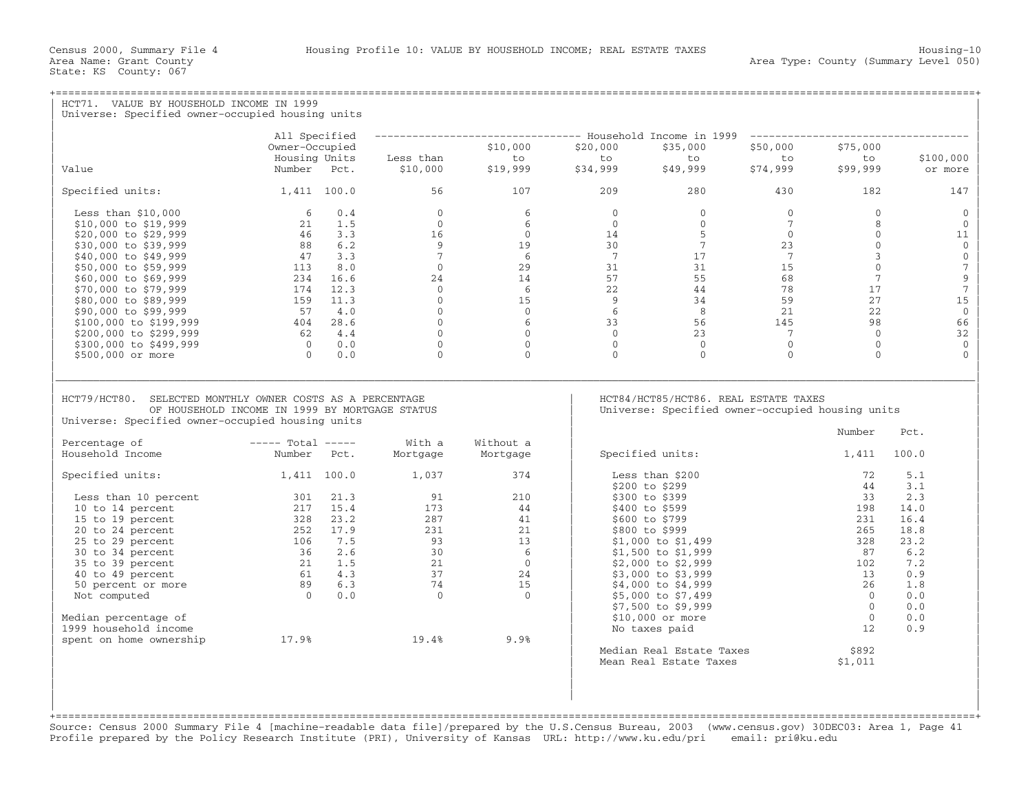Census 2000, Summary File 4 — Housing Profile 10: VALUE BY HOUSEHOLD INCOME; REAL ESTATE TAXES — Housing-10
Area Name: Grant County — Area Type: County (Summary Level 050)
State: KS County: 067

## HCT71. VALUE BY HOUSEHOLD INCOME IN 1999

Universe: Specified owner-occupied housing units

| Value | All Specified Owner-Occupied Housing Units Number | Pct. | Household Income in 1999: Less than $10,000 | $10,000 to $19,999 | $20,000 to $34,999 | $35,000 to $49,999 | $50,000 to $74,999 | $75,000 to $99,999 | $100,000 or more |
|---|---|---|---|---|---|---|---|---|---|
| Specified units: | 1,411 | 100.0 | 56 | 107 | 209 | 280 | 430 | 182 | 147 |
| Less than $10,000 | 6 | 0.4 | 0 | 6 | 0 | 0 | 0 | 0 | 0 |
| $10,000 to $19,999 | 21 | 1.5 | 0 | 6 | 0 | 0 | 7 | 8 | 0 |
| $20,000 to $29,999 | 46 | 3.3 | 16 | 0 | 14 | 5 | 0 | 0 | 11 |
| $30,000 to $39,999 | 88 | 6.2 | 9 | 19 | 30 | 7 | 23 | 0 | 0 |
| $40,000 to $49,999 | 47 | 3.3 | 7 | 6 | 7 | 17 | 7 | 3 | 0 |
| $50,000 to $59,999 | 113 | 8.0 | 0 | 29 | 31 | 31 | 15 | 0 | 7 |
| $60,000 to $69,999 | 234 | 16.6 | 24 | 14 | 57 | 55 | 68 | 7 | 9 |
| $70,000 to $79,999 | 174 | 12.3 | 0 | 6 | 22 | 44 | 78 | 17 | 7 |
| $80,000 to $89,999 | 159 | 11.3 | 0 | 15 | 9 | 34 | 59 | 27 | 15 |
| $90,000 to $99,999 | 57 | 4.0 | 0 | 0 | 6 | 8 | 21 | 22 | 0 |
| $100,000 to $199,999 | 404 | 28.6 | 0 | 6 | 33 | 56 | 145 | 98 | 66 |
| $200,000 to $299,999 | 62 | 4.4 | 0 | 0 | 0 | 23 | 7 | 0 | 32 |
| $300,000 to $499,999 | 0 | 0.0 | 0 | 0 | 0 | 0 | 0 | 0 | 0 |
| $500,000 or more | 0 | 0.0 | 0 | 0 | 0 | 0 | 0 | 0 | 0 |

## HCT79/HCT80. SELECTED MONTHLY OWNER COSTS AS A PERCENTAGE OF HOUSEHOLD INCOME IN 1999 BY MORTGAGE STATUS

Universe: Specified owner-occupied housing units

| Percentage of Household Income | Total Number | Total Pct. | With a Mortgage | Without a Mortgage |
|---|---|---|---|---|
| Specified units: | 1,411 | 100.0 | 1,037 | 374 |
| Less than 10 percent | 301 | 21.3 | 91 | 210 |
| 10 to 14 percent | 217 | 15.4 | 173 | 44 |
| 15 to 19 percent | 328 | 23.2 | 287 | 41 |
| 20 to 24 percent | 252 | 17.9 | 231 | 21 |
| 25 to 29 percent | 106 | 7.5 | 93 | 13 |
| 30 to 34 percent | 36 | 2.6 | 30 | 6 |
| 35 to 39 percent | 21 | 1.5 | 21 | 0 |
| 40 to 49 percent | 61 | 4.3 | 37 | 24 |
| 50 percent or more | 89 | 6.3 | 74 | 15 |
| Not computed | 0 | 0.0 | 0 | 0 |
| Median percentage of 1999 household income spent on home ownership | 17.9% | | 19.4% | 9.9% |

## HCT84/HCT85/HCT86. REAL ESTATE TAXES

Universe: Specified owner-occupied housing units

| | Number | Pct. |
|---|---|---|
| Specified units: | 1,411 | 100.0 |
| Less than $200 | 72 | 5.1 |
| $200 to $299 | 44 | 3.1 |
| $300 to $399 | 33 | 2.3 |
| $400 to $599 | 198 | 14.0 |
| $600 to $799 | 231 | 16.4 |
| $800 to $999 | 265 | 18.8 |
| $1,000 to $1,499 | 328 | 23.2 |
| $1,500 to $1,999 | 87 | 6.2 |
| $2,000 to $2,999 | 102 | 7.2 |
| $3,000 to $3,999 | 13 | 0.9 |
| $4,000 to $4,999 | 26 | 1.8 |
| $5,000 to $7,499 | 0 | 0.0 |
| $7,500 to $9,999 | 0 | 0.0 |
| $10,000 or more | 0 | 0.0 |
| No taxes paid | 12 | 0.9 |
| Median Real Estate Taxes | $892 | |
| Mean Real Estate Taxes | $1,011 | |

Source: Census 2000 Summary File 4 [machine-readable data file]/prepared by the U.S.Census Bureau, 2003 (www.census.gov) 30DEC03: Area 1, Page 41
Profile prepared by the Policy Research Institute (PRI), University of Kansas URL: http://www.ku.edu/pri email: pri@ku.edu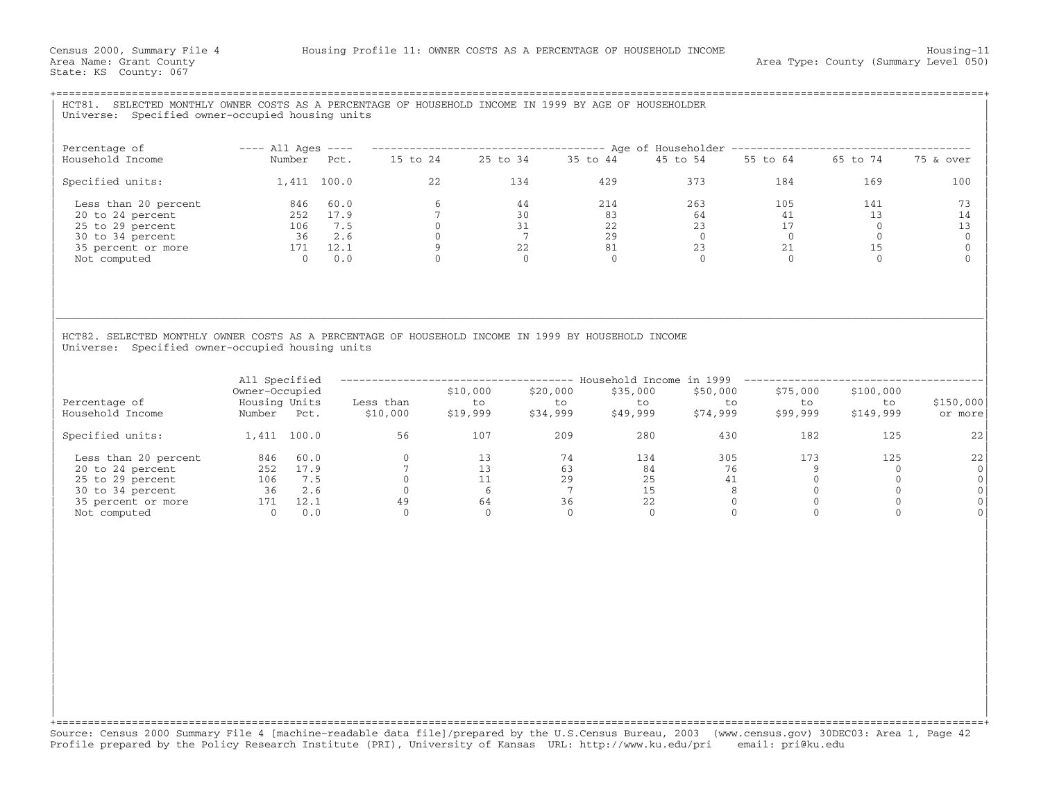Census 2000, Summary File 4 — Housing Profile 11: OWNER COSTS AS A PERCENTAGE OF HOUSEHOLD INCOME — Housing-11
Area Name: Grant County — Area Type: County (Summary Level 050)
State: KS County: 067

## HCT81. SELECTED MONTHLY OWNER COSTS AS A PERCENTAGE OF HOUSEHOLD INCOME IN 1999 BY AGE OF HOUSEHOLDER

Universe: Specified owner-occupied housing units

| Percentage of Household Income | All Ages Number | All Ages Pct. | 15 to 24 | 25 to 34 | 35 to 44 | 45 to 54 | 55 to 64 | 65 to 74 | 75 & over |
|---|---|---|---|---|---|---|---|---|---|
| Specified units: | 1,411 | 100.0 | 22 | 134 | 429 | 373 | 184 | 169 | 100 |
| Less than 20 percent | 846 | 60.0 | 6 | 44 | 214 | 263 | 105 | 141 | 73 |
| 20 to 24 percent | 252 | 17.9 | 7 | 30 | 83 | 64 | 41 | 13 | 14 |
| 25 to 29 percent | 106 | 7.5 | 0 | 31 | 22 | 23 | 17 | 0 | 13 |
| 30 to 34 percent | 36 | 2.6 | 0 | 7 | 29 | 0 | 0 | 0 | 0 |
| 35 percent or more | 171 | 12.1 | 9 | 22 | 81 | 23 | 21 | 15 | 0 |
| Not computed | 0 | 0.0 | 0 | 0 | 0 | 0 | 0 | 0 | 0 |

## HCT82. SELECTED MONTHLY OWNER COSTS AS A PERCENTAGE OF HOUSEHOLD INCOME IN 1999 BY HOUSEHOLD INCOME

Universe: Specified owner-occupied housing units

| Percentage of Household Income | All Specified Owner-Occupied Housing Units Number | Pct. | Less than $10,000 | $10,000 to $19,999 | $20,000 to $34,999 | $35,000 to $49,999 | $50,000 to $74,999 | $75,000 to $99,999 | $100,000 to $149,999 | $150,000 or more |
|---|---|---|---|---|---|---|---|---|---|---|
| Specified units: | 1,411 | 100.0 | 56 | 107 | 209 | 280 | 430 | 182 | 125 | 22 |
| Less than 20 percent | 846 | 60.0 | 0 | 13 | 74 | 134 | 305 | 173 | 125 | 22 |
| 20 to 24 percent | 252 | 17.9 | 7 | 13 | 63 | 84 | 76 | 9 | 0 | 0 |
| 25 to 29 percent | 106 | 7.5 | 0 | 11 | 29 | 25 | 41 | 0 | 0 | 0 |
| 30 to 34 percent | 36 | 2.6 | 0 | 6 | 7 | 15 | 8 | 0 | 0 | 0 |
| 35 percent or more | 171 | 12.1 | 49 | 64 | 36 | 22 | 0 | 0 | 0 | 0 |
| Not computed | 0 | 0.0 | 0 | 0 | 0 | 0 | 0 | 0 | 0 | 0 |

Source: Census 2000 Summary File 4 [machine-readable data file]/prepared by the U.S.Census Bureau, 2003 (www.census.gov) 30DEC03: Area 1, Page 42
Profile prepared by the Policy Research Institute (PRI), University of Kansas URL: http://www.ku.edu/pri email: pri@ku.edu